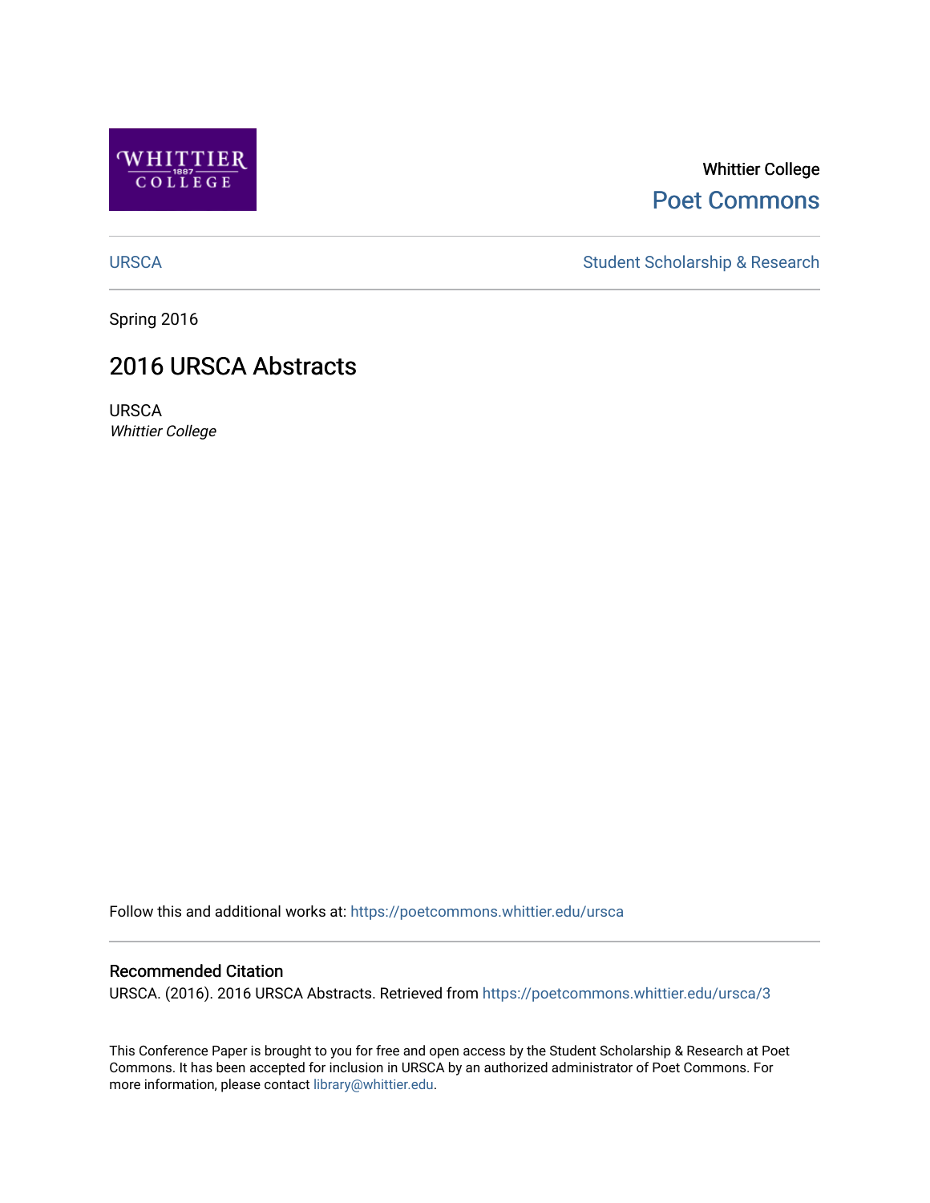Whittier College

Poet Commons

URSCA

Student Scholarship & Research

Spring 2016

# 2016 URSCA Abstracts

URSCA

*Whittier College*

Follow this and additional works at: https://poetcommons.whittier.edu/ursca

## Recommended Citation

URSCA. (2016). 2016 URSCA Abstracts. Retrieved from https://poetcommons.whittier.edu/ursca/3

This Conference Paper is brought to you for free and open access by the Student Scholarship & Research at Poet Commons. It has been accepted for inclusion in URSCA by an authorized administrator of Poet Commons. For more information, please contact library@whittier.edu.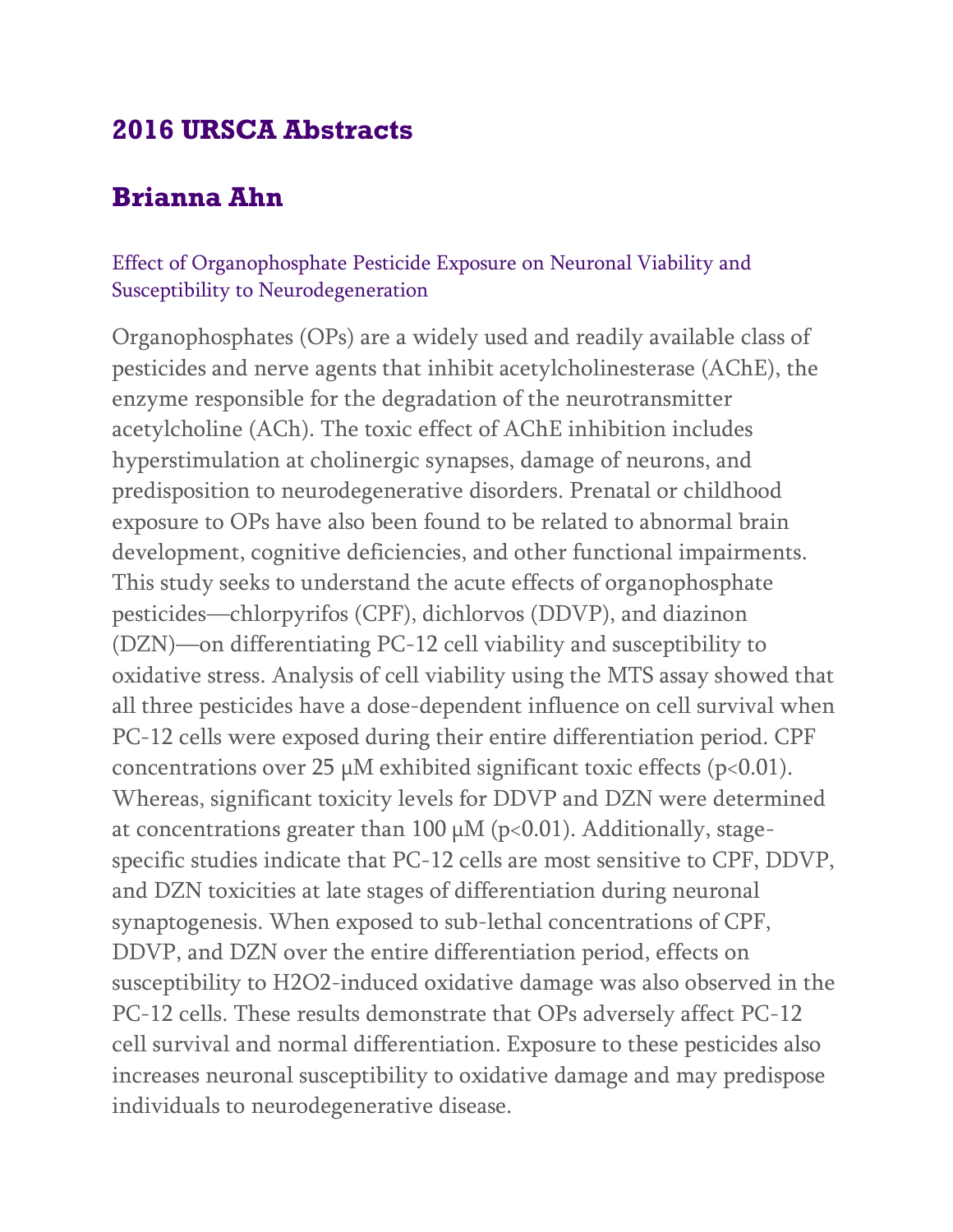## 2016 URSCA Abstracts

## Brianna Ahn

### Effect of Organophosphate Pesticide Exposure on Neuronal Viability and Susceptibility to Neurodegeneration

Organophosphates (OPs) are a widely used and readily available class of pesticides and nerve agents that inhibit acetylcholinesterase (AChE), the enzyme responsible for the degradation of the neurotransmitter acetylcholine (ACh). The toxic effect of AChE inhibition includes hyperstimulation at cholinergic synapses, damage of neurons, and predisposition to neurodegenerative disorders. Prenatal or childhood exposure to OPs have also been found to be related to abnormal brain development, cognitive deficiencies, and other functional impairments. This study seeks to understand the acute effects of organophosphate pesticides—chlorpyrifos (CPF), dichlorvos (DDVP), and diazinon (DZN)—on differentiating PC-12 cell viability and susceptibility to oxidative stress. Analysis of cell viability using the MTS assay showed that all three pesticides have a dose-dependent influence on cell survival when PC-12 cells were exposed during their entire differentiation period. CPF concentrations over 25 μM exhibited significant toxic effects ($p<0.01$). Whereas, significant toxicity levels for DDVP and DZN were determined at concentrations greater than 100 μM ($p<0.01$). Additionally, stage-specific studies indicate that PC-12 cells are most sensitive to CPF, DDVP, and DZN toxicities at late stages of differentiation during neuronal synaptogenesis. When exposed to sub-lethal concentrations of CPF, DDVP, and DZN over the entire differentiation period, effects on susceptibility to $H_2O_2$-induced oxidative damage was also observed in the PC-12 cells. These results demonstrate that OPs adversely affect PC-12 cell survival and normal differentiation. Exposure to these pesticides also increases neuronal susceptibility to oxidative damage and may predispose individuals to neurodegenerative disease.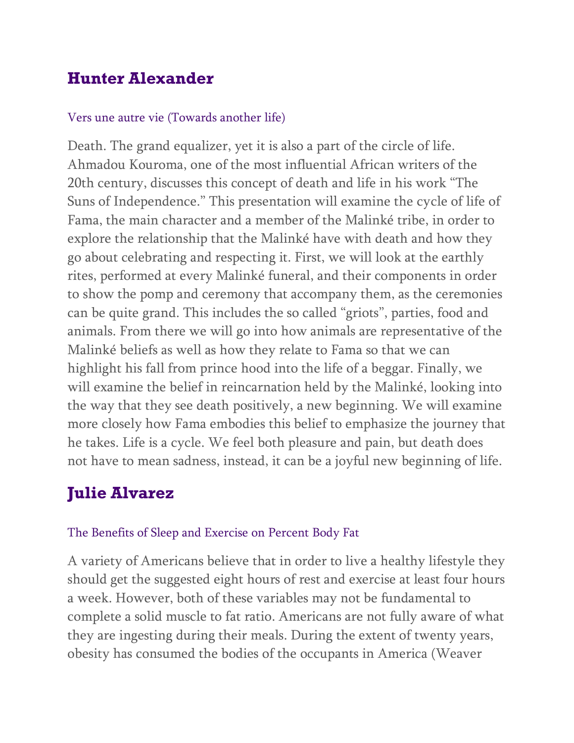## Hunter Alexander

### Vers une autre vie (Towards another life)

Death. The grand equalizer, yet it is also a part of the circle of life. Ahmadou Kouroma, one of the most influential African writers of the 20th century, discusses this concept of death and life in his work "The Suns of Independence." This presentation will examine the cycle of life of Fama, the main character and a member of the Malinké tribe, in order to explore the relationship that the Malinké have with death and how they go about celebrating and respecting it. First, we will look at the earthly rites, performed at every Malinké funeral, and their components in order to show the pomp and ceremony that accompany them, as the ceremonies can be quite grand. This includes the so called "griots", parties, food and animals. From there we will go into how animals are representative of the Malinké beliefs as well as how they relate to Fama so that we can highlight his fall from prince hood into the life of a beggar. Finally, we will examine the belief in reincarnation held by the Malinké, looking into the way that they see death positively, a new beginning. We will examine more closely how Fama embodies this belief to emphasize the journey that he takes. Life is a cycle. We feel both pleasure and pain, but death does not have to mean sadness, instead, it can be a joyful new beginning of life.

## Julie Alvarez

### The Benefits of Sleep and Exercise on Percent Body Fat

A variety of Americans believe that in order to live a healthy lifestyle they should get the suggested eight hours of rest and exercise at least four hours a week. However, both of these variables may not be fundamental to complete a solid muscle to fat ratio. Americans are not fully aware of what they are ingesting during their meals. During the extent of twenty years, obesity has consumed the bodies of the occupants in America (Weaver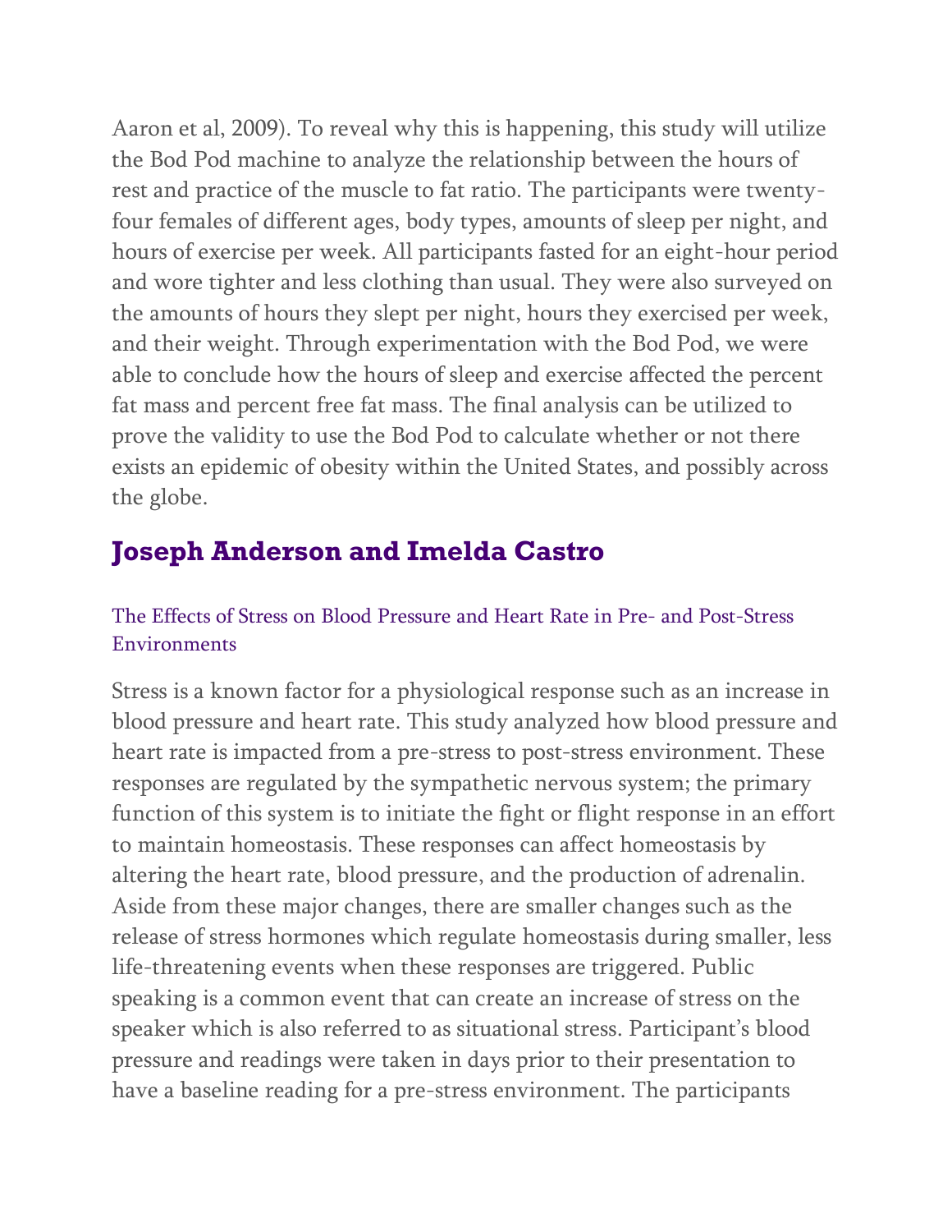Aaron et al, 2009). To reveal why this is happening, this study will utilize the Bod Pod machine to analyze the relationship between the hours of rest and practice of the muscle to fat ratio. The participants were twenty-four females of different ages, body types, amounts of sleep per night, and hours of exercise per week. All participants fasted for an eight-hour period and wore tighter and less clothing than usual. They were also surveyed on the amounts of hours they slept per night, hours they exercised per week, and their weight. Through experimentation with the Bod Pod, we were able to conclude how the hours of sleep and exercise affected the percent fat mass and percent free fat mass. The final analysis can be utilized to prove the validity to use the Bod Pod to calculate whether or not there exists an epidemic of obesity within the United States, and possibly across the globe.

## Joseph Anderson and Imelda Castro

### The Effects of Stress on Blood Pressure and Heart Rate in Pre- and Post-Stress Environments

Stress is a known factor for a physiological response such as an increase in blood pressure and heart rate. This study analyzed how blood pressure and heart rate is impacted from a pre-stress to post-stress environment. These responses are regulated by the sympathetic nervous system; the primary function of this system is to initiate the fight or flight response in an effort to maintain homeostasis. These responses can affect homeostasis by altering the heart rate, blood pressure, and the production of adrenalin. Aside from these major changes, there are smaller changes such as the release of stress hormones which regulate homeostasis during smaller, less life-threatening events when these responses are triggered. Public speaking is a common event that can create an increase of stress on the speaker which is also referred to as situational stress. Participant's blood pressure and readings were taken in days prior to their presentation to have a baseline reading for a pre-stress environment. The participants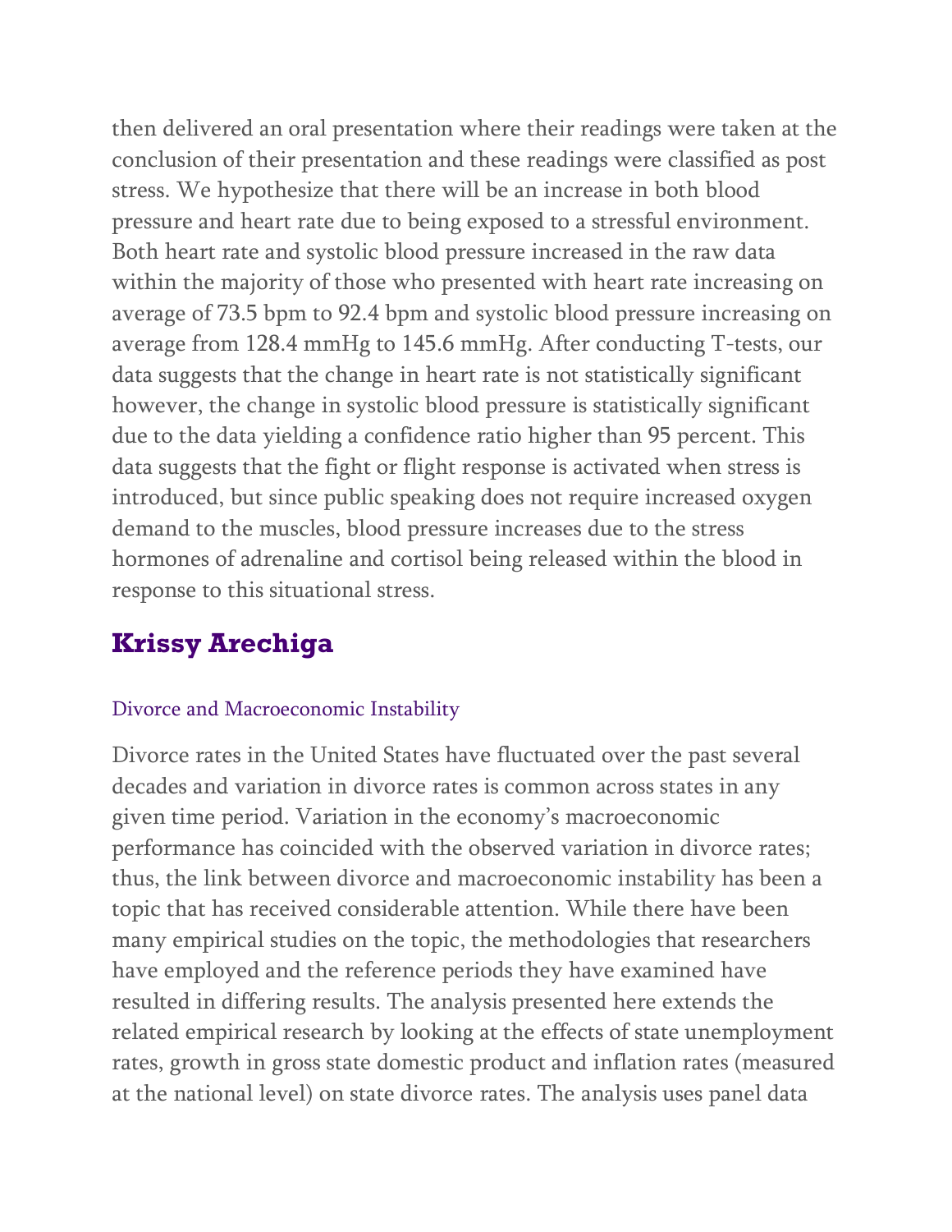then delivered an oral presentation where their readings were taken at the conclusion of their presentation and these readings were classified as post stress. We hypothesize that there will be an increase in both blood pressure and heart rate due to being exposed to a stressful environment. Both heart rate and systolic blood pressure increased in the raw data within the majority of those who presented with heart rate increasing on average of 73.5 bpm to 92.4 bpm and systolic blood pressure increasing on average from 128.4 mmHg to 145.6 mmHg. After conducting T-tests, our data suggests that the change in heart rate is not statistically significant however, the change in systolic blood pressure is statistically significant due to the data yielding a confidence ratio higher than 95 percent. This data suggests that the fight or flight response is activated when stress is introduced, but since public speaking does not require increased oxygen demand to the muscles, blood pressure increases due to the stress hormones of adrenaline and cortisol being released within the blood in response to this situational stress.

## Krissy Arechiga

### Divorce and Macroeconomic Instability

Divorce rates in the United States have fluctuated over the past several decades and variation in divorce rates is common across states in any given time period. Variation in the economy's macroeconomic performance has coincided with the observed variation in divorce rates; thus, the link between divorce and macroeconomic instability has been a topic that has received considerable attention. While there have been many empirical studies on the topic, the methodologies that researchers have employed and the reference periods they have examined have resulted in differing results. The analysis presented here extends the related empirical research by looking at the effects of state unemployment rates, growth in gross state domestic product and inflation rates (measured at the national level) on state divorce rates. The analysis uses panel data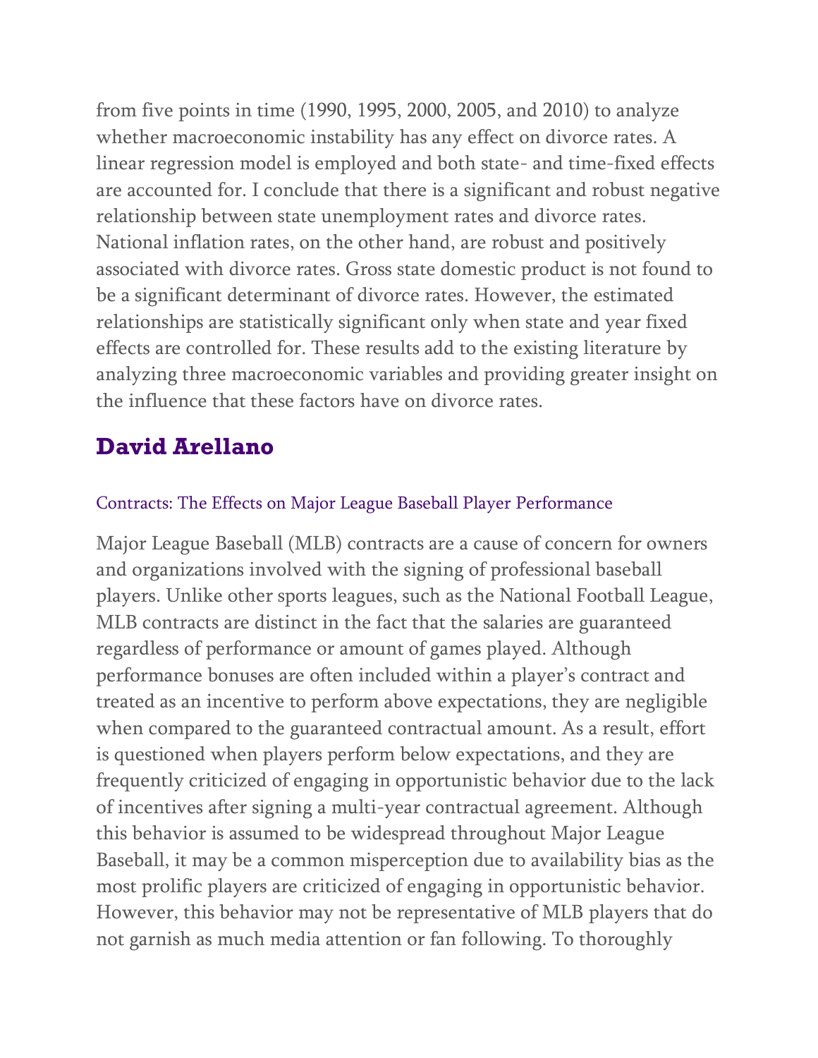from five points in time (1990, 1995, 2000, 2005, and 2010) to analyze whether macroeconomic instability has any effect on divorce rates. A linear regression model is employed and both state- and time-fixed effects are accounted for. I conclude that there is a significant and robust negative relationship between state unemployment rates and divorce rates. National inflation rates, on the other hand, are robust and positively associated with divorce rates. Gross state domestic product is not found to be a significant determinant of divorce rates. However, the estimated relationships are statistically significant only when state and year fixed effects are controlled for. These results add to the existing literature by analyzing three macroeconomic variables and providing greater insight on the influence that these factors have on divorce rates.

## David Arellano

### Contracts: The Effects on Major League Baseball Player Performance

Major League Baseball (MLB) contracts are a cause of concern for owners and organizations involved with the signing of professional baseball players. Unlike other sports leagues, such as the National Football League, MLB contracts are distinct in the fact that the salaries are guaranteed regardless of performance or amount of games played. Although performance bonuses are often included within a player's contract and treated as an incentive to perform above expectations, they are negligible when compared to the guaranteed contractual amount. As a result, effort is questioned when players perform below expectations, and they are frequently criticized of engaging in opportunistic behavior due to the lack of incentives after signing a multi-year contractual agreement. Although this behavior is assumed to be widespread throughout Major League Baseball, it may be a common misperception due to availability bias as the most prolific players are criticized of engaging in opportunistic behavior. However, this behavior may not be representative of MLB players that do not garnish as much media attention or fan following. To thoroughly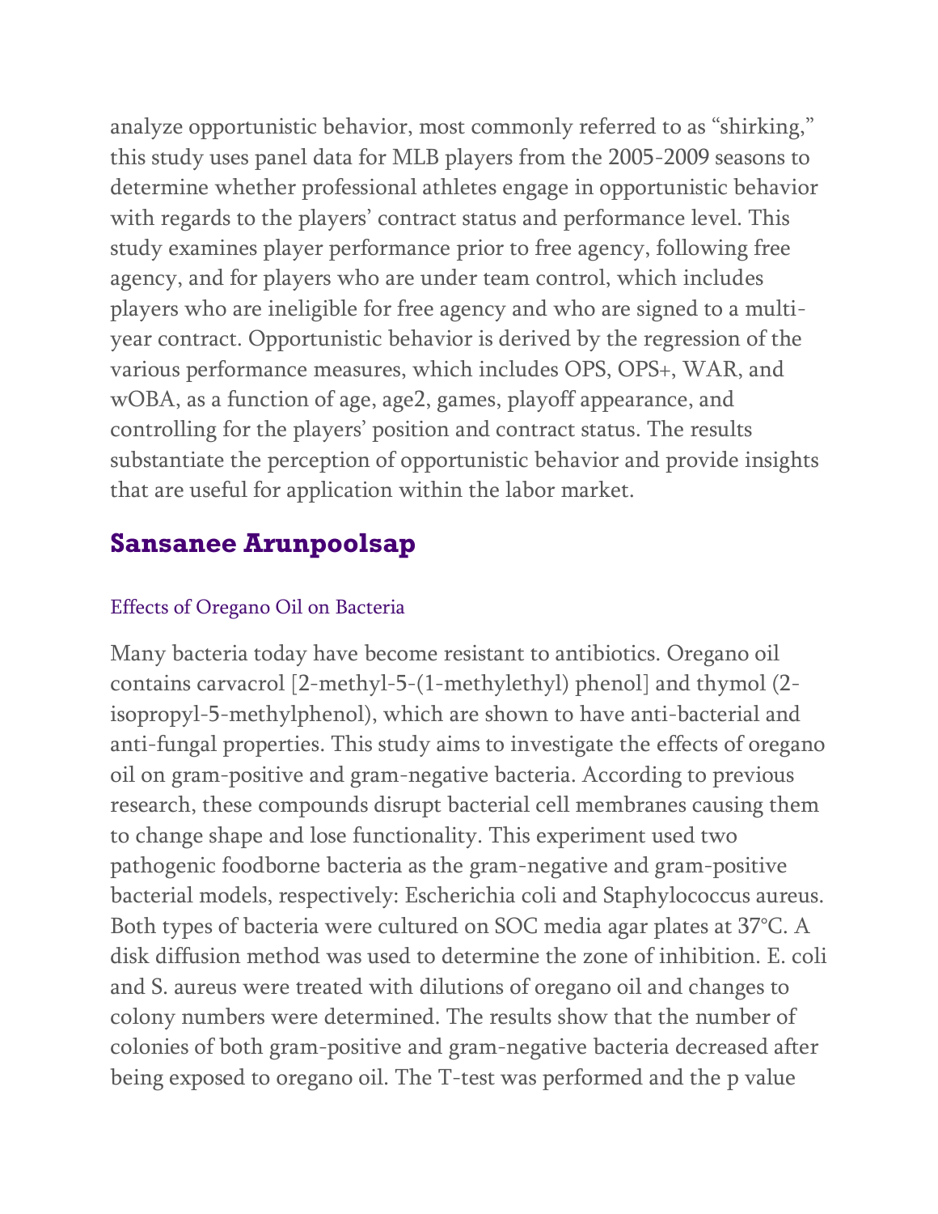analyze opportunistic behavior, most commonly referred to as "shirking," this study uses panel data for MLB players from the 2005-2009 seasons to determine whether professional athletes engage in opportunistic behavior with regards to the players' contract status and performance level. This study examines player performance prior to free agency, following free agency, and for players who are under team control, which includes players who are ineligible for free agency and who are signed to a multi-year contract. Opportunistic behavior is derived by the regression of the various performance measures, which includes OPS, OPS+, WAR, and wOBA, as a function of age, age2, games, playoff appearance, and controlling for the players' position and contract status. The results substantiate the perception of opportunistic behavior and provide insights that are useful for application within the labor market.

## Sansanee Arunpoolsap

### Effects of Oregano Oil on Bacteria

Many bacteria today have become resistant to antibiotics. Oregano oil contains carvacrol [2-methyl-5-(1-methylethyl) phenol] and thymol (2-isopropyl-5-methylphenol), which are shown to have anti-bacterial and anti-fungal properties. This study aims to investigate the effects of oregano oil on gram-positive and gram-negative bacteria. According to previous research, these compounds disrupt bacterial cell membranes causing them to change shape and lose functionality. This experiment used two pathogenic foodborne bacteria as the gram-negative and gram-positive bacterial models, respectively: Escherichia coli and Staphylococcus aureus. Both types of bacteria were cultured on SOC media agar plates at 37°C. A disk diffusion method was used to determine the zone of inhibition. E. coli and S. aureus were treated with dilutions of oregano oil and changes to colony numbers were determined. The results show that the number of colonies of both gram-positive and gram-negative bacteria decreased after being exposed to oregano oil. The T-test was performed and the p value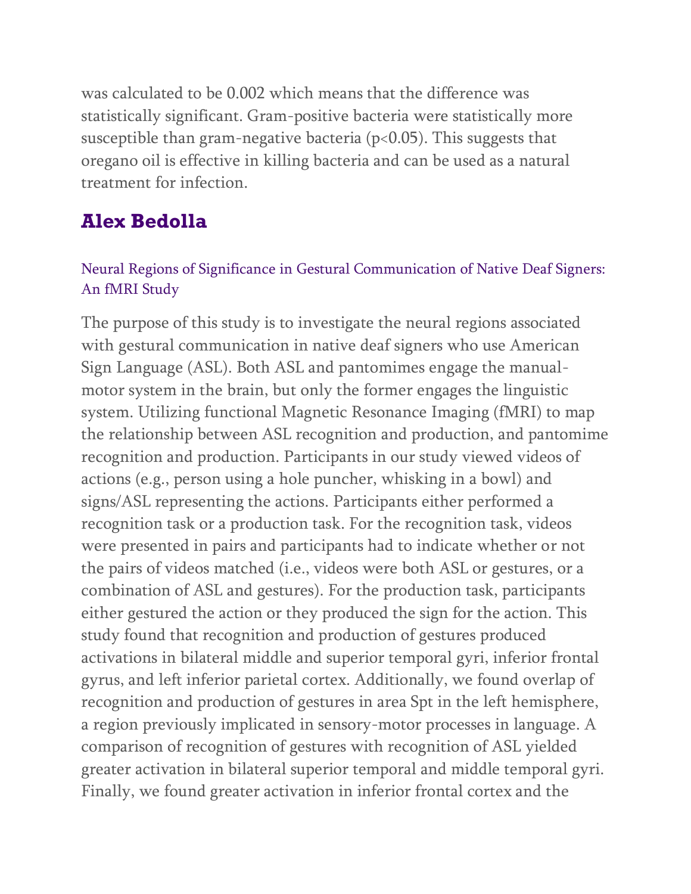was calculated to be 0.002 which means that the difference was statistically significant. Gram-positive bacteria were statistically more susceptible than gram-negative bacteria ($p<0.05$). This suggests that oregano oil is effective in killing bacteria and can be used as a natural treatment for infection.

## Alex Bedolla

### Neural Regions of Significance in Gestural Communication of Native Deaf Signers: An fMRI Study

The purpose of this study is to investigate the neural regions associated with gestural communication in native deaf signers who use American Sign Language (ASL). Both ASL and pantomimes engage the manual-motor system in the brain, but only the former engages the linguistic system. Utilizing functional Magnetic Resonance Imaging (fMRI) to map the relationship between ASL recognition and production, and pantomime recognition and production. Participants in our study viewed videos of actions (e.g., person using a hole puncher, whisking in a bowl) and signs/ASL representing the actions. Participants either performed a recognition task or a production task. For the recognition task, videos were presented in pairs and participants had to indicate whether or not the pairs of videos matched (i.e., videos were both ASL or gestures, or a combination of ASL and gestures). For the production task, participants either gestured the action or they produced the sign for the action. This study found that recognition and production of gestures produced activations in bilateral middle and superior temporal gyri, inferior frontal gyrus, and left inferior parietal cortex. Additionally, we found overlap of recognition and production of gestures in area Spt in the left hemisphere, a region previously implicated in sensory-motor processes in language. A comparison of recognition of gestures with recognition of ASL yielded greater activation in bilateral superior temporal and middle temporal gyri. Finally, we found greater activation in inferior frontal cortex and the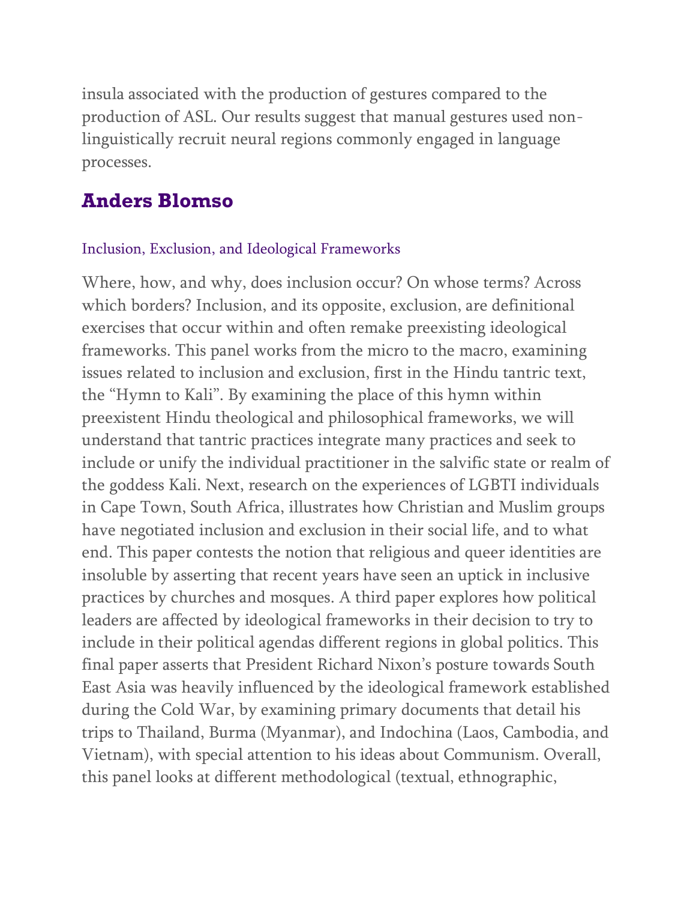insula associated with the production of gestures compared to the production of ASL. Our results suggest that manual gestures used non-linguistically recruit neural regions commonly engaged in language processes.

## Anders Blomso

### Inclusion, Exclusion, and Ideological Frameworks

Where, how, and why, does inclusion occur? On whose terms? Across which borders? Inclusion, and its opposite, exclusion, are definitional exercises that occur within and often remake preexisting ideological frameworks. This panel works from the micro to the macro, examining issues related to inclusion and exclusion, first in the Hindu tantric text, the "Hymn to Kali". By examining the place of this hymn within preexistent Hindu theological and philosophical frameworks, we will understand that tantric practices integrate many practices and seek to include or unify the individual practitioner in the salvific state or realm of the goddess Kali. Next, research on the experiences of LGBTI individuals in Cape Town, South Africa, illustrates how Christian and Muslim groups have negotiated inclusion and exclusion in their social life, and to what end. This paper contests the notion that religious and queer identities are insoluble by asserting that recent years have seen an uptick in inclusive practices by churches and mosques. A third paper explores how political leaders are affected by ideological frameworks in their decision to try to include in their political agendas different regions in global politics. This final paper asserts that President Richard Nixon's posture towards South East Asia was heavily influenced by the ideological framework established during the Cold War, by examining primary documents that detail his trips to Thailand, Burma (Myanmar), and Indochina (Laos, Cambodia, and Vietnam), with special attention to his ideas about Communism. Overall, this panel looks at different methodological (textual, ethnographic,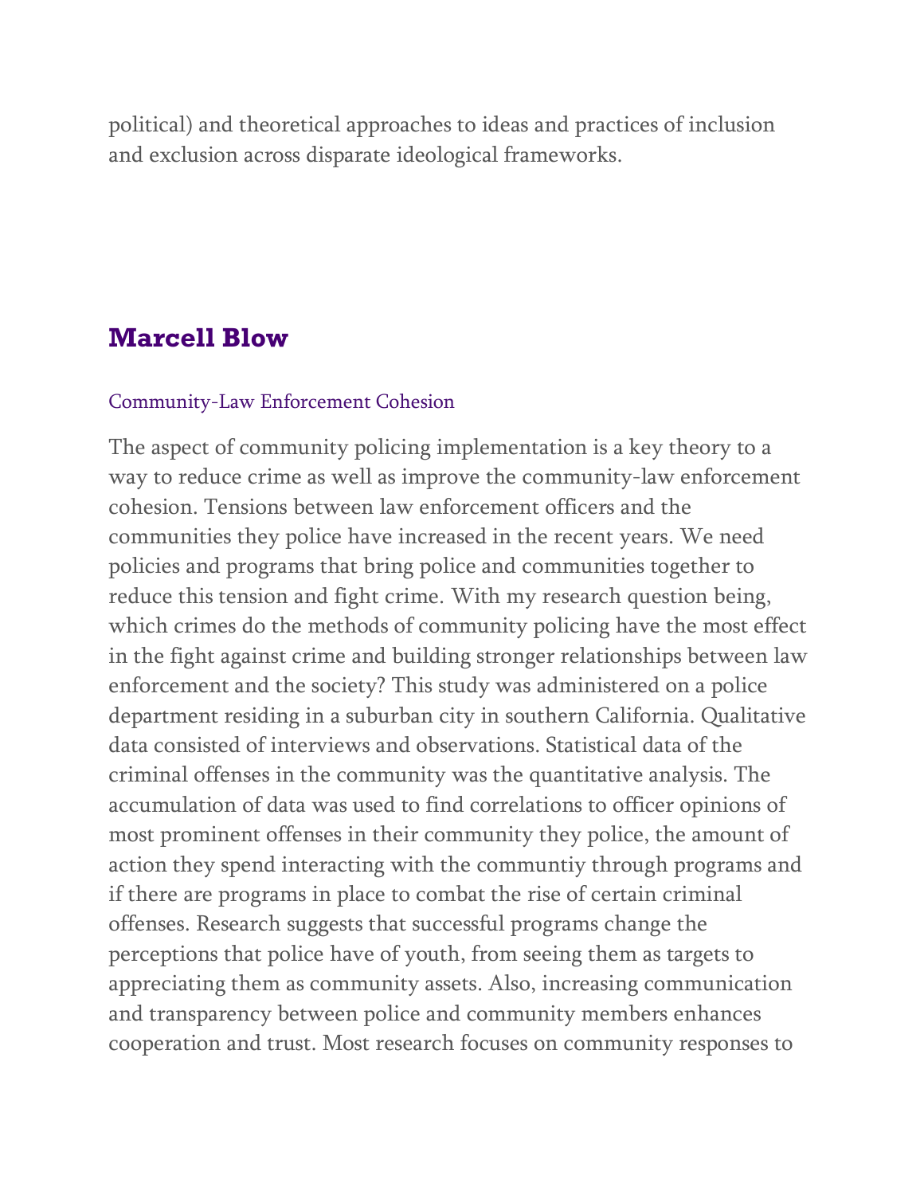political) and theoretical approaches to ideas and practices of inclusion and exclusion across disparate ideological frameworks.

## Marcell Blow

### Community-Law Enforcement Cohesion

The aspect of community policing implementation is a key theory to a way to reduce crime as well as improve the community-law enforcement cohesion. Tensions between law enforcement officers and the communities they police have increased in the recent years. We need policies and programs that bring police and communities together to reduce this tension and fight crime. With my research question being, which crimes do the methods of community policing have the most effect in the fight against crime and building stronger relationships between law enforcement and the society? This study was administered on a police department residing in a suburban city in southern California. Qualitative data consisted of interviews and observations. Statistical data of the criminal offenses in the community was the quantitative analysis. The accumulation of data was used to find correlations to officer opinions of most prominent offenses in their community they police, the amount of action they spend interacting with the communtiy through programs and if there are programs in place to combat the rise of certain criminal offenses. Research suggests that successful programs change the perceptions that police have of youth, from seeing them as targets to appreciating them as community assets. Also, increasing communication and transparency between police and community members enhances cooperation and trust. Most research focuses on community responses to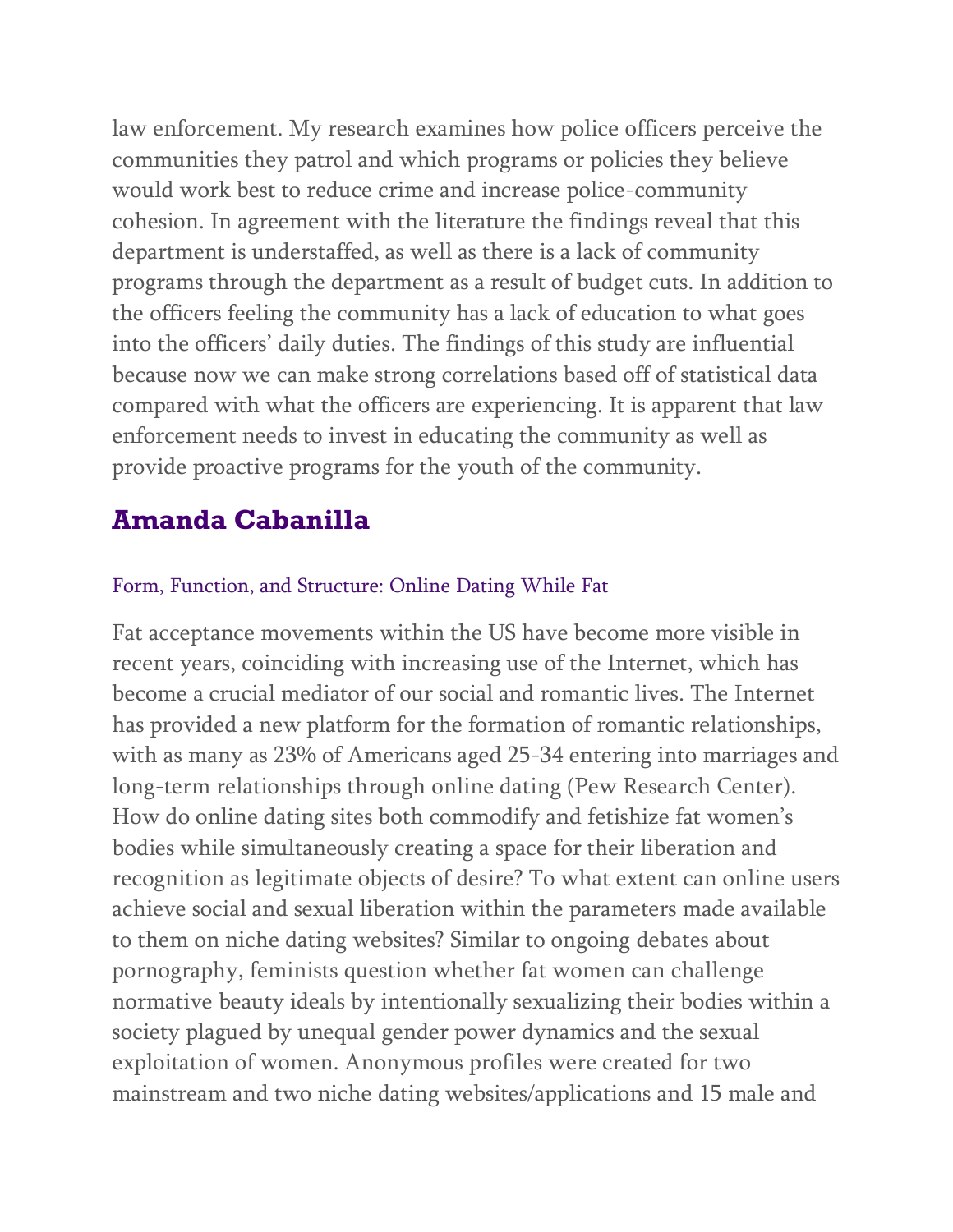law enforcement. My research examines how police officers perceive the communities they patrol and which programs or policies they believe would work best to reduce crime and increase police-community cohesion. In agreement with the literature the findings reveal that this department is understaffed, as well as there is a lack of community programs through the department as a result of budget cuts. In addition to the officers feeling the community has a lack of education to what goes into the officers' daily duties. The findings of this study are influential because now we can make strong correlations based off of statistical data compared with what the officers are experiencing. It is apparent that law enforcement needs to invest in educating the community as well as provide proactive programs for the youth of the community.

## Amanda Cabanilla

### Form, Function, and Structure: Online Dating While Fat

Fat acceptance movements within the US have become more visible in recent years, coinciding with increasing use of the Internet, which has become a crucial mediator of our social and romantic lives. The Internet has provided a new platform for the formation of romantic relationships, with as many as 23% of Americans aged 25-34 entering into marriages and long-term relationships through online dating (Pew Research Center). How do online dating sites both commodify and fetishize fat women's bodies while simultaneously creating a space for their liberation and recognition as legitimate objects of desire? To what extent can online users achieve social and sexual liberation within the parameters made available to them on niche dating websites? Similar to ongoing debates about pornography, feminists question whether fat women can challenge normative beauty ideals by intentionally sexualizing their bodies within a society plagued by unequal gender power dynamics and the sexual exploitation of women. Anonymous profiles were created for two mainstream and two niche dating websites/applications and 15 male and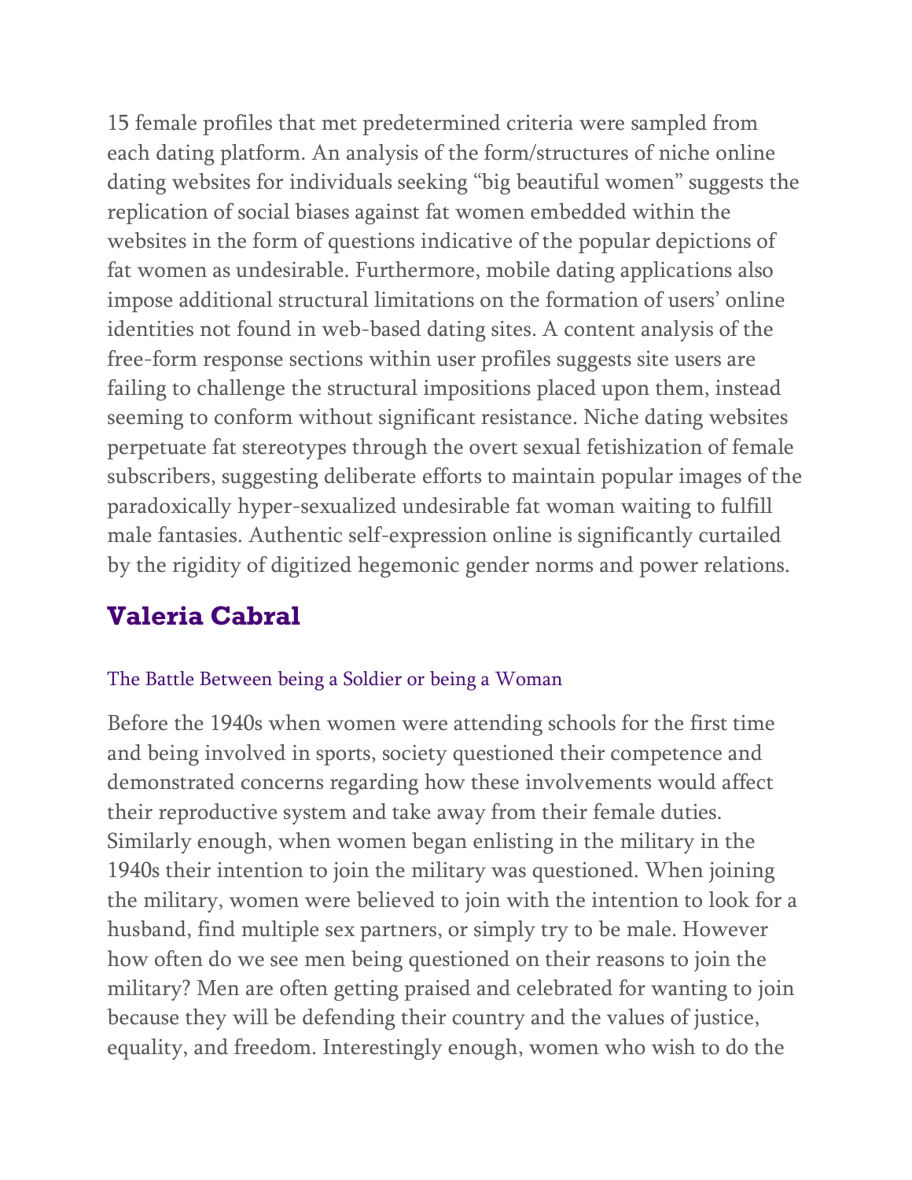15 female profiles that met predetermined criteria were sampled from each dating platform. An analysis of the form/structures of niche online dating websites for individuals seeking "big beautiful women" suggests the replication of social biases against fat women embedded within the websites in the form of questions indicative of the popular depictions of fat women as undesirable. Furthermore, mobile dating applications also impose additional structural limitations on the formation of users' online identities not found in web-based dating sites. A content analysis of the free-form response sections within user profiles suggests site users are failing to challenge the structural impositions placed upon them, instead seeming to conform without significant resistance. Niche dating websites perpetuate fat stereotypes through the overt sexual fetishization of female subscribers, suggesting deliberate efforts to maintain popular images of the paradoxically hyper-sexualized undesirable fat woman waiting to fulfill male fantasies. Authentic self-expression online is significantly curtailed by the rigidity of digitized hegemonic gender norms and power relations.

## Valeria Cabral

### The Battle Between being a Soldier or being a Woman

Before the 1940s when women were attending schools for the first time and being involved in sports, society questioned their competence and demonstrated concerns regarding how these involvements would affect their reproductive system and take away from their female duties. Similarly enough, when women began enlisting in the military in the 1940s their intention to join the military was questioned. When joining the military, women were believed to join with the intention to look for a husband, find multiple sex partners, or simply try to be male. However how often do we see men being questioned on their reasons to join the military? Men are often getting praised and celebrated for wanting to join because they will be defending their country and the values of justice, equality, and freedom. Interestingly enough, women who wish to do the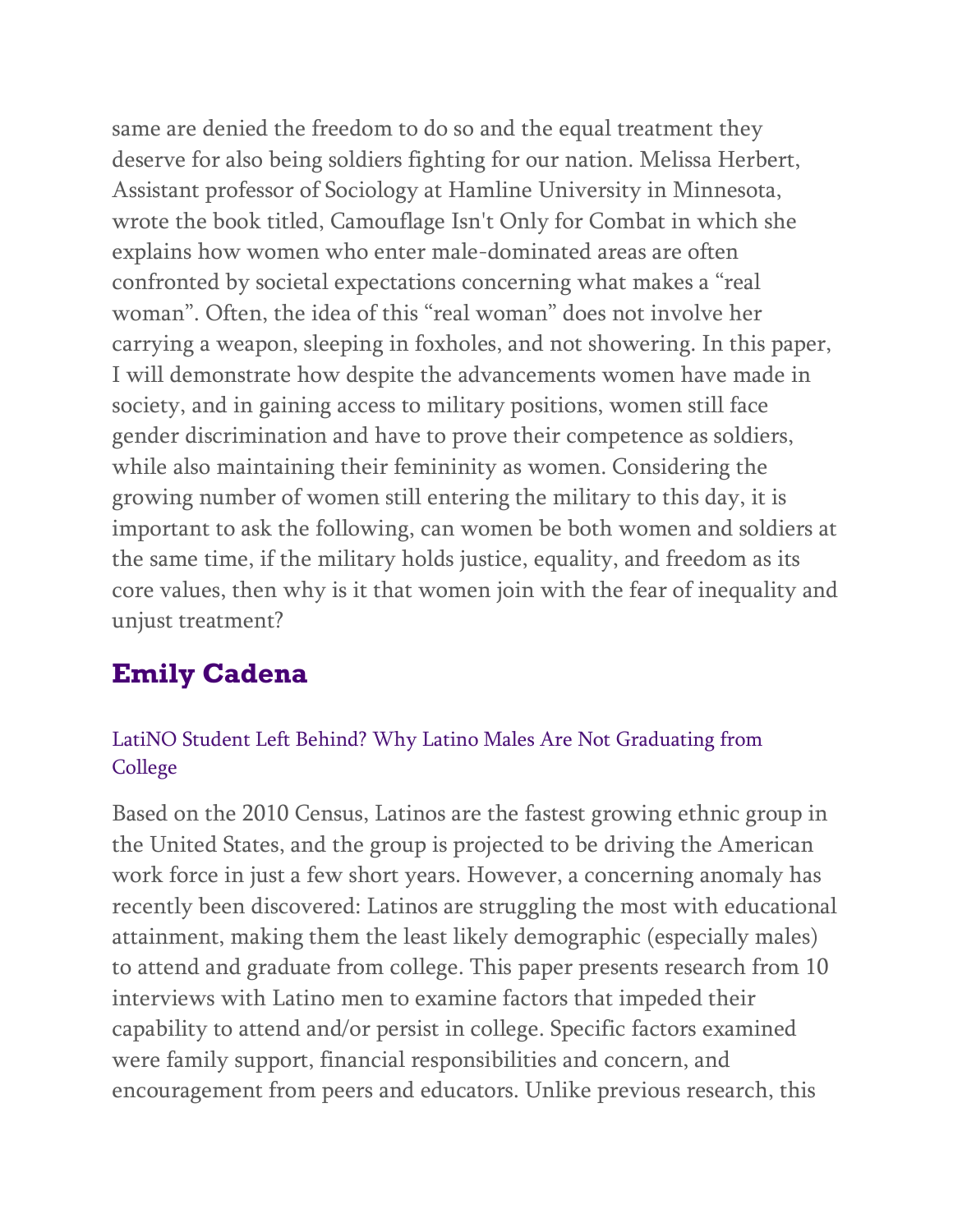same are denied the freedom to do so and the equal treatment they deserve for also being soldiers fighting for our nation. Melissa Herbert, Assistant professor of Sociology at Hamline University in Minnesota, wrote the book titled, Camouflage Isn't Only for Combat in which she explains how women who enter male-dominated areas are often confronted by societal expectations concerning what makes a "real woman". Often, the idea of this "real woman" does not involve her carrying a weapon, sleeping in foxholes, and not showering. In this paper, I will demonstrate how despite the advancements women have made in society, and in gaining access to military positions, women still face gender discrimination and have to prove their competence as soldiers, while also maintaining their femininity as women. Considering the growing number of women still entering the military to this day, it is important to ask the following, can women be both women and soldiers at the same time, if the military holds justice, equality, and freedom as its core values, then why is it that women join with the fear of inequality and unjust treatment?

## Emily Cadena

### LatiNO Student Left Behind? Why Latino Males Are Not Graduating from College

Based on the 2010 Census, Latinos are the fastest growing ethnic group in the United States, and the group is projected to be driving the American work force in just a few short years. However, a concerning anomaly has recently been discovered: Latinos are struggling the most with educational attainment, making them the least likely demographic (especially males) to attend and graduate from college. This paper presents research from 10 interviews with Latino men to examine factors that impeded their capability to attend and/or persist in college. Specific factors examined were family support, financial responsibilities and concern, and encouragement from peers and educators. Unlike previous research, this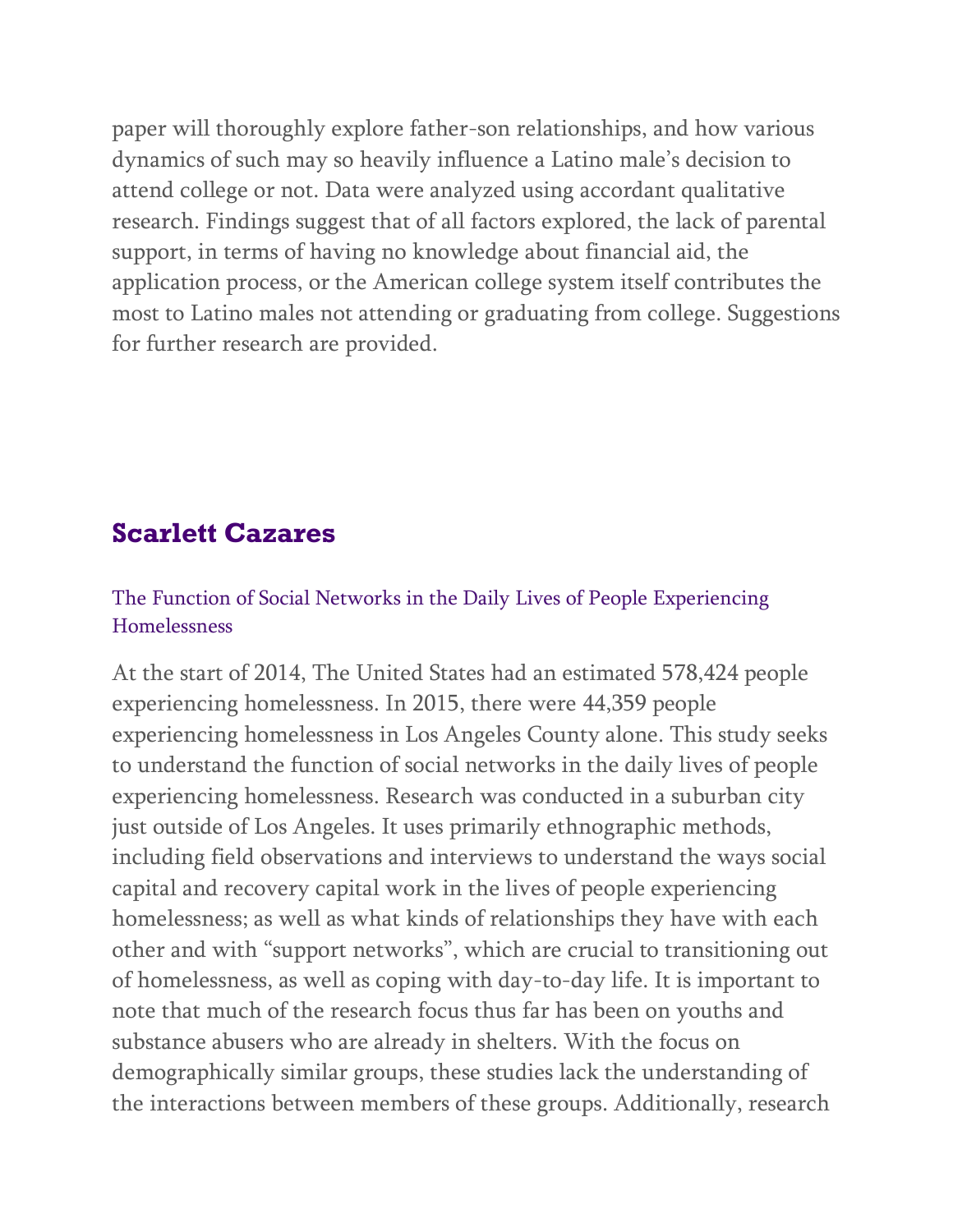paper will thoroughly explore father-son relationships, and how various dynamics of such may so heavily influence a Latino male's decision to attend college or not. Data were analyzed using accordant qualitative research. Findings suggest that of all factors explored, the lack of parental support, in terms of having no knowledge about financial aid, the application process, or the American college system itself contributes the most to Latino males not attending or graduating from college. Suggestions for further research are provided.

## Scarlett Cazares

### The Function of Social Networks in the Daily Lives of People Experiencing Homelessness

At the start of 2014, The United States had an estimated 578,424 people experiencing homelessness. In 2015, there were 44,359 people experiencing homelessness in Los Angeles County alone. This study seeks to understand the function of social networks in the daily lives of people experiencing homelessness. Research was conducted in a suburban city just outside of Los Angeles. It uses primarily ethnographic methods, including field observations and interviews to understand the ways social capital and recovery capital work in the lives of people experiencing homelessness; as well as what kinds of relationships they have with each other and with "support networks", which are crucial to transitioning out of homelessness, as well as coping with day-to-day life. It is important to note that much of the research focus thus far has been on youths and substance abusers who are already in shelters. With the focus on demographically similar groups, these studies lack the understanding of the interactions between members of these groups. Additionally, research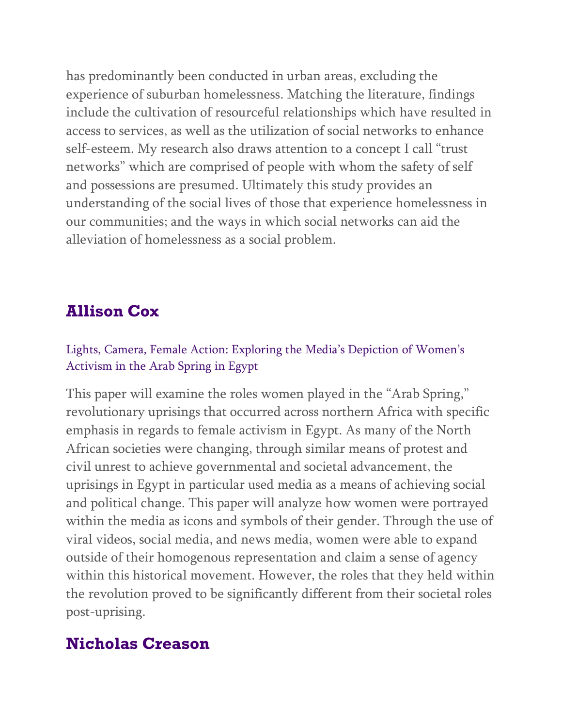has predominantly been conducted in urban areas, excluding the experience of suburban homelessness. Matching the literature, findings include the cultivation of resourceful relationships which have resulted in access to services, as well as the utilization of social networks to enhance self-esteem. My research also draws attention to a concept I call "trust networks" which are comprised of people with whom the safety of self and possessions are presumed. Ultimately this study provides an understanding of the social lives of those that experience homelessness in our communities; and the ways in which social networks can aid the alleviation of homelessness as a social problem.

## Allison Cox

### Lights, Camera, Female Action: Exploring the Media's Depiction of Women's Activism in the Arab Spring in Egypt

This paper will examine the roles women played in the "Arab Spring," revolutionary uprisings that occurred across northern Africa with specific emphasis in regards to female activism in Egypt. As many of the North African societies were changing, through similar means of protest and civil unrest to achieve governmental and societal advancement, the uprisings in Egypt in particular used media as a means of achieving social and political change. This paper will analyze how women were portrayed within the media as icons and symbols of their gender. Through the use of viral videos, social media, and news media, women were able to expand outside of their homogenous representation and claim a sense of agency within this historical movement. However, the roles that they held within the revolution proved to be significantly different from their societal roles post-uprising.

## Nicholas Creason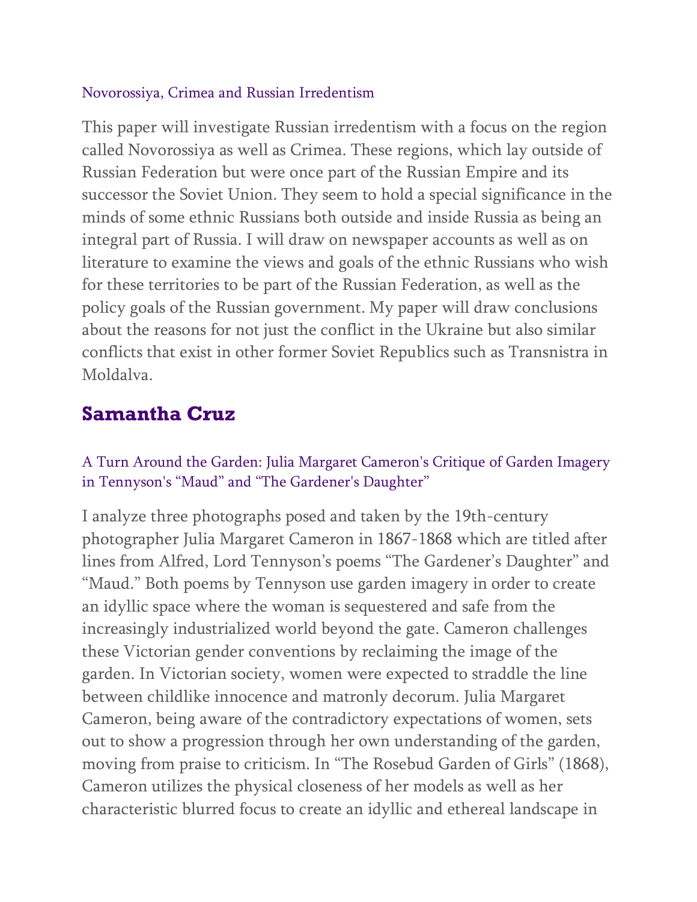### Novorossiya, Crimea and Russian Irredentism

This paper will investigate Russian irredentism with a focus on the region called Novorossiya as well as Crimea. These regions, which lay outside of Russian Federation but were once part of the Russian Empire and its successor the Soviet Union. They seem to hold a special significance in the minds of some ethnic Russians both outside and inside Russia as being an integral part of Russia. I will draw on newspaper accounts as well as on literature to examine the views and goals of the ethnic Russians who wish for these territories to be part of the Russian Federation, as well as the policy goals of the Russian government. My paper will draw conclusions about the reasons for not just the conflict in the Ukraine but also similar conflicts that exist in other former Soviet Republics such as Transnistra in Moldalva.

## Samantha Cruz

### A Turn Around the Garden: Julia Margaret Cameron's Critique of Garden Imagery in Tennyson's "Maud" and "The Gardener's Daughter"

I analyze three photographs posed and taken by the 19th-century photographer Julia Margaret Cameron in 1867-1868 which are titled after lines from Alfred, Lord Tennyson's poems "The Gardener's Daughter" and "Maud." Both poems by Tennyson use garden imagery in order to create an idyllic space where the woman is sequestered and safe from the increasingly industrialized world beyond the gate. Cameron challenges these Victorian gender conventions by reclaiming the image of the garden. In Victorian society, women were expected to straddle the line between childlike innocence and matronly decorum. Julia Margaret Cameron, being aware of the contradictory expectations of women, sets out to show a progression through her own understanding of the garden, moving from praise to criticism. In "The Rosebud Garden of Girls" (1868), Cameron utilizes the physical closeness of her models as well as her characteristic blurred focus to create an idyllic and ethereal landscape in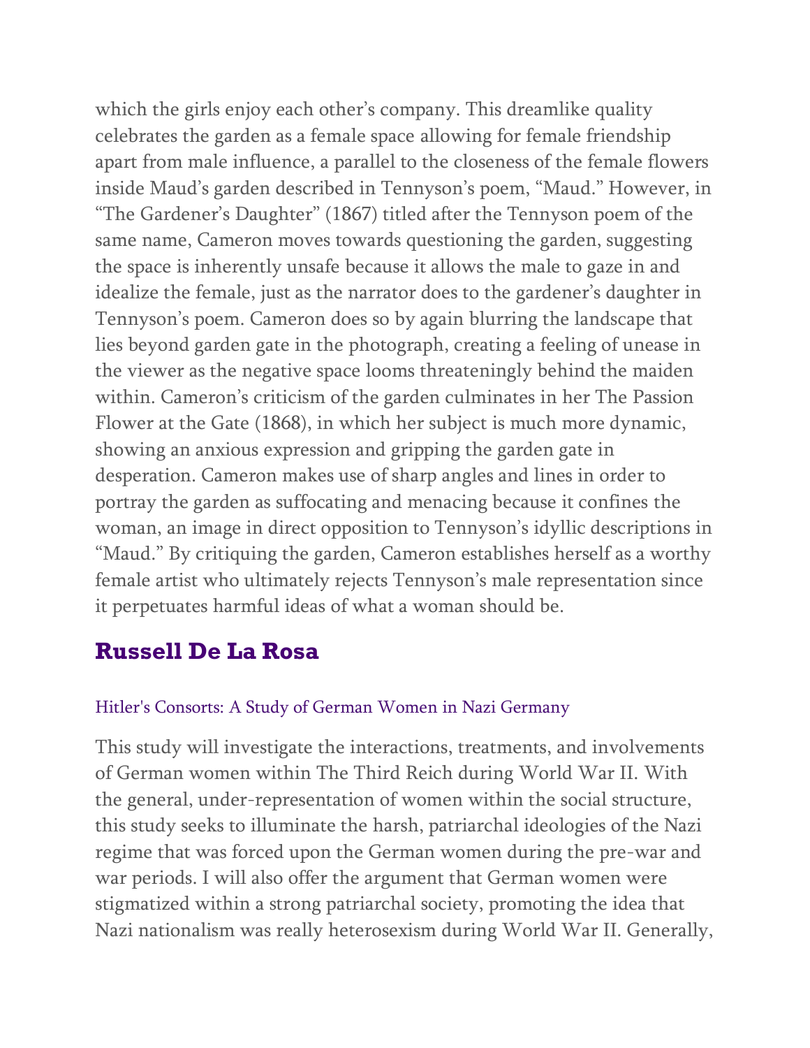which the girls enjoy each other's company. This dreamlike quality celebrates the garden as a female space allowing for female friendship apart from male influence, a parallel to the closeness of the female flowers inside Maud's garden described in Tennyson's poem, "Maud." However, in "The Gardener's Daughter" (1867) titled after the Tennyson poem of the same name, Cameron moves towards questioning the garden, suggesting the space is inherently unsafe because it allows the male to gaze in and idealize the female, just as the narrator does to the gardener's daughter in Tennyson's poem. Cameron does so by again blurring the landscape that lies beyond garden gate in the photograph, creating a feeling of unease in the viewer as the negative space looms threateningly behind the maiden within. Cameron's criticism of the garden culminates in her The Passion Flower at the Gate (1868), in which her subject is much more dynamic, showing an anxious expression and gripping the garden gate in desperation. Cameron makes use of sharp angles and lines in order to portray the garden as suffocating and menacing because it confines the woman, an image in direct opposition to Tennyson's idyllic descriptions in "Maud." By critiquing the garden, Cameron establishes herself as a worthy female artist who ultimately rejects Tennyson's male representation since it perpetuates harmful ideas of what a woman should be.

## Russell De La Rosa

### Hitler's Consorts: A Study of German Women in Nazi Germany

This study will investigate the interactions, treatments, and involvements of German women within The Third Reich during World War II. With the general, under-representation of women within the social structure, this study seeks to illuminate the harsh, patriarchal ideologies of the Nazi regime that was forced upon the German women during the pre-war and war periods. I will also offer the argument that German women were stigmatized within a strong patriarchal society, promoting the idea that Nazi nationalism was really heterosexism during World War II. Generally,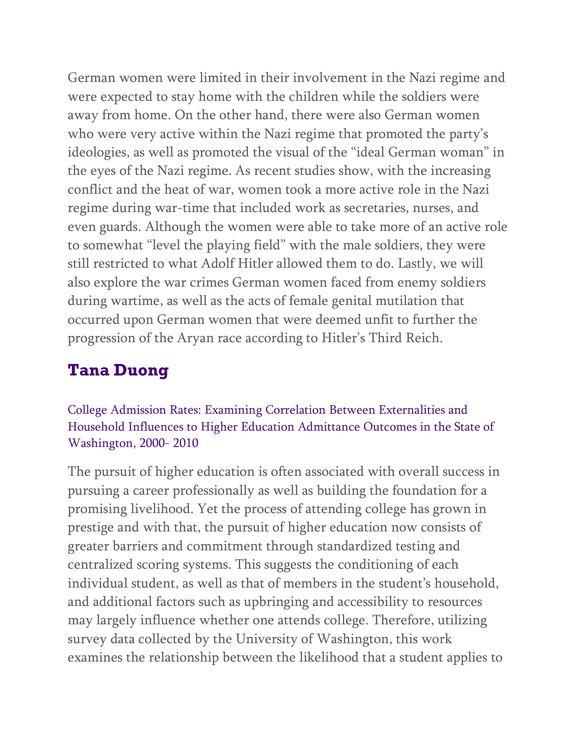German women were limited in their involvement in the Nazi regime and were expected to stay home with the children while the soldiers were away from home. On the other hand, there were also German women who were very active within the Nazi regime that promoted the party's ideologies, as well as promoted the visual of the "ideal German woman" in the eyes of the Nazi regime. As recent studies show, with the increasing conflict and the heat of war, women took a more active role in the Nazi regime during war-time that included work as secretaries, nurses, and even guards. Although the women were able to take more of an active role to somewhat "level the playing field" with the male soldiers, they were still restricted to what Adolf Hitler allowed them to do. Lastly, we will also explore the war crimes German women faced from enemy soldiers during wartime, as well as the acts of female genital mutilation that occurred upon German women that were deemed unfit to further the progression of the Aryan race according to Hitler's Third Reich.

## Tana Duong

College Admission Rates: Examining Correlation Between Externalities and Household Influences to Higher Education Admittance Outcomes in the State of Washington, 2000- 2010

The pursuit of higher education is often associated with overall success in pursuing a career professionally as well as building the foundation for a promising livelihood. Yet the process of attending college has grown in prestige and with that, the pursuit of higher education now consists of greater barriers and commitment through standardized testing and centralized scoring systems. This suggests the conditioning of each individual student, as well as that of members in the student's household, and additional factors such as upbringing and accessibility to resources may largely influence whether one attends college. Therefore, utilizing survey data collected by the University of Washington, this work examines the relationship between the likelihood that a student applies to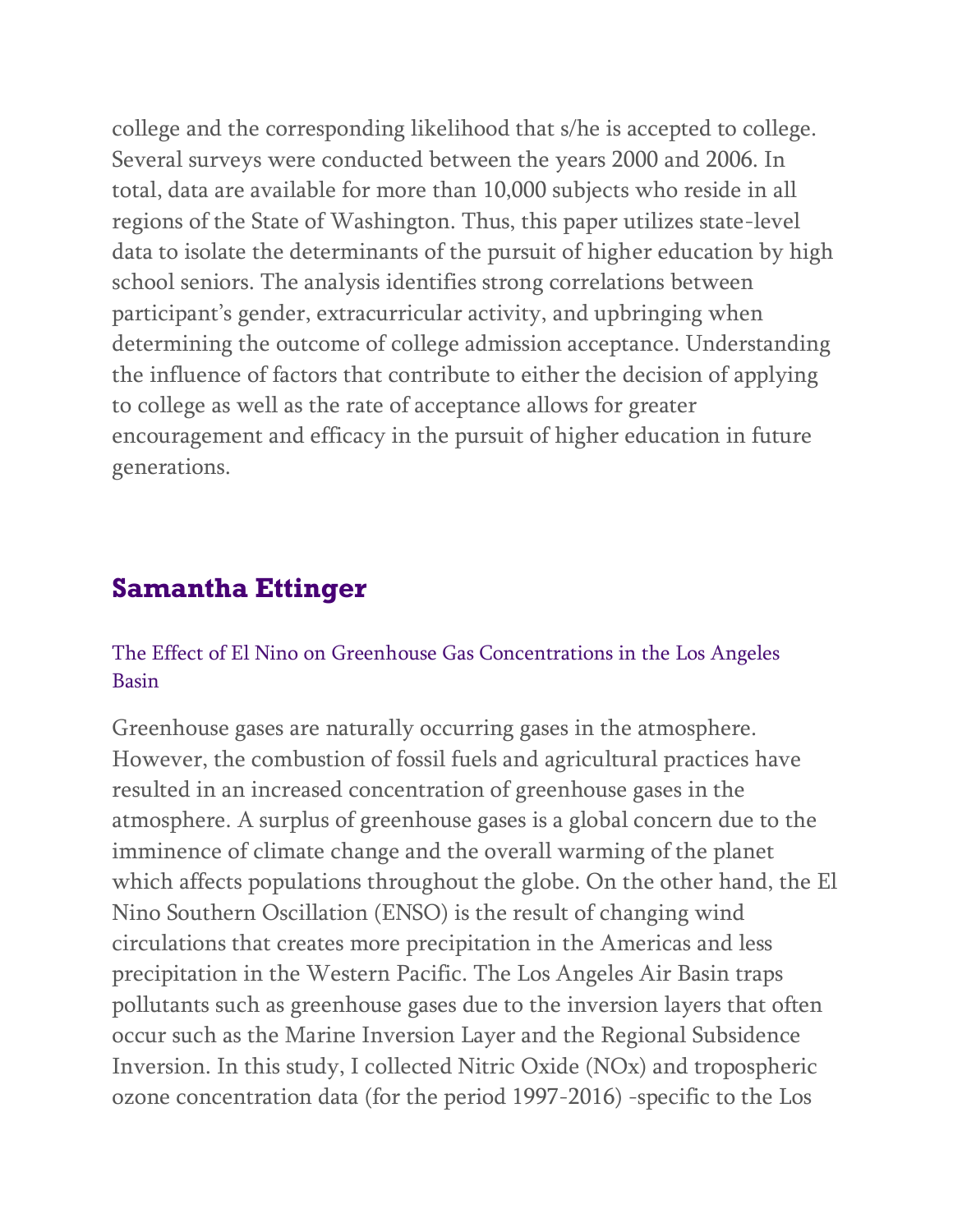college and the corresponding likelihood that s/he is accepted to college. Several surveys were conducted between the years 2000 and 2006. In total, data are available for more than 10,000 subjects who reside in all regions of the State of Washington. Thus, this paper utilizes state-level data to isolate the determinants of the pursuit of higher education by high school seniors. The analysis identifies strong correlations between participant's gender, extracurricular activity, and upbringing when determining the outcome of college admission acceptance. Understanding the influence of factors that contribute to either the decision of applying to college as well as the rate of acceptance allows for greater encouragement and efficacy in the pursuit of higher education in future generations.

## Samantha Ettinger

### The Effect of El Nino on Greenhouse Gas Concentrations in the Los Angeles Basin

Greenhouse gases are naturally occurring gases in the atmosphere. However, the combustion of fossil fuels and agricultural practices have resulted in an increased concentration of greenhouse gases in the atmosphere. A surplus of greenhouse gases is a global concern due to the imminence of climate change and the overall warming of the planet which affects populations throughout the globe. On the other hand, the El Nino Southern Oscillation (ENSO) is the result of changing wind circulations that creates more precipitation in the Americas and less precipitation in the Western Pacific. The Los Angeles Air Basin traps pollutants such as greenhouse gases due to the inversion layers that often occur such as the Marine Inversion Layer and the Regional Subsidence Inversion. In this study, I collected Nitric Oxide ($NO_x$) and tropospheric ozone concentration data (for the period 1997-2016) -specific to the Los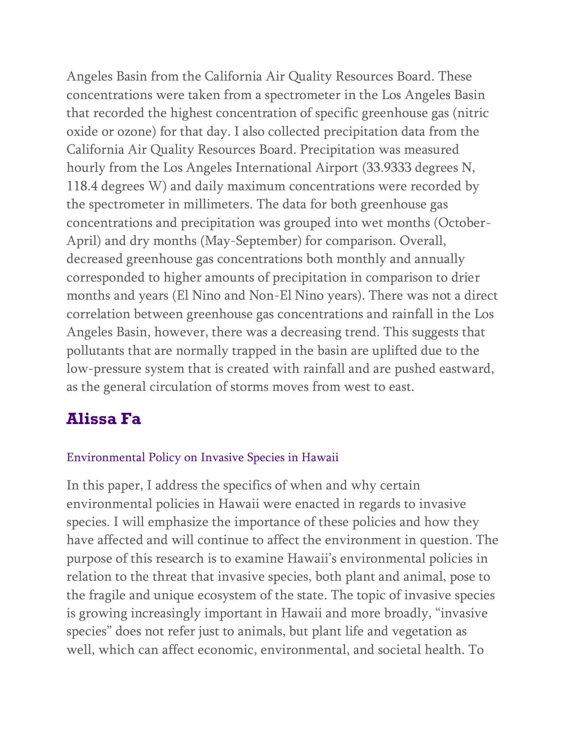Angeles Basin from the California Air Quality Resources Board. These concentrations were taken from a spectrometer in the Los Angeles Basin that recorded the highest concentration of specific greenhouse gas (nitric oxide or ozone) for that day. I also collected precipitation data from the California Air Quality Resources Board. Precipitation was measured hourly from the Los Angeles International Airport (33.9333 degrees N, 118.4 degrees W) and daily maximum concentrations were recorded by the spectrometer in millimeters. The data for both greenhouse gas concentrations and precipitation was grouped into wet months (October-April) and dry months (May-September) for comparison. Overall, decreased greenhouse gas concentrations both monthly and annually corresponded to higher amounts of precipitation in comparison to drier months and years (El Nino and Non-El Nino years). There was not a direct correlation between greenhouse gas concentrations and rainfall in the Los Angeles Basin, however, there was a decreasing trend. This suggests that pollutants that are normally trapped in the basin are uplifted due to the low-pressure system that is created with rainfall and are pushed eastward, as the general circulation of storms moves from west to east.

## Alissa Fa

### Environmental Policy on Invasive Species in Hawaii

In this paper, I address the specifics of when and why certain environmental policies in Hawaii were enacted in regards to invasive species. I will emphasize the importance of these policies and how they have affected and will continue to affect the environment in question. The purpose of this research is to examine Hawaii's environmental policies in relation to the threat that invasive species, both plant and animal, pose to the fragile and unique ecosystem of the state. The topic of invasive species is growing increasingly important in Hawaii and more broadly, "invasive species" does not refer just to animals, but plant life and vegetation as well, which can affect economic, environmental, and societal health. To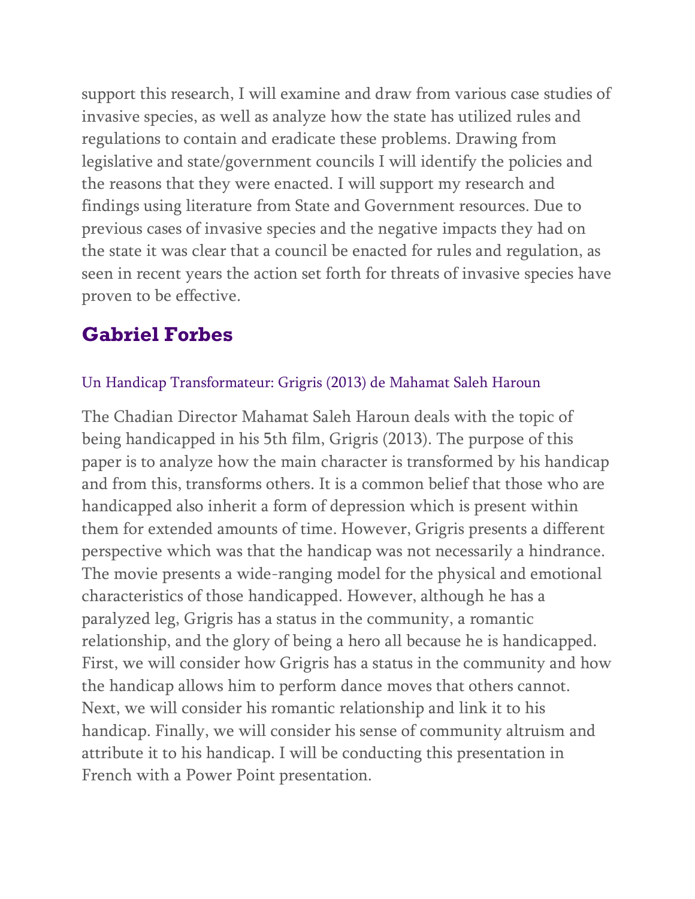support this research, I will examine and draw from various case studies of invasive species, as well as analyze how the state has utilized rules and regulations to contain and eradicate these problems. Drawing from legislative and state/government councils I will identify the policies and the reasons that they were enacted. I will support my research and findings using literature from State and Government resources. Due to previous cases of invasive species and the negative impacts they had on the state it was clear that a council be enacted for rules and regulation, as seen in recent years the action set forth for threats of invasive species have proven to be effective.

## Gabriel Forbes

### Un Handicap Transformateur: Grigris (2013) de Mahamat Saleh Haroun

The Chadian Director Mahamat Saleh Haroun deals with the topic of being handicapped in his 5th film, Grigris (2013). The purpose of this paper is to analyze how the main character is transformed by his handicap and from this, transforms others. It is a common belief that those who are handicapped also inherit a form of depression which is present within them for extended amounts of time. However, Grigris presents a different perspective which was that the handicap was not necessarily a hindrance. The movie presents a wide-ranging model for the physical and emotional characteristics of those handicapped. However, although he has a paralyzed leg, Grigris has a status in the community, a romantic relationship, and the glory of being a hero all because he is handicapped. First, we will consider how Grigris has a status in the community and how the handicap allows him to perform dance moves that others cannot. Next, we will consider his romantic relationship and link it to his handicap. Finally, we will consider his sense of community altruism and attribute it to his handicap. I will be conducting this presentation in French with a Power Point presentation.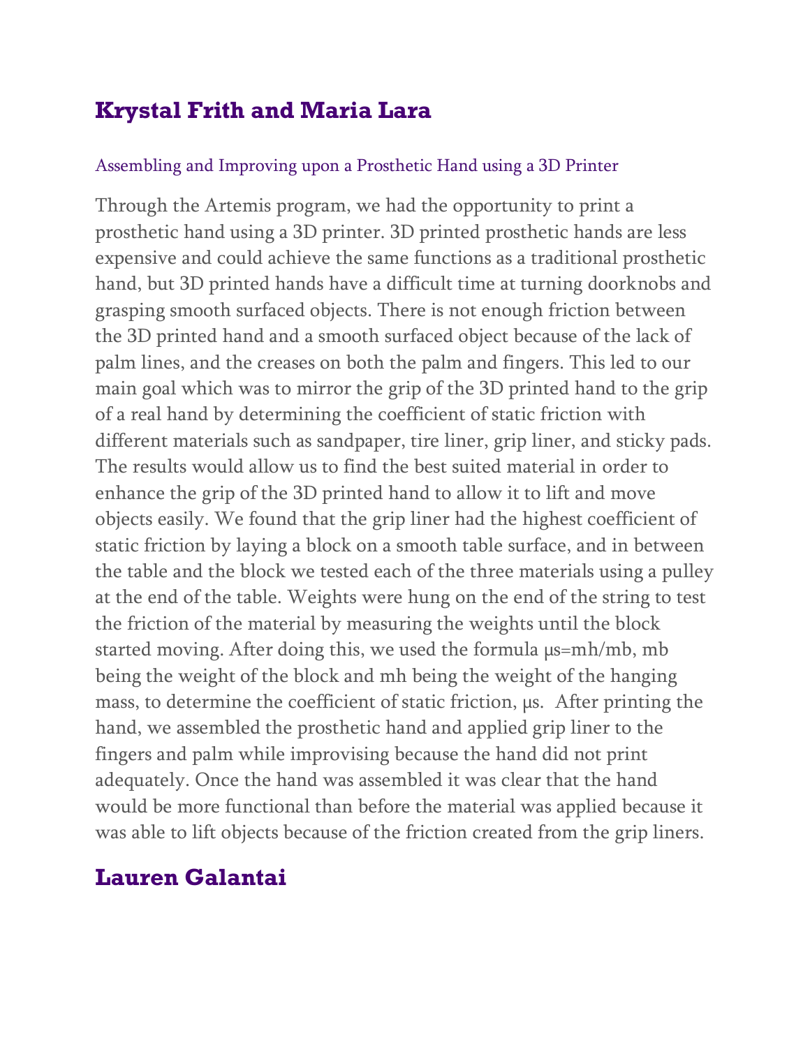## Krystal Frith and Maria Lara

### Assembling and Improving upon a Prosthetic Hand using a 3D Printer

Through the Artemis program, we had the opportunity to print a prosthetic hand using a 3D printer. 3D printed prosthetic hands are less expensive and could achieve the same functions as a traditional prosthetic hand, but 3D printed hands have a difficult time at turning doorknobs and grasping smooth surfaced objects. There is not enough friction between the 3D printed hand and a smooth surfaced object because of the lack of palm lines, and the creases on both the palm and fingers. This led to our main goal which was to mirror the grip of the 3D printed hand to the grip of a real hand by determining the coefficient of static friction with different materials such as sandpaper, tire liner, grip liner, and sticky pads. The results would allow us to find the best suited material in order to enhance the grip of the 3D printed hand to allow it to lift and move objects easily. We found that the grip liner had the highest coefficient of static friction by laying a block on a smooth table surface, and in between the table and the block we tested each of the three materials using a pulley at the end of the table. Weights were hung on the end of the string to test the friction of the material by measuring the weights until the block started moving. After doing this, we used the formula $\mu s = mh/mb$, mb being the weight of the block and mh being the weight of the hanging mass, to determine the coefficient of static friction, $\mu s$. After printing the hand, we assembled the prosthetic hand and applied grip liner to the fingers and palm while improvising because the hand did not print adequately. Once the hand was assembled it was clear that the hand would be more functional than before the material was applied because it was able to lift objects because of the friction created from the grip liners.

## Lauren Galantai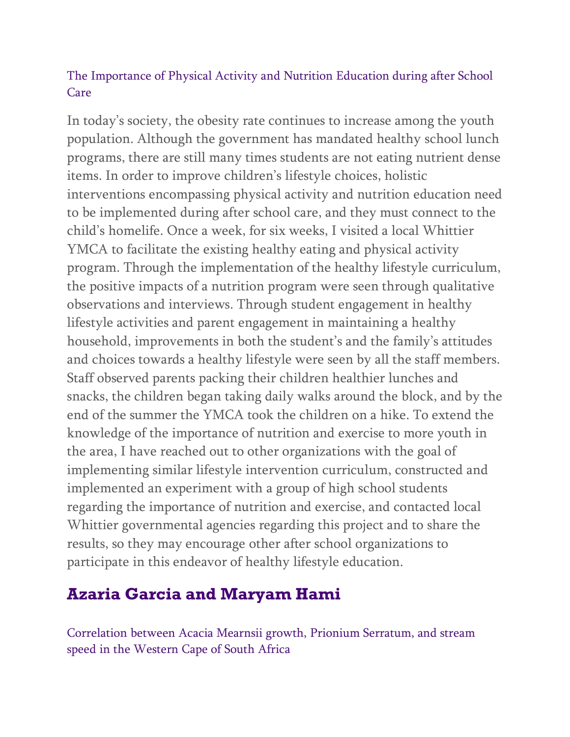The Importance of Physical Activity and Nutrition Education during after School Care

In today's society, the obesity rate continues to increase among the youth population. Although the government has mandated healthy school lunch programs, there are still many times students are not eating nutrient dense items. In order to improve children's lifestyle choices, holistic interventions encompassing physical activity and nutrition education need to be implemented during after school care, and they must connect to the child's homelife. Once a week, for six weeks, I visited a local Whittier YMCA to facilitate the existing healthy eating and physical activity program. Through the implementation of the healthy lifestyle curriculum, the positive impacts of a nutrition program were seen through qualitative observations and interviews. Through student engagement in healthy lifestyle activities and parent engagement in maintaining a healthy household, improvements in both the student's and the family's attitudes and choices towards a healthy lifestyle were seen by all the staff members. Staff observed parents packing their children healthier lunches and snacks, the children began taking daily walks around the block, and by the end of the summer the YMCA took the children on a hike. To extend the knowledge of the importance of nutrition and exercise to more youth in the area, I have reached out to other organizations with the goal of implementing similar lifestyle intervention curriculum, constructed and implemented an experiment with a group of high school students regarding the importance of nutrition and exercise, and contacted local Whittier governmental agencies regarding this project and to share the results, so they may encourage other after school organizations to participate in this endeavor of healthy lifestyle education.

## Azaria Garcia and Maryam Hami

Correlation between Acacia Mearnsii growth, Prionium Serratum, and stream speed in the Western Cape of South Africa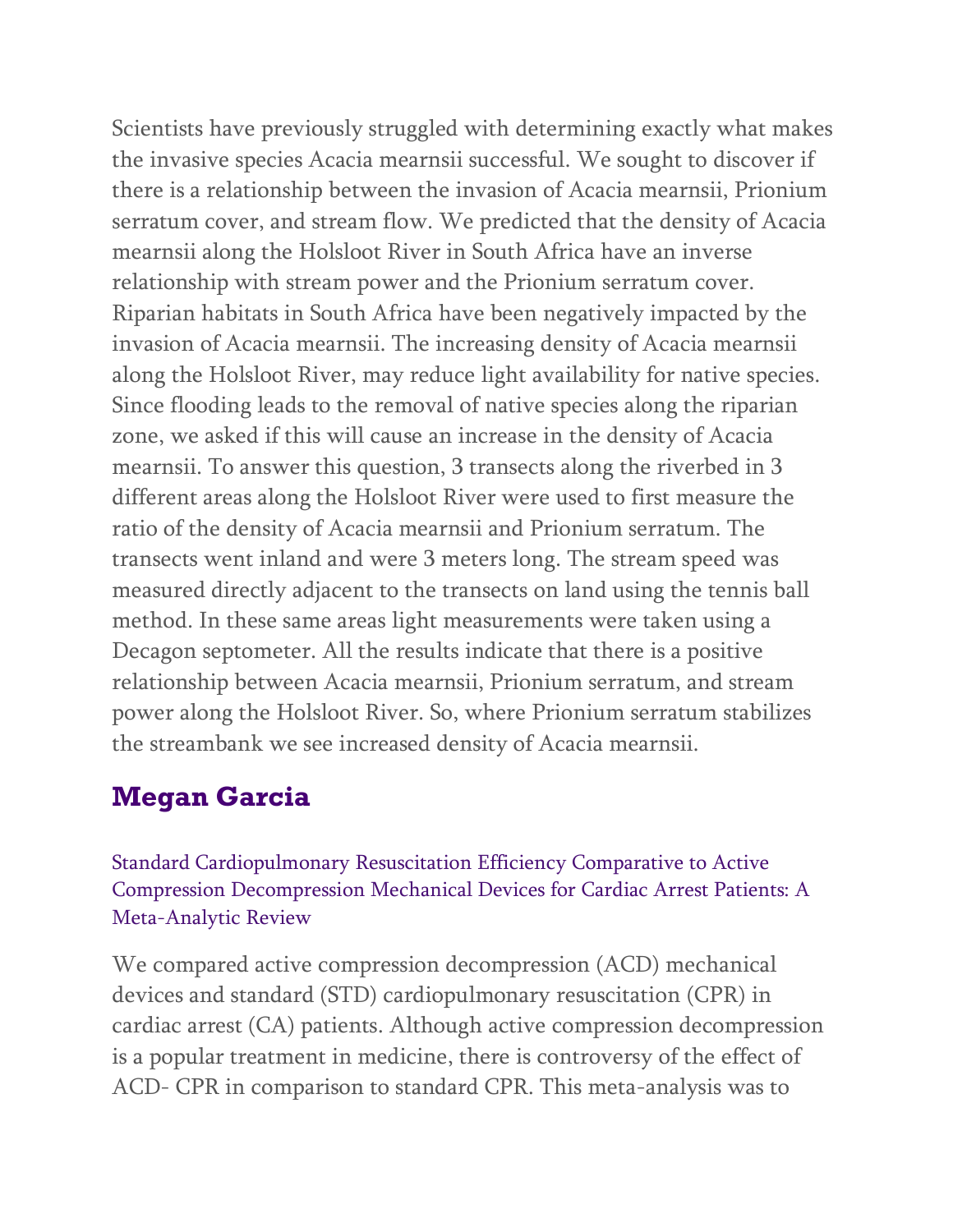Scientists have previously struggled with determining exactly what makes the invasive species Acacia mearnsii successful. We sought to discover if there is a relationship between the invasion of Acacia mearnsii, Prionium serratum cover, and stream flow. We predicted that the density of Acacia mearnsii along the Holsloot River in South Africa have an inverse relationship with stream power and the Prionium serratum cover. Riparian habitats in South Africa have been negatively impacted by the invasion of Acacia mearnsii. The increasing density of Acacia mearnsii along the Holsloot River, may reduce light availability for native species. Since flooding leads to the removal of native species along the riparian zone, we asked if this will cause an increase in the density of Acacia mearnsii. To answer this question, 3 transects along the riverbed in 3 different areas along the Holsloot River were used to first measure the ratio of the density of Acacia mearnsii and Prionium serratum. The transects went inland and were 3 meters long. The stream speed was measured directly adjacent to the transects on land using the tennis ball method. In these same areas light measurements were taken using a Decagon septometer. All the results indicate that there is a positive relationship between Acacia mearnsii, Prionium serratum, and stream power along the Holsloot River. So, where Prionium serratum stabilizes the streambank we see increased density of Acacia mearnsii.

## Megan Garcia

Standard Cardiopulmonary Resuscitation Efficiency Comparative to Active Compression Decompression Mechanical Devices for Cardiac Arrest Patients: A Meta-Analytic Review

We compared active compression decompression (ACD) mechanical devices and standard (STD) cardiopulmonary resuscitation (CPR) in cardiac arrest (CA) patients. Although active compression decompression is a popular treatment in medicine, there is controversy of the effect of ACD- CPR in comparison to standard CPR. This meta-analysis was to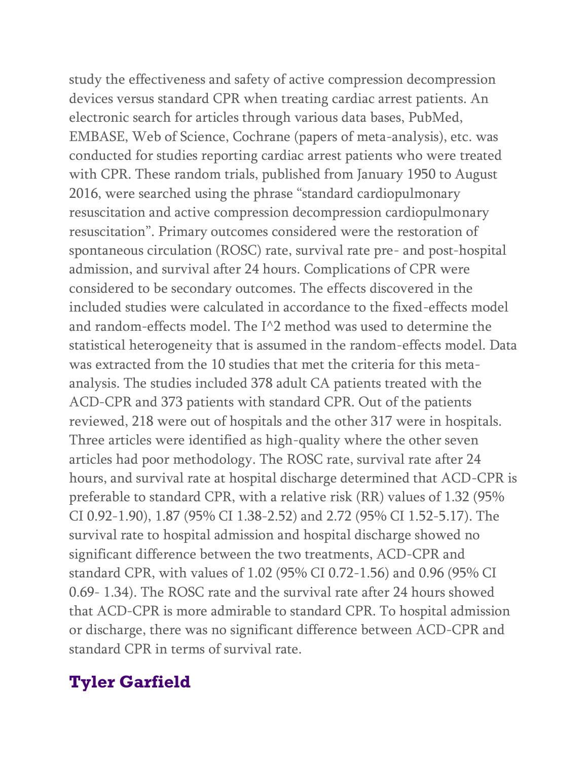study the effectiveness and safety of active compression decompression devices versus standard CPR when treating cardiac arrest patients. An electronic search for articles through various data bases, PubMed, EMBASE, Web of Science, Cochrane (papers of meta-analysis), etc. was conducted for studies reporting cardiac arrest patients who were treated with CPR. These random trials, published from January 1950 to August 2016, were searched using the phrase "standard cardiopulmonary resuscitation and active compression decompression cardiopulmonary resuscitation". Primary outcomes considered were the restoration of spontaneous circulation (ROSC) rate, survival rate pre- and post-hospital admission, and survival after 24 hours. Complications of CPR were considered to be secondary outcomes. The effects discovered in the included studies were calculated in accordance to the fixed-effects model and random-effects model. The $I^2$ method was used to determine the statistical heterogeneity that is assumed in the random-effects model. Data was extracted from the 10 studies that met the criteria for this meta-analysis. The studies included 378 adult CA patients treated with the ACD-CPR and 373 patients with standard CPR. Out of the patients reviewed, 218 were out of hospitals and the other 317 were in hospitals. Three articles were identified as high-quality where the other seven articles had poor methodology. The ROSC rate, survival rate after 24 hours, and survival rate at hospital discharge determined that ACD-CPR is preferable to standard CPR, with a relative risk (RR) values of 1.32 (95% CI 0.92-1.90), 1.87 (95% CI 1.38-2.52) and 2.72 (95% CI 1.52-5.17). The survival rate to hospital admission and hospital discharge showed no significant difference between the two treatments, ACD-CPR and standard CPR, with values of 1.02 (95% CI 0.72-1.56) and 0.96 (95% CI 0.69- 1.34). The ROSC rate and the survival rate after 24 hours showed that ACD-CPR is more admirable to standard CPR. To hospital admission or discharge, there was no significant difference between ACD-CPR and standard CPR in terms of survival rate.

## Tyler Garfield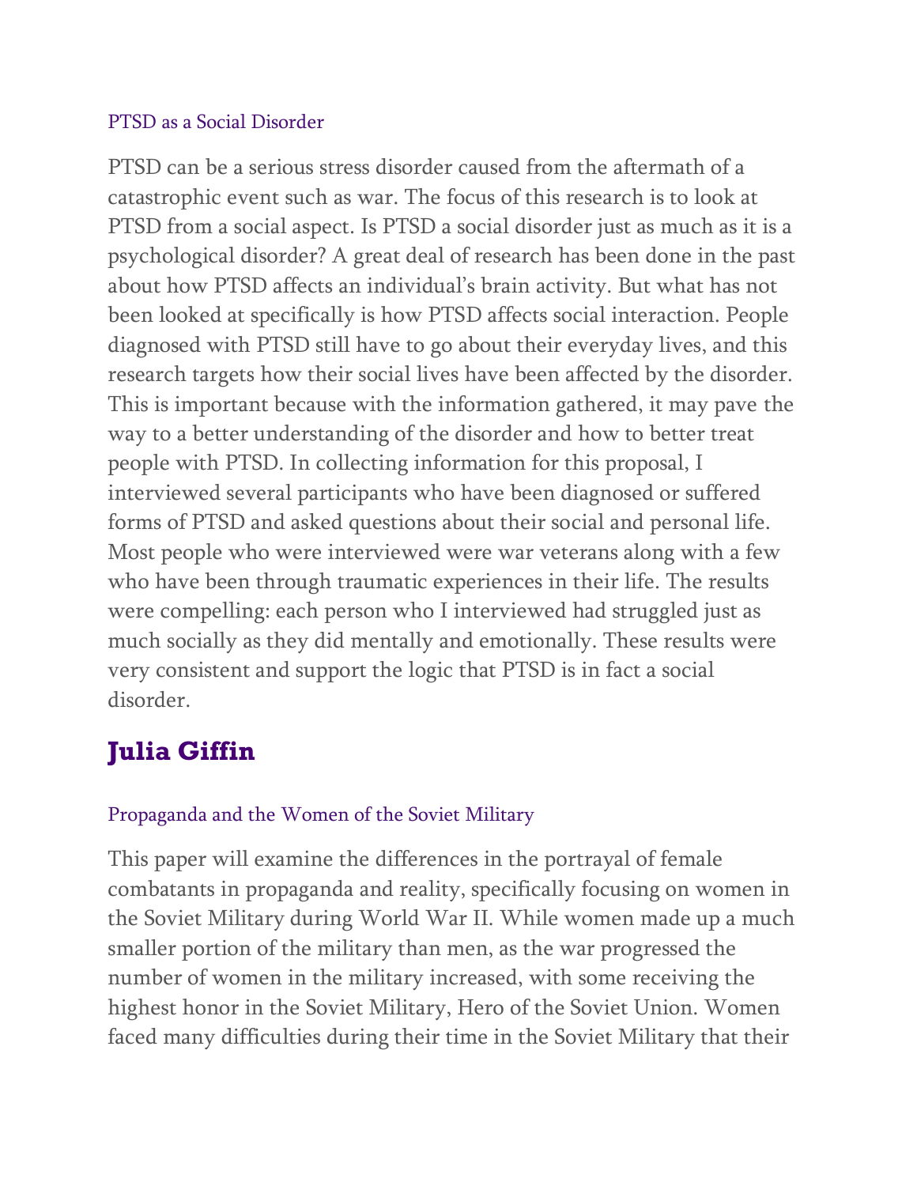### PTSD as a Social Disorder

PTSD can be a serious stress disorder caused from the aftermath of a catastrophic event such as war. The focus of this research is to look at PTSD from a social aspect. Is PTSD a social disorder just as much as it is a psychological disorder? A great deal of research has been done in the past about how PTSD affects an individual's brain activity. But what has not been looked at specifically is how PTSD affects social interaction. People diagnosed with PTSD still have to go about their everyday lives, and this research targets how their social lives have been affected by the disorder. This is important because with the information gathered, it may pave the way to a better understanding of the disorder and how to better treat people with PTSD. In collecting information for this proposal, I interviewed several participants who have been diagnosed or suffered forms of PTSD and asked questions about their social and personal life. Most people who were interviewed were war veterans along with a few who have been through traumatic experiences in their life. The results were compelling: each person who I interviewed had struggled just as much socially as they did mentally and emotionally. These results were very consistent and support the logic that PTSD is in fact a social disorder.

## Julia Giffin

### Propaganda and the Women of the Soviet Military

This paper will examine the differences in the portrayal of female combatants in propaganda and reality, specifically focusing on women in the Soviet Military during World War II. While women made up a much smaller portion of the military than men, as the war progressed the number of women in the military increased, with some receiving the highest honor in the Soviet Military, Hero of the Soviet Union. Women faced many difficulties during their time in the Soviet Military that their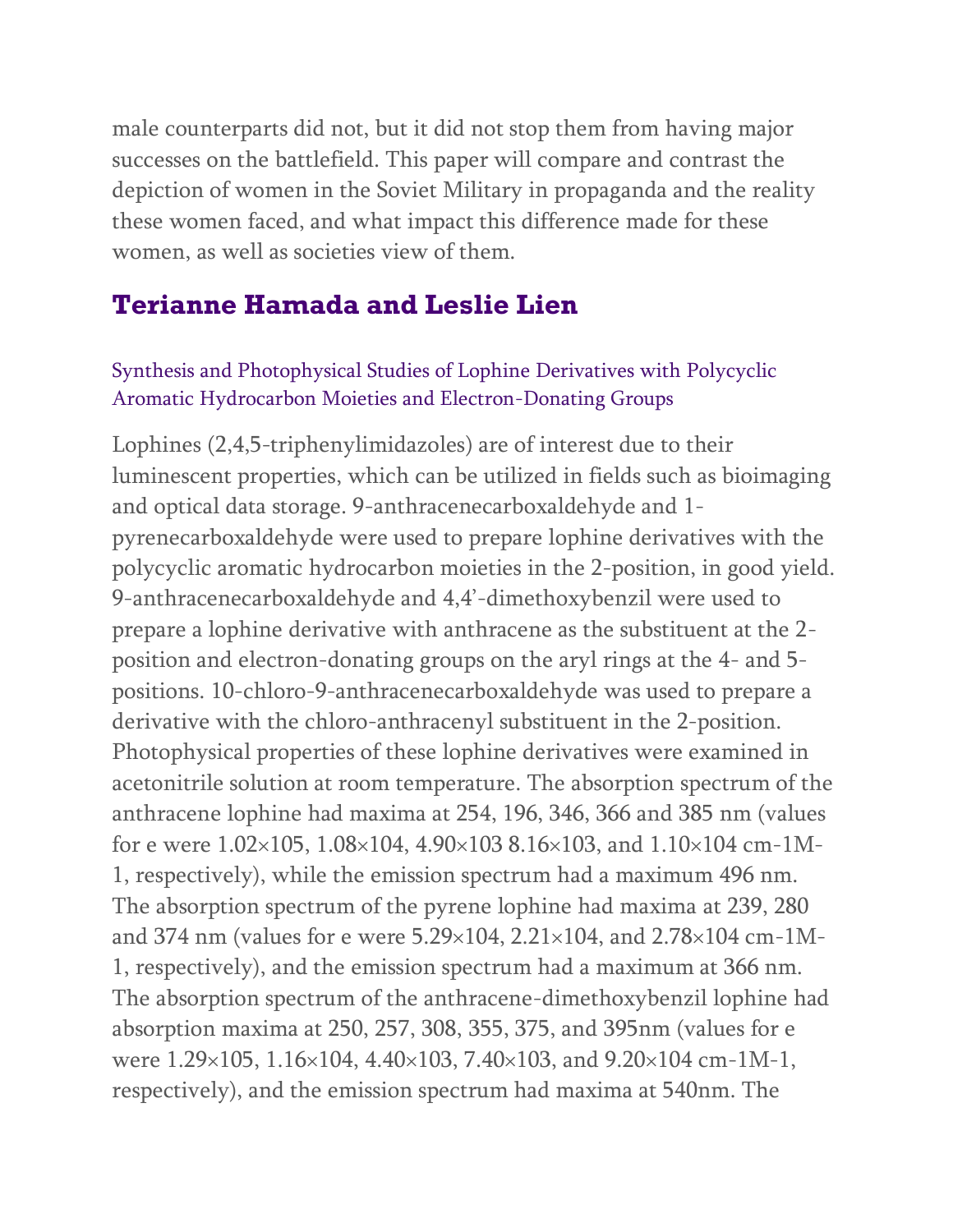male counterparts did not, but it did not stop them from having major successes on the battlefield. This paper will compare and contrast the depiction of women in the Soviet Military in propaganda and the reality these women faced, and what impact this difference made for these women, as well as societies view of them.

## Terianne Hamada and Leslie Lien

Synthesis and Photophysical Studies of Lophine Derivatives with Polycyclic Aromatic Hydrocarbon Moieties and Electron-Donating Groups

Lophines (2,4,5-triphenylimidazoles) are of interest due to their luminescent properties, which can be utilized in fields such as bioimaging and optical data storage. 9-anthracenecarboxaldehyde and 1-pyrenecarboxaldehyde were used to prepare lophine derivatives with the polycyclic aromatic hydrocarbon moieties in the 2-position, in good yield. 9-anthracenecarboxaldehyde and 4,4'-dimethoxybenzil were used to prepare a lophine derivative with anthracene as the substituent at the 2-position and electron-donating groups on the aryl rings at the 4- and 5-positions. 10-chloro-9-anthracenecarboxaldehyde was used to prepare a derivative with the chloro-anthracenyl substituent in the 2-position. Photophysical properties of these lophine derivatives were examined in acetonitrile solution at room temperature. The absorption spectrum of the anthracene lophine had maxima at 254, 196, 346, 366 and 385 nm (values for e were $1.02 \times 10^5$, $1.08 \times 10^4$, $4.90 \times 10^3$ $8.16 \times 10^3$, and $1.10 \times 10^4$ $cm^{-1}M^{-1}$, respectively), while the emission spectrum had a maximum 496 nm. The absorption spectrum of the pyrene lophine had maxima at 239, 280 and 374 nm (values for e were $5.29 \times 10^4$, $2.21 \times 10^4$, and $2.78 \times 10^4$ $cm^{-1}M^{-1}$, respectively), and the emission spectrum had a maximum at 366 nm. The absorption spectrum of the anthracene-dimethoxybenzil lophine had absorption maxima at 250, 257, 308, 355, 375, and 395nm (values for e were $1.29 \times 10^5$, $1.16 \times 10^4$, $4.40 \times 10^3$, $7.40 \times 10^3$, and $9.20 \times 10^4$ $cm^{-1}M^{-1}$, respectively), and the emission spectrum had maxima at 540nm. The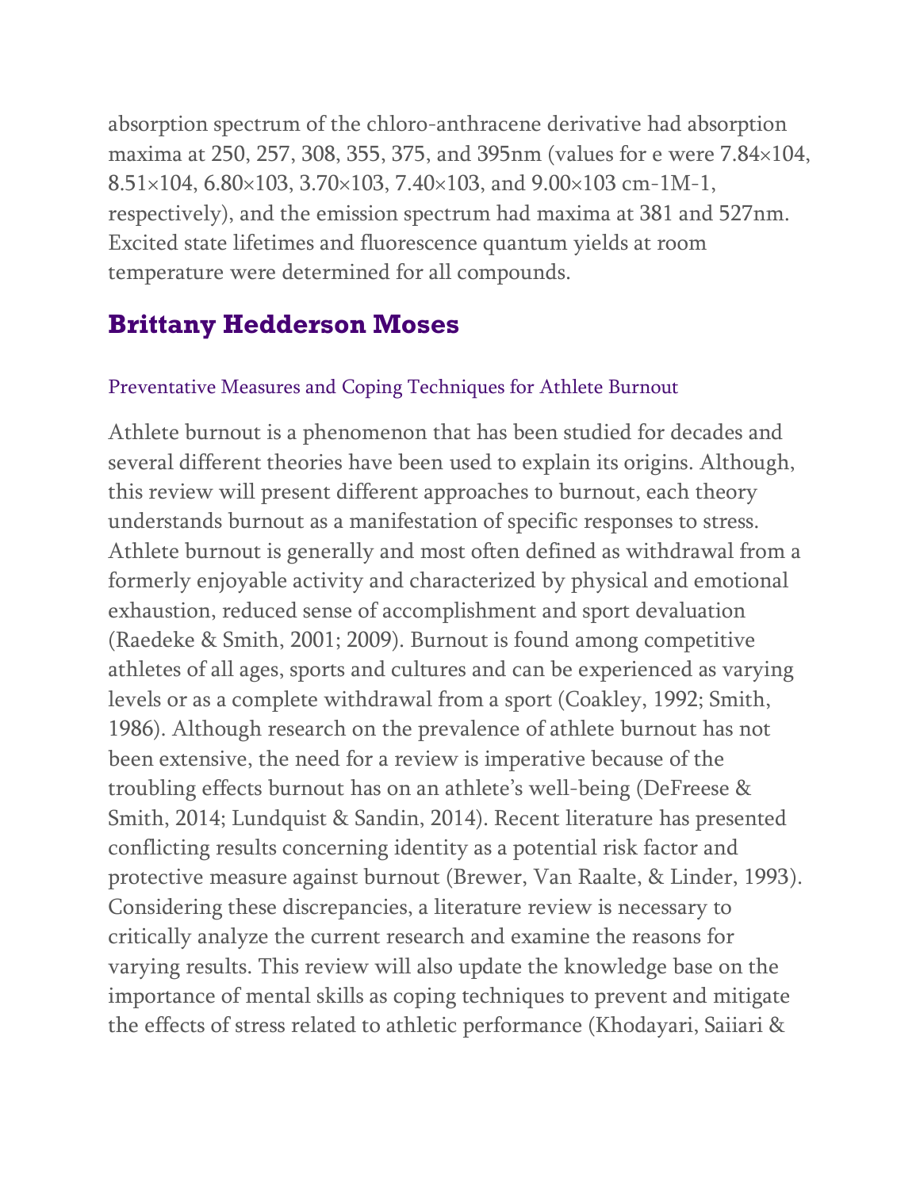absorption spectrum of the chloro-anthracene derivative had absorption maxima at 250, 257, 308, 355, 375, and 395nm (values for e were $7.84\times10^4$, $8.51\times10^4$, $6.80\times10^3$, $3.70\times10^3$, $7.40\times10^3$, and $9.00\times10^3$ $cm^{-1}M^{-1}$, respectively), and the emission spectrum had maxima at 381 and 527nm. Excited state lifetimes and fluorescence quantum yields at room temperature were determined for all compounds.

## Brittany Hedderson Moses

### Preventative Measures and Coping Techniques for Athlete Burnout

Athlete burnout is a phenomenon that has been studied for decades and several different theories have been used to explain its origins. Although, this review will present different approaches to burnout, each theory understands burnout as a manifestation of specific responses to stress. Athlete burnout is generally and most often defined as withdrawal from a formerly enjoyable activity and characterized by physical and emotional exhaustion, reduced sense of accomplishment and sport devaluation (Raedeke & Smith, 2001; 2009). Burnout is found among competitive athletes of all ages, sports and cultures and can be experienced as varying levels or as a complete withdrawal from a sport (Coakley, 1992; Smith, 1986). Although research on the prevalence of athlete burnout has not been extensive, the need for a review is imperative because of the troubling effects burnout has on an athlete's well-being (DeFreese & Smith, 2014; Lundquist & Sandin, 2014). Recent literature has presented conflicting results concerning identity as a potential risk factor and protective measure against burnout (Brewer, Van Raalte, & Linder, 1993). Considering these discrepancies, a literature review is necessary to critically analyze the current research and examine the reasons for varying results. This review will also update the knowledge base on the importance of mental skills as coping techniques to prevent and mitigate the effects of stress related to athletic performance (Khodayari, Saiiari &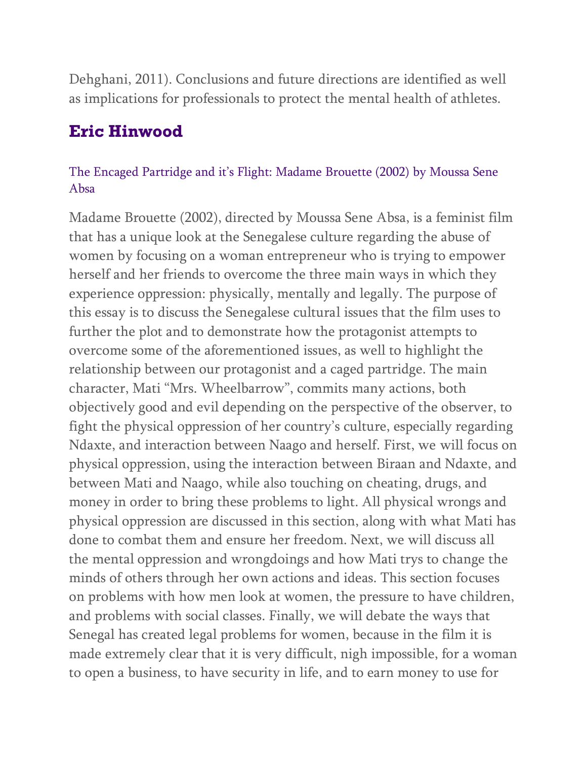Dehghani, 2011). Conclusions and future directions are identified as well as implications for professionals to protect the mental health of athletes.

## Eric Hinwood

### The Encaged Partridge and it's Flight: Madame Brouette (2002) by Moussa Sene Absa

Madame Brouette (2002), directed by Moussa Sene Absa, is a feminist film that has a unique look at the Senegalese culture regarding the abuse of women by focusing on a woman entrepreneur who is trying to empower herself and her friends to overcome the three main ways in which they experience oppression: physically, mentally and legally. The purpose of this essay is to discuss the Senegalese cultural issues that the film uses to further the plot and to demonstrate how the protagonist attempts to overcome some of the aforementioned issues, as well to highlight the relationship between our protagonist and a caged partridge. The main character, Mati "Mrs. Wheelbarrow", commits many actions, both objectively good and evil depending on the perspective of the observer, to fight the physical oppression of her country's culture, especially regarding Ndaxte, and interaction between Naago and herself. First, we will focus on physical oppression, using the interaction between Biraan and Ndaxte, and between Mati and Naago, while also touching on cheating, drugs, and money in order to bring these problems to light. All physical wrongs and physical oppression are discussed in this section, along with what Mati has done to combat them and ensure her freedom. Next, we will discuss all the mental oppression and wrongdoings and how Mati trys to change the minds of others through her own actions and ideas. This section focuses on problems with how men look at women, the pressure to have children, and problems with social classes. Finally, we will debate the ways that Senegal has created legal problems for women, because in the film it is made extremely clear that it is very difficult, nigh impossible, for a woman to open a business, to have security in life, and to earn money to use for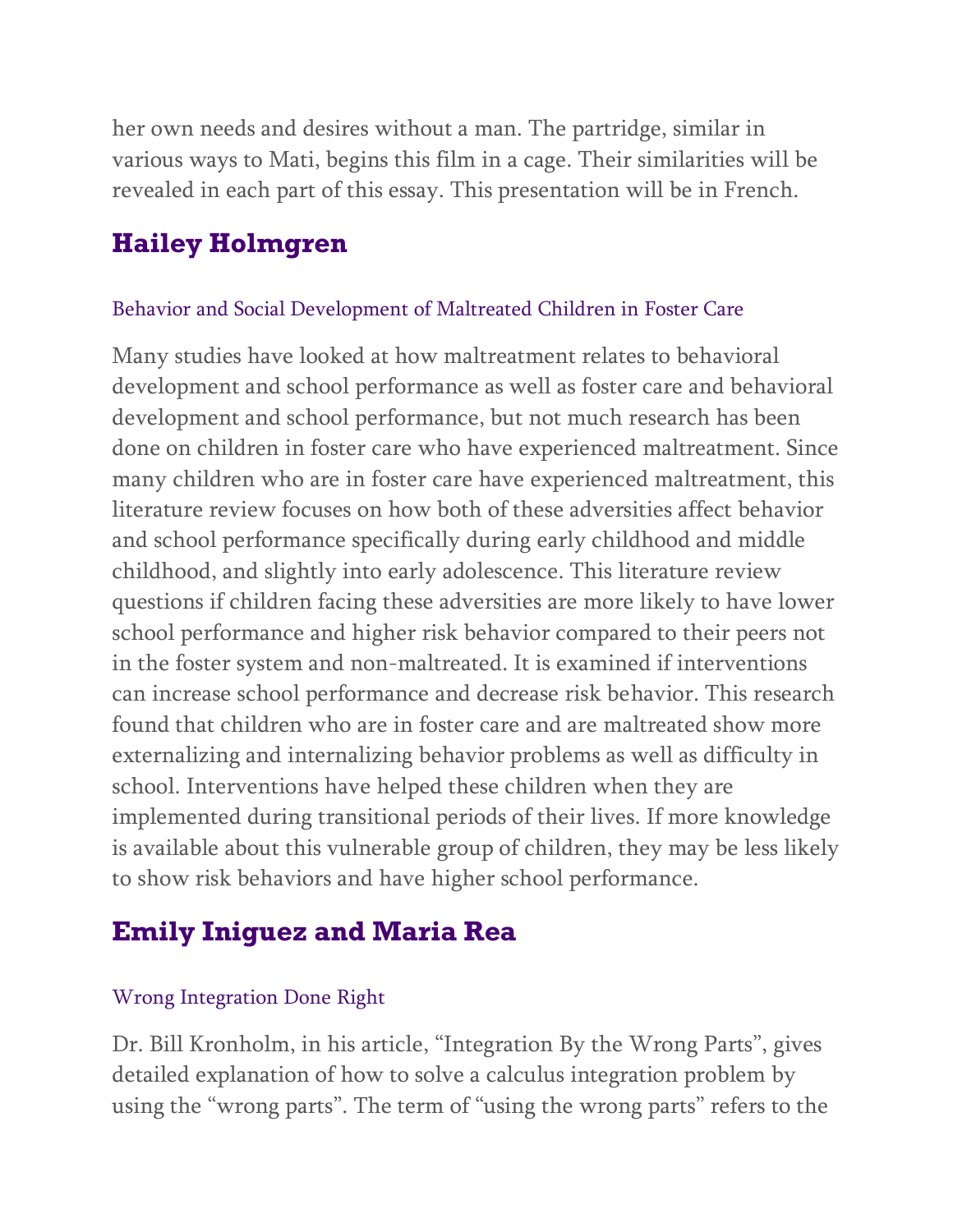her own needs and desires without a man. The partridge, similar in various ways to Mati, begins this film in a cage. Their similarities will be revealed in each part of this essay. This presentation will be in French.

## Hailey Holmgren

### Behavior and Social Development of Maltreated Children in Foster Care

Many studies have looked at how maltreatment relates to behavioral development and school performance as well as foster care and behavioral development and school performance, but not much research has been done on children in foster care who have experienced maltreatment. Since many children who are in foster care have experienced maltreatment, this literature review focuses on how both of these adversities affect behavior and school performance specifically during early childhood and middle childhood, and slightly into early adolescence. This literature review questions if children facing these adversities are more likely to have lower school performance and higher risk behavior compared to their peers not in the foster system and non-maltreated. It is examined if interventions can increase school performance and decrease risk behavior. This research found that children who are in foster care and are maltreated show more externalizing and internalizing behavior problems as well as difficulty in school. Interventions have helped these children when they are implemented during transitional periods of their lives. If more knowledge is available about this vulnerable group of children, they may be less likely to show risk behaviors and have higher school performance.

## Emily Iniguez and Maria Rea

### Wrong Integration Done Right

Dr. Bill Kronholm, in his article, "Integration By the Wrong Parts", gives detailed explanation of how to solve a calculus integration problem by using the "wrong parts". The term of "using the wrong parts" refers to the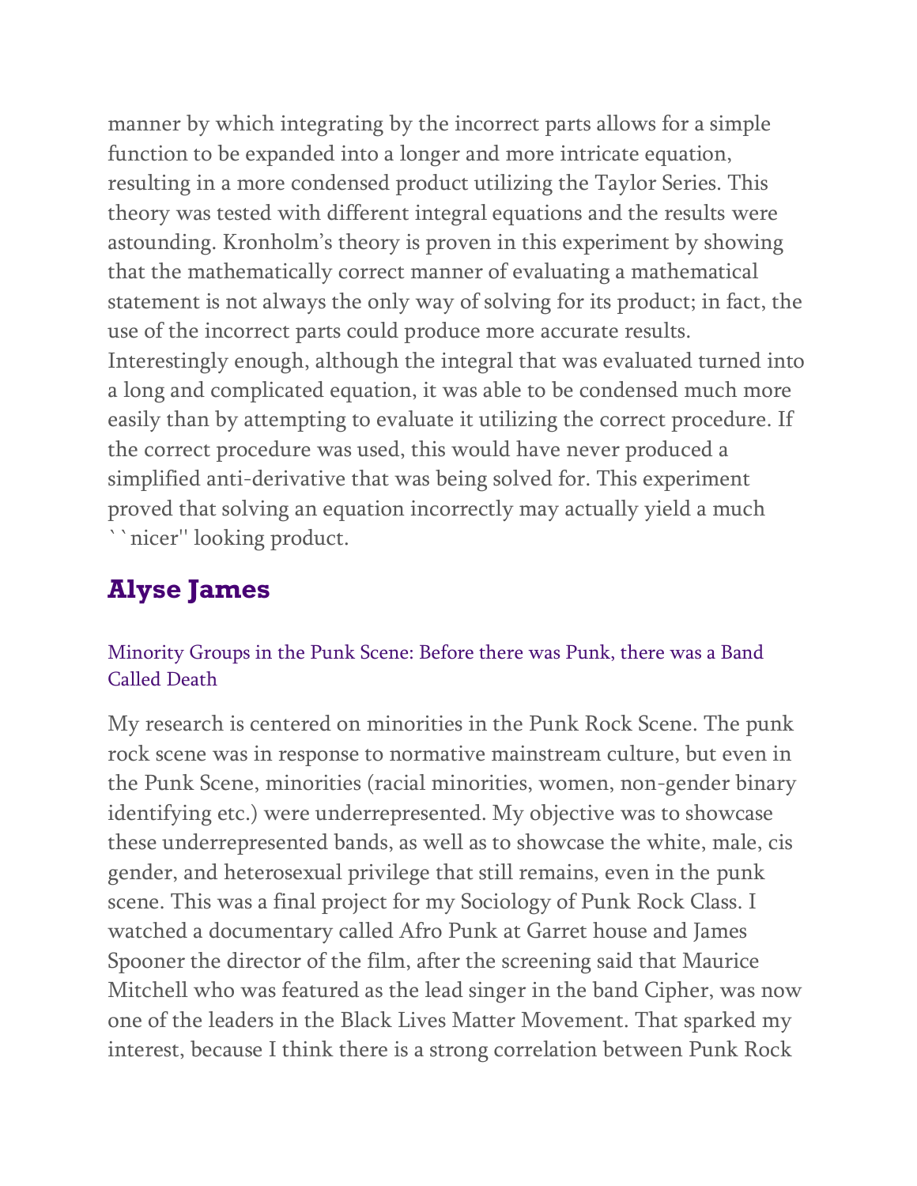manner by which integrating by the incorrect parts allows for a simple function to be expanded into a longer and more intricate equation, resulting in a more condensed product utilizing the Taylor Series. This theory was tested with different integral equations and the results were astounding. Kronholm's theory is proven in this experiment by showing that the mathematically correct manner of evaluating a mathematical statement is not always the only way of solving for its product; in fact, the use of the incorrect parts could produce more accurate results. Interestingly enough, although the integral that was evaluated turned into a long and complicated equation, it was able to be condensed much more easily than by attempting to evaluate it utilizing the correct procedure. If the correct procedure was used, this would have never produced a simplified anti-derivative that was being solved for. This experiment proved that solving an equation incorrectly may actually yield a much ``nicer'' looking product.

## Alyse James

### Minority Groups in the Punk Scene: Before there was Punk, there was a Band Called Death

My research is centered on minorities in the Punk Rock Scene. The punk rock scene was in response to normative mainstream culture, but even in the Punk Scene, minorities (racial minorities, women, non-gender binary identifying etc.) were underrepresented. My objective was to showcase these underrepresented bands, as well as to showcase the white, male, cis gender, and heterosexual privilege that still remains, even in the punk scene. This was a final project for my Sociology of Punk Rock Class. I watched a documentary called Afro Punk at Garret house and James Spooner the director of the film, after the screening said that Maurice Mitchell who was featured as the lead singer in the band Cipher, was now one of the leaders in the Black Lives Matter Movement. That sparked my interest, because I think there is a strong correlation between Punk Rock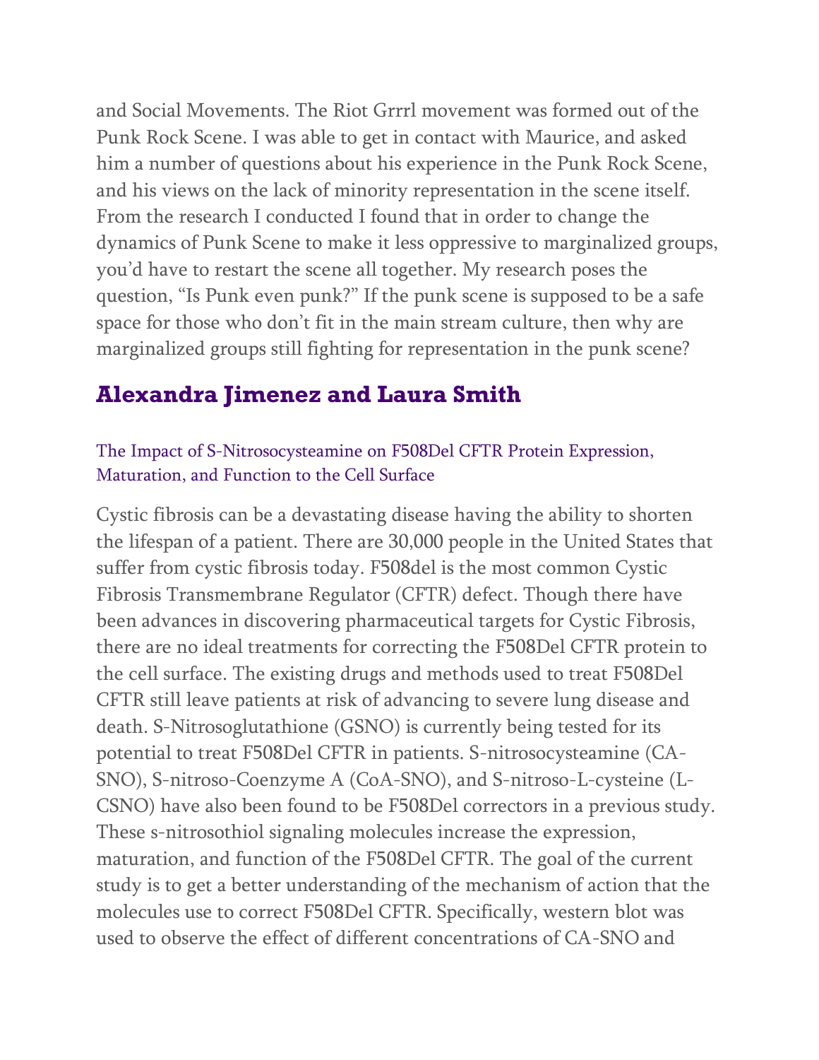and Social Movements. The Riot Grrrl movement was formed out of the Punk Rock Scene. I was able to get in contact with Maurice, and asked him a number of questions about his experience in the Punk Rock Scene, and his views on the lack of minority representation in the scene itself. From the research I conducted I found that in order to change the dynamics of Punk Scene to make it less oppressive to marginalized groups, you'd have to restart the scene all together. My research poses the question, "Is Punk even punk?" If the punk scene is supposed to be a safe space for those who don't fit in the main stream culture, then why are marginalized groups still fighting for representation in the punk scene?

## Alexandra Jimenez and Laura Smith

### The Impact of S-Nitrosocysteamine on F508Del CFTR Protein Expression, Maturation, and Function to the Cell Surface

Cystic fibrosis can be a devastating disease having the ability to shorten the lifespan of a patient. There are 30,000 people in the United States that suffer from cystic fibrosis today. F508del is the most common Cystic Fibrosis Transmembrane Regulator (CFTR) defect. Though there have been advances in discovering pharmaceutical targets for Cystic Fibrosis, there are no ideal treatments for correcting the F508Del CFTR protein to the cell surface. The existing drugs and methods used to treat F508Del CFTR still leave patients at risk of advancing to severe lung disease and death. S-Nitrosoglutathione (GSNO) is currently being tested for its potential to treat F508Del CFTR in patients. S-nitrosocysteamine (CA-SNO), S-nitroso-Coenzyme A (CoA-SNO), and S-nitroso-L-cysteine (L-CSNO) have also been found to be F508Del correctors in a previous study. These s-nitrosothiol signaling molecules increase the expression, maturation, and function of the F508Del CFTR. The goal of the current study is to get a better understanding of the mechanism of action that the molecules use to correct F508Del CFTR. Specifically, western blot was used to observe the effect of different concentrations of CA-SNO and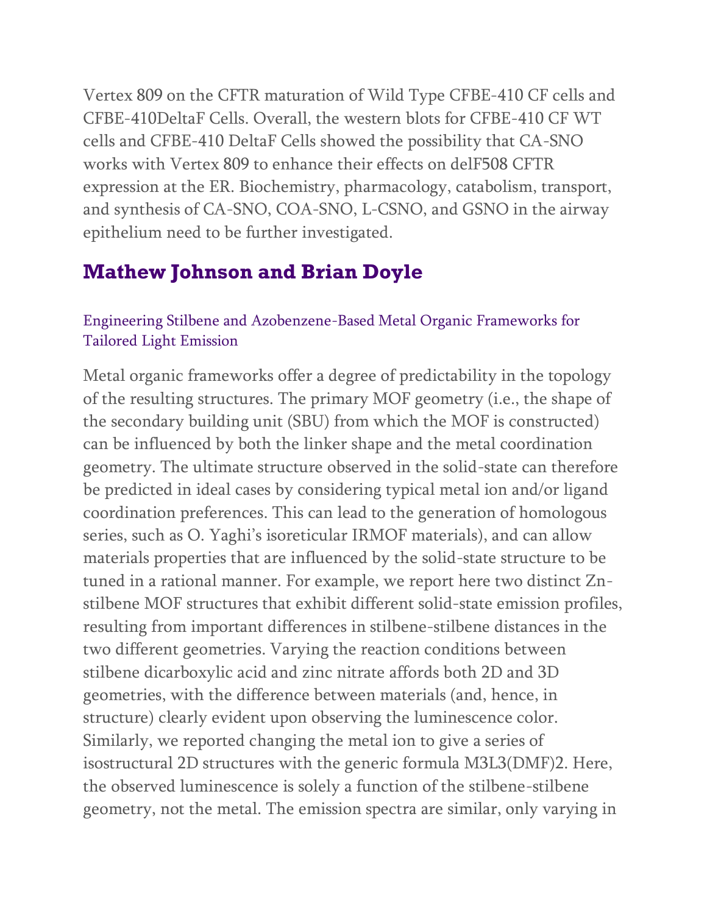Vertex 809 on the CFTR maturation of Wild Type CFBE-410 CF cells and CFBE-410DeltaF Cells. Overall, the western blots for CFBE-410 CF WT cells and CFBE-410 DeltaF Cells showed the possibility that CA-SNO works with Vertex 809 to enhance their effects on delF508 CFTR expression at the ER. Biochemistry, pharmacology, catabolism, transport, and synthesis of CA-SNO, COA-SNO, L-CSNO, and GSNO in the airway epithelium need to be further investigated.

## Mathew Johnson and Brian Doyle

### Engineering Stilbene and Azobenzene-Based Metal Organic Frameworks for Tailored Light Emission

Metal organic frameworks offer a degree of predictability in the topology of the resulting structures. The primary MOF geometry (i.e., the shape of the secondary building unit (SBU) from which the MOF is constructed) can be influenced by both the linker shape and the metal coordination geometry. The ultimate structure observed in the solid-state can therefore be predicted in ideal cases by considering typical metal ion and/or ligand coordination preferences. This can lead to the generation of homologous series, such as O. Yaghi's isoreticular IRMOF materials), and can allow materials properties that are influenced by the solid-state structure to be tuned in a rational manner. For example, we report here two distinct Zn-stilbene MOF structures that exhibit different solid-state emission profiles, resulting from important differences in stilbene-stilbene distances in the two different geometries. Varying the reaction conditions between stilbene dicarboxylic acid and zinc nitrate affords both 2D and 3D geometries, with the difference between materials (and, hence, in structure) clearly evident upon observing the luminescence color. Similarly, we reported changing the metal ion to give a series of isostructural 2D structures with the generic formula $M_3L_3(DMF)_2$. Here, the observed luminescence is solely a function of the stilbene-stilbene geometry, not the metal. The emission spectra are similar, only varying in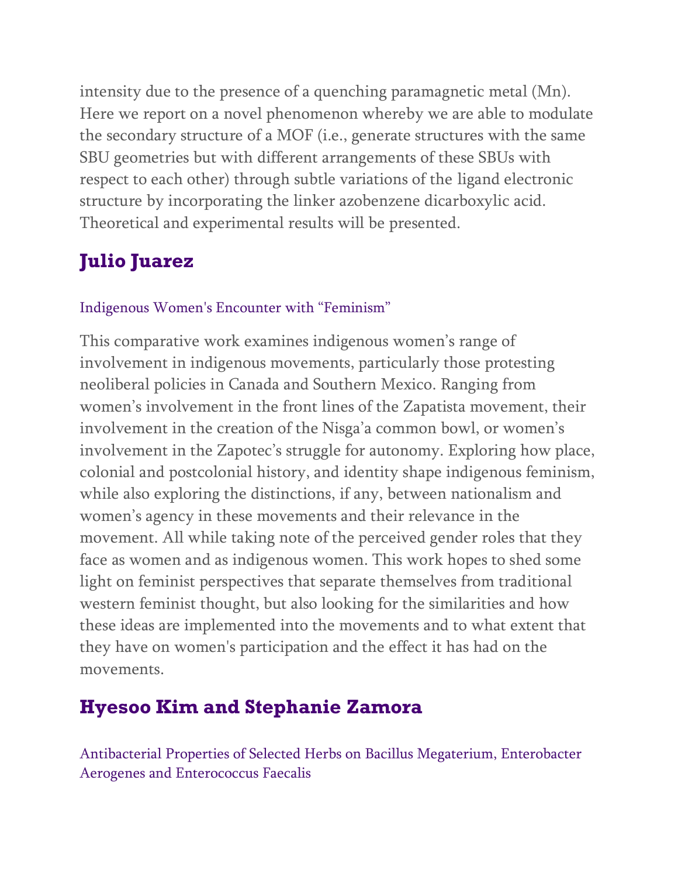intensity due to the presence of a quenching paramagnetic metal (Mn). Here we report on a novel phenomenon whereby we are able to modulate the secondary structure of a MOF (i.e., generate structures with the same SBU geometries but with different arrangements of these SBUs with respect to each other) through subtle variations of the ligand electronic structure by incorporating the linker azobenzene dicarboxylic acid. Theoretical and experimental results will be presented.

## Julio Juarez

Indigenous Women's Encounter with "Feminism"

This comparative work examines indigenous women's range of involvement in indigenous movements, particularly those protesting neoliberal policies in Canada and Southern Mexico. Ranging from women's involvement in the front lines of the Zapatista movement, their involvement in the creation of the Nisga'a common bowl, or women's involvement in the Zapotec's struggle for autonomy. Exploring how place, colonial and postcolonial history, and identity shape indigenous feminism, while also exploring the distinctions, if any, between nationalism and women's agency in these movements and their relevance in the movement. All while taking note of the perceived gender roles that they face as women and as indigenous women. This work hopes to shed some light on feminist perspectives that separate themselves from traditional western feminist thought, but also looking for the similarities and how these ideas are implemented into the movements and to what extent that they have on women's participation and the effect it has had on the movements.

## Hyesoo Kim and Stephanie Zamora

Antibacterial Properties of Selected Herbs on Bacillus Megaterium, Enterobacter Aerogenes and Enterococcus Faecalis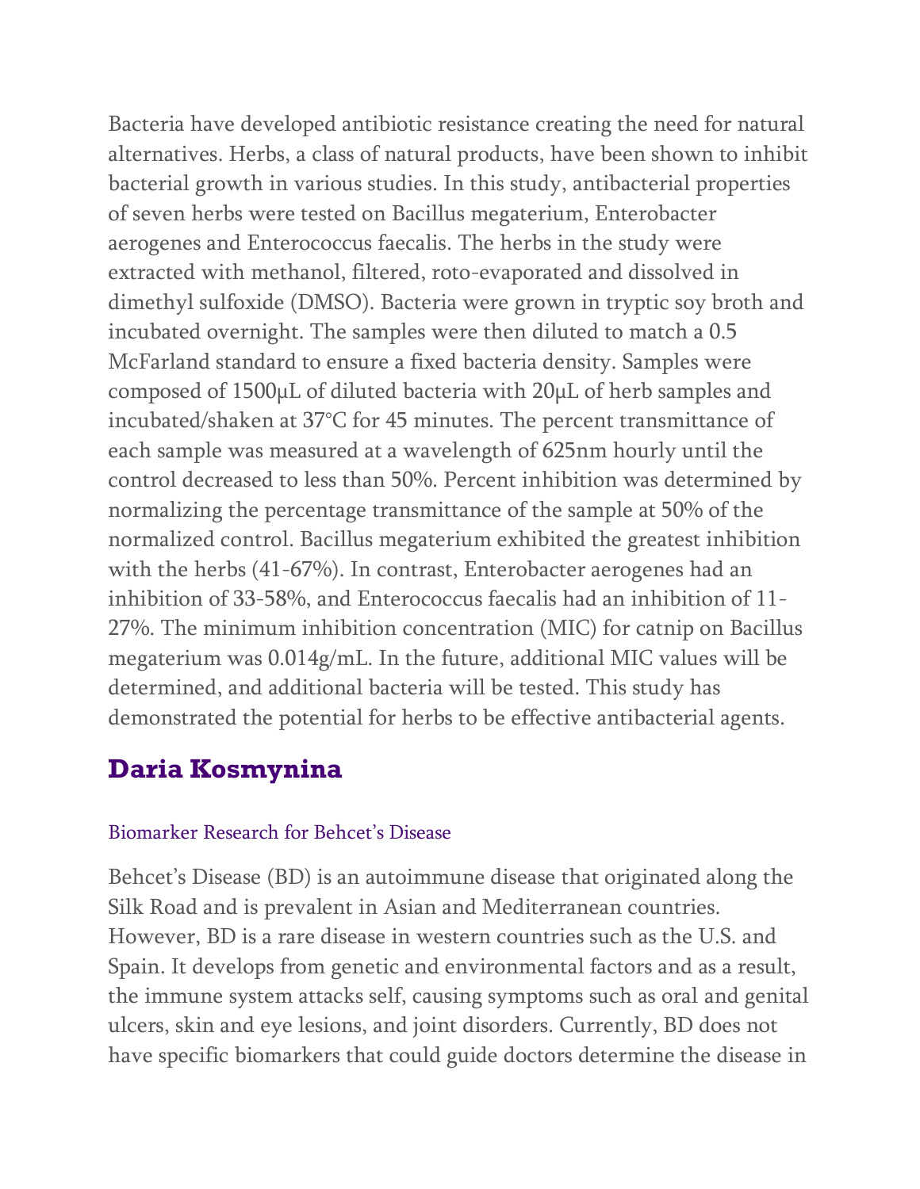Bacteria have developed antibiotic resistance creating the need for natural alternatives. Herbs, a class of natural products, have been shown to inhibit bacterial growth in various studies. In this study, antibacterial properties of seven herbs were tested on Bacillus megaterium, Enterobacter aerogenes and Enterococcus faecalis. The herbs in the study were extracted with methanol, filtered, roto-evaporated and dissolved in dimethyl sulfoxide (DMSO). Bacteria were grown in tryptic soy broth and incubated overnight. The samples were then diluted to match a 0.5 McFarland standard to ensure a fixed bacteria density. Samples were composed of 1500μL of diluted bacteria with 20μL of herb samples and incubated/shaken at 37°C for 45 minutes. The percent transmittance of each sample was measured at a wavelength of 625nm hourly until the control decreased to less than 50%. Percent inhibition was determined by normalizing the percentage transmittance of the sample at 50% of the normalized control. Bacillus megaterium exhibited the greatest inhibition with the herbs (41-67%). In contrast, Enterobacter aerogenes had an inhibition of 33-58%, and Enterococcus faecalis had an inhibition of 11-27%. The minimum inhibition concentration (MIC) for catnip on Bacillus megaterium was 0.014g/mL. In the future, additional MIC values will be determined, and additional bacteria will be tested. This study has demonstrated the potential for herbs to be effective antibacterial agents.

## Daria Kosmynina

### Biomarker Research for Behcet's Disease

Behcet's Disease (BD) is an autoimmune disease that originated along the Silk Road and is prevalent in Asian and Mediterranean countries. However, BD is a rare disease in western countries such as the U.S. and Spain. It develops from genetic and environmental factors and as a result, the immune system attacks self, causing symptoms such as oral and genital ulcers, skin and eye lesions, and joint disorders. Currently, BD does not have specific biomarkers that could guide doctors determine the disease in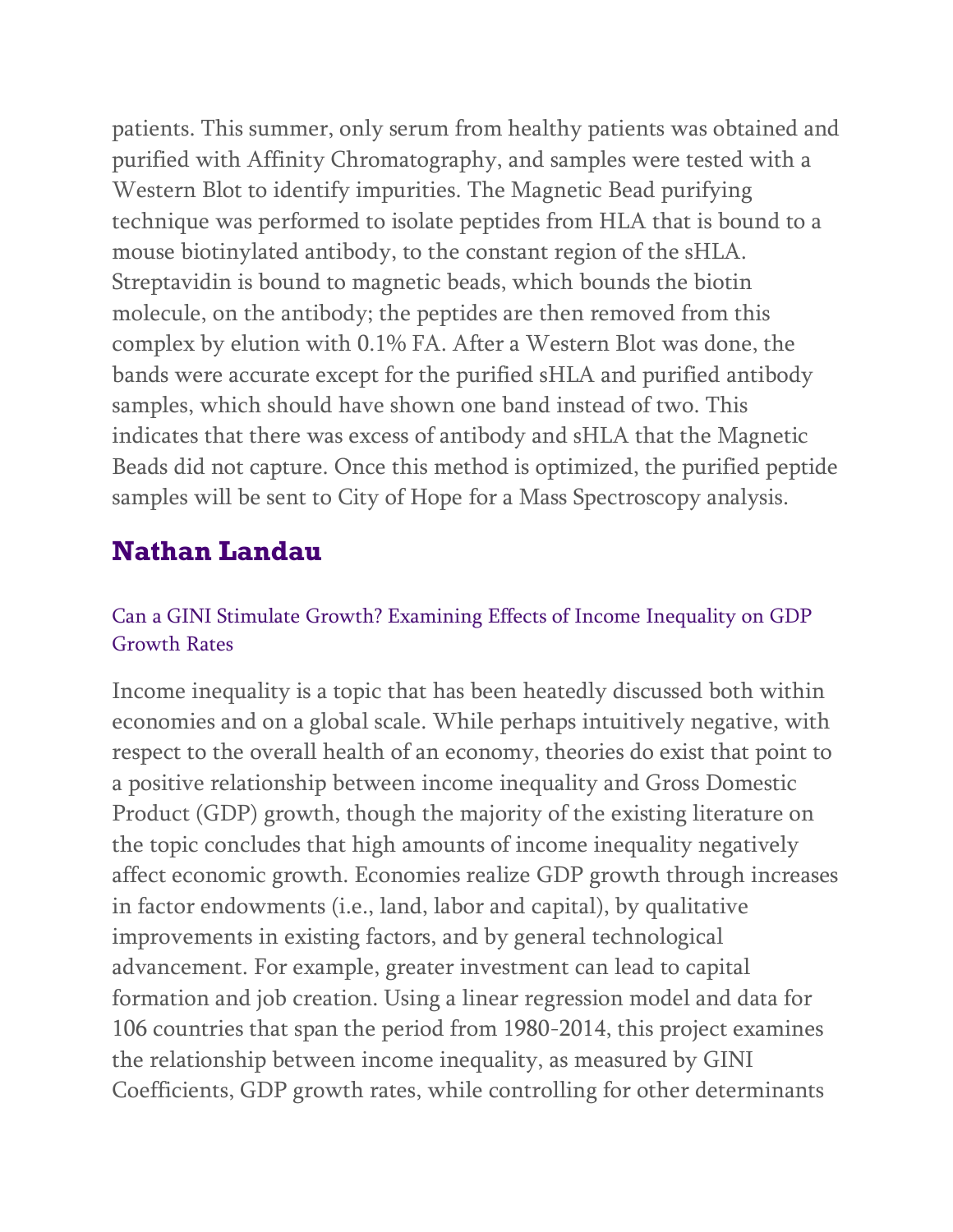patients. This summer, only serum from healthy patients was obtained and purified with Affinity Chromatography, and samples were tested with a Western Blot to identify impurities. The Magnetic Bead purifying technique was performed to isolate peptides from HLA that is bound to a mouse biotinylated antibody, to the constant region of the sHLA. Streptavidin is bound to magnetic beads, which bounds the biotin molecule, on the antibody; the peptides are then removed from this complex by elution with 0.1% FA. After a Western Blot was done, the bands were accurate except for the purified sHLA and purified antibody samples, which should have shown one band instead of two. This indicates that there was excess of antibody and sHLA that the Magnetic Beads did not capture. Once this method is optimized, the purified peptide samples will be sent to City of Hope for a Mass Spectroscopy analysis.

## Nathan Landau

### Can a GINI Stimulate Growth? Examining Effects of Income Inequality on GDP Growth Rates

Income inequality is a topic that has been heatedly discussed both within economies and on a global scale. While perhaps intuitively negative, with respect to the overall health of an economy, theories do exist that point to a positive relationship between income inequality and Gross Domestic Product (GDP) growth, though the majority of the existing literature on the topic concludes that high amounts of income inequality negatively affect economic growth. Economies realize GDP growth through increases in factor endowments (i.e., land, labor and capital), by qualitative improvements in existing factors, and by general technological advancement. For example, greater investment can lead to capital formation and job creation. Using a linear regression model and data for 106 countries that span the period from 1980-2014, this project examines the relationship between income inequality, as measured by GINI Coefficients, GDP growth rates, while controlling for other determinants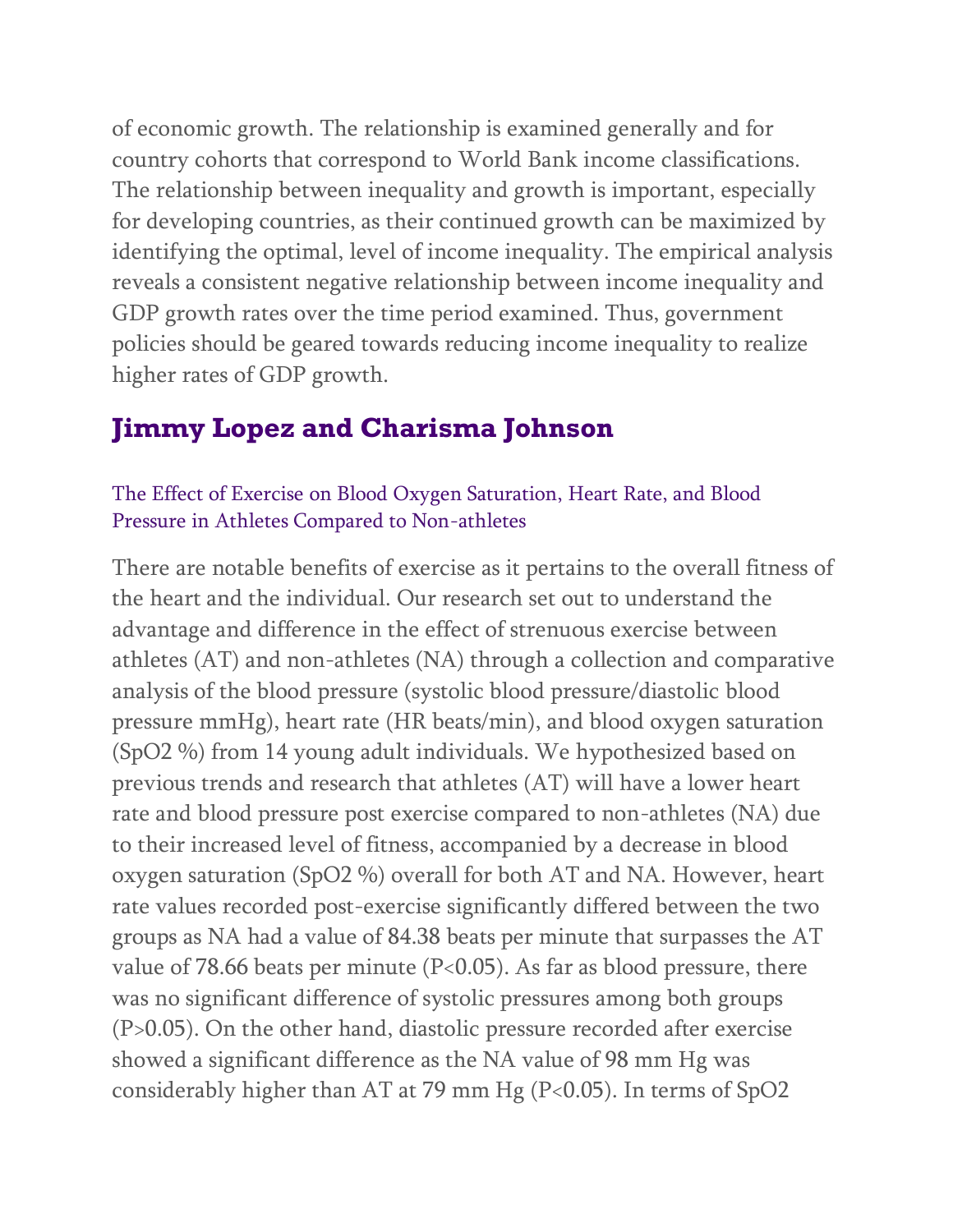of economic growth. The relationship is examined generally and for country cohorts that correspond to World Bank income classifications. The relationship between inequality and growth is important, especially for developing countries, as their continued growth can be maximized by identifying the optimal, level of income inequality. The empirical analysis reveals a consistent negative relationship between income inequality and GDP growth rates over the time period examined. Thus, government policies should be geared towards reducing income inequality to realize higher rates of GDP growth.

## Jimmy Lopez and Charisma Johnson

### The Effect of Exercise on Blood Oxygen Saturation, Heart Rate, and Blood Pressure in Athletes Compared to Non-athletes

There are notable benefits of exercise as it pertains to the overall fitness of the heart and the individual. Our research set out to understand the advantage and difference in the effect of strenuous exercise between athletes (AT) and non-athletes (NA) through a collection and comparative analysis of the blood pressure (systolic blood pressure/diastolic blood pressure mmHg), heart rate (HR beats/min), and blood oxygen saturation ($SpO_2$ %) from 14 young adult individuals. We hypothesized based on previous trends and research that athletes (AT) will have a lower heart rate and blood pressure post exercise compared to non-athletes (NA) due to their increased level of fitness, accompanied by a decrease in blood oxygen saturation ($SpO_2$ %) overall for both AT and NA. However, heart rate values recorded post-exercise significantly differed between the two groups as NA had a value of 84.38 beats per minute that surpasses the AT value of 78.66 beats per minute ($P<0.05$). As far as blood pressure, there was no significant difference of systolic pressures among both groups ($P>0.05$). On the other hand, diastolic pressure recorded after exercise showed a significant difference as the NA value of 98 mm Hg was considerably higher than AT at 79 mm Hg ($P<0.05$). In terms of $SpO_2$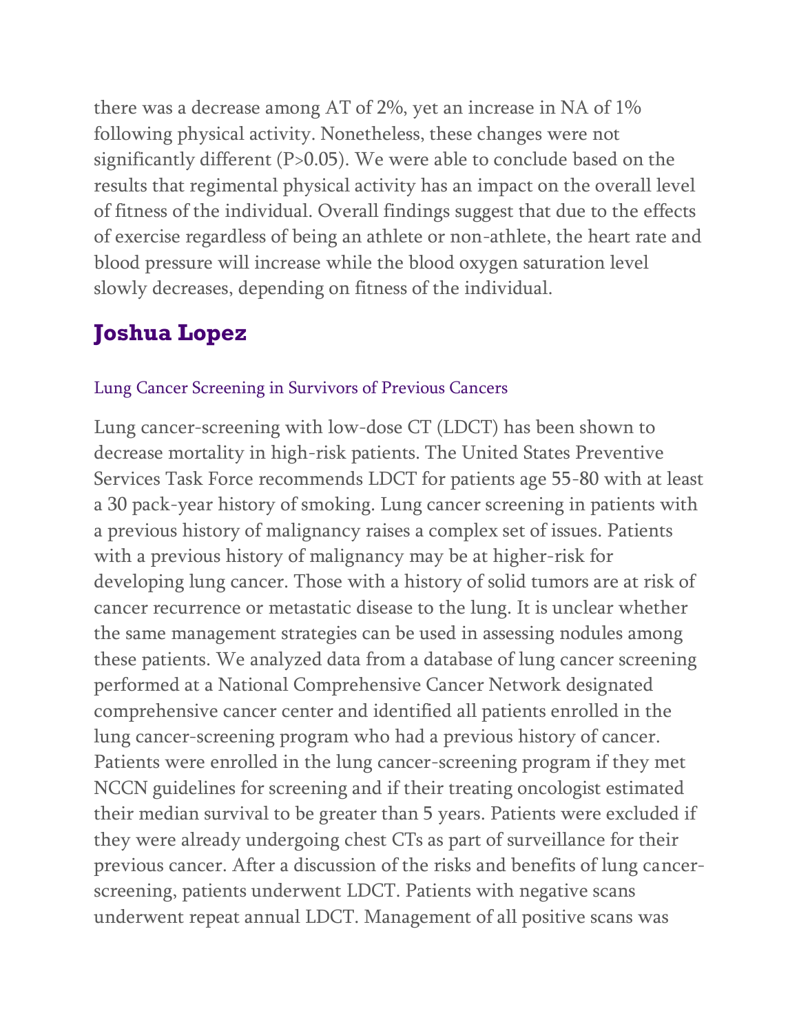there was a decrease among AT of 2%, yet an increase in NA of 1% following physical activity. Nonetheless, these changes were not significantly different ($P>0.05$). We were able to conclude based on the results that regimental physical activity has an impact on the overall level of fitness of the individual. Overall findings suggest that due to the effects of exercise regardless of being an athlete or non-athlete, the heart rate and blood pressure will increase while the blood oxygen saturation level slowly decreases, depending on fitness of the individual.

## Joshua Lopez

### Lung Cancer Screening in Survivors of Previous Cancers

Lung cancer-screening with low-dose CT (LDCT) has been shown to decrease mortality in high-risk patients. The United States Preventive Services Task Force recommends LDCT for patients age 55-80 with at least a 30 pack-year history of smoking. Lung cancer screening in patients with a previous history of malignancy raises a complex set of issues. Patients with a previous history of malignancy may be at higher-risk for developing lung cancer. Those with a history of solid tumors are at risk of cancer recurrence or metastatic disease to the lung. It is unclear whether the same management strategies can be used in assessing nodules among these patients. We analyzed data from a database of lung cancer screening performed at a National Comprehensive Cancer Network designated comprehensive cancer center and identified all patients enrolled in the lung cancer-screening program who had a previous history of cancer. Patients were enrolled in the lung cancer-screening program if they met NCCN guidelines for screening and if their treating oncologist estimated their median survival to be greater than 5 years. Patients were excluded if they were already undergoing chest CTs as part of surveillance for their previous cancer. After a discussion of the risks and benefits of lung cancer-screening, patients underwent LDCT. Patients with negative scans underwent repeat annual LDCT. Management of all positive scans was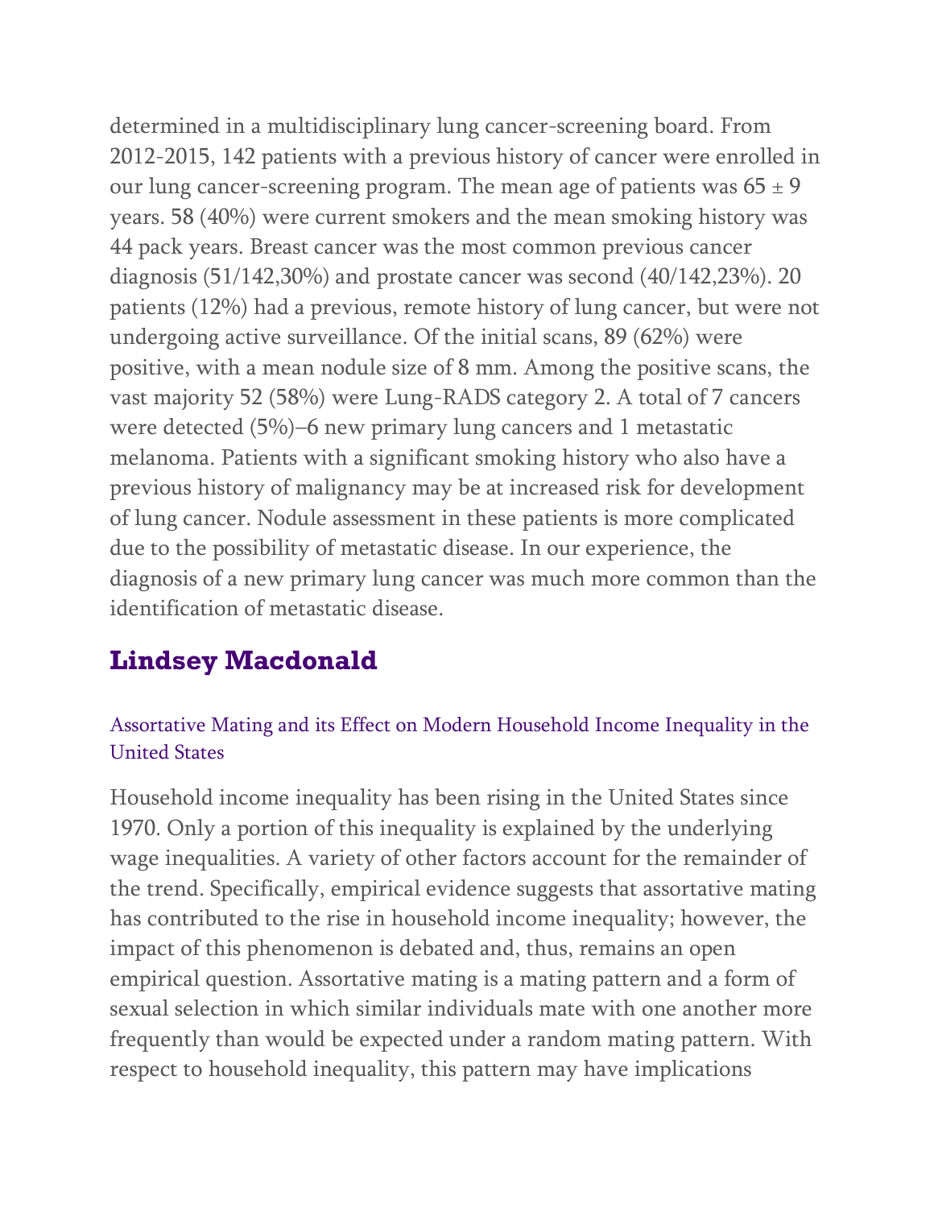determined in a multidisciplinary lung cancer-screening board. From 2012-2015, 142 patients with a previous history of cancer were enrolled in our lung cancer-screening program. The mean age of patients was 65 ± 9 years. 58 (40%) were current smokers and the mean smoking history was 44 pack years. Breast cancer was the most common previous cancer diagnosis (51/142,30%) and prostate cancer was second (40/142,23%). 20 patients (12%) had a previous, remote history of lung cancer, but were not undergoing active surveillance. Of the initial scans, 89 (62%) were positive, with a mean nodule size of 8 mm. Among the positive scans, the vast majority 52 (58%) were Lung-RADS category 2. A total of 7 cancers were detected (5%)–6 new primary lung cancers and 1 metastatic melanoma. Patients with a significant smoking history who also have a previous history of malignancy may be at increased risk for development of lung cancer. Nodule assessment in these patients is more complicated due to the possibility of metastatic disease. In our experience, the diagnosis of a new primary lung cancer was much more common than the identification of metastatic disease.

## Lindsey Macdonald

### Assortative Mating and its Effect on Modern Household Income Inequality in the United States

Household income inequality has been rising in the United States since 1970. Only a portion of this inequality is explained by the underlying wage inequalities. A variety of other factors account for the remainder of the trend. Specifically, empirical evidence suggests that assortative mating has contributed to the rise in household income inequality; however, the impact of this phenomenon is debated and, thus, remains an open empirical question. Assortative mating is a mating pattern and a form of sexual selection in which similar individuals mate with one another more frequently than would be expected under a random mating pattern. With respect to household inequality, this pattern may have implications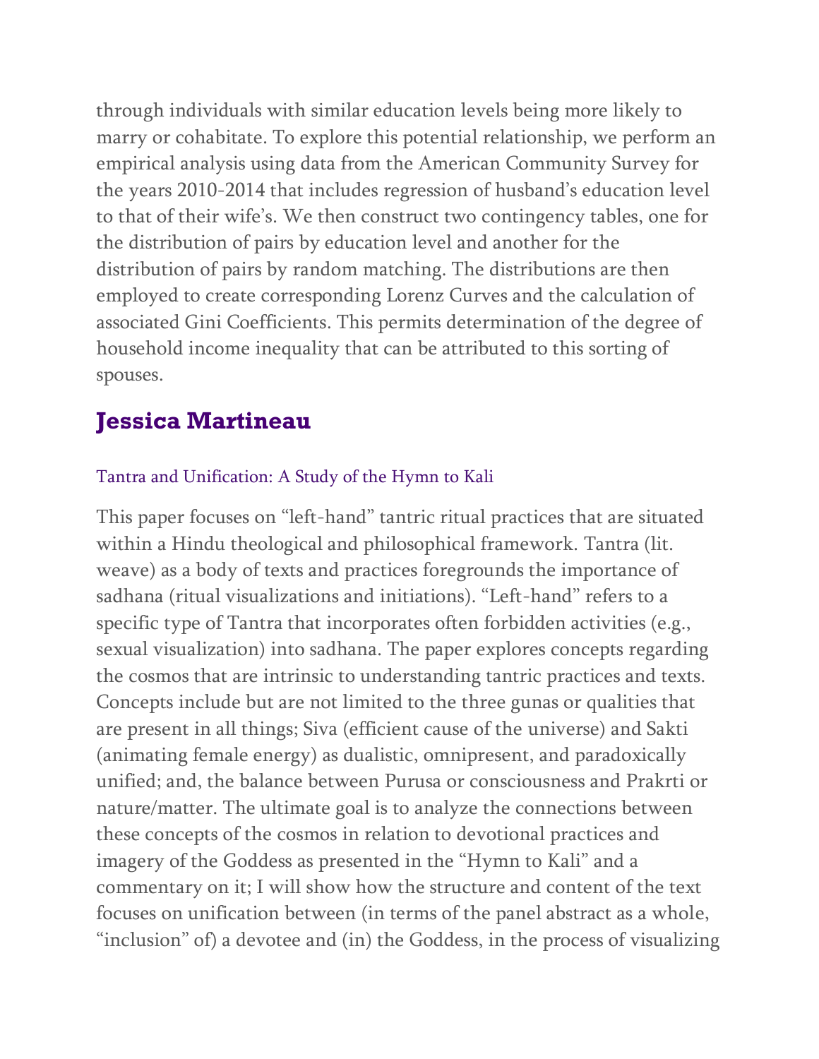through individuals with similar education levels being more likely to marry or cohabitate. To explore this potential relationship, we perform an empirical analysis using data from the American Community Survey for the years 2010-2014 that includes regression of husband's education level to that of their wife's. We then construct two contingency tables, one for the distribution of pairs by education level and another for the distribution of pairs by random matching. The distributions are then employed to create corresponding Lorenz Curves and the calculation of associated Gini Coefficients. This permits determination of the degree of household income inequality that can be attributed to this sorting of spouses.

## Jessica Martineau

### Tantra and Unification: A Study of the Hymn to Kali

This paper focuses on "left-hand" tantric ritual practices that are situated within a Hindu theological and philosophical framework. Tantra (lit. weave) as a body of texts and practices foregrounds the importance of sadhana (ritual visualizations and initiations). "Left-hand" refers to a specific type of Tantra that incorporates often forbidden activities (e.g., sexual visualization) into sadhana. The paper explores concepts regarding the cosmos that are intrinsic to understanding tantric practices and texts. Concepts include but are not limited to the three gunas or qualities that are present in all things; Siva (efficient cause of the universe) and Sakti (animating female energy) as dualistic, omnipresent, and paradoxically unified; and, the balance between Purusa or consciousness and Prakrti or nature/matter. The ultimate goal is to analyze the connections between these concepts of the cosmos in relation to devotional practices and imagery of the Goddess as presented in the "Hymn to Kali" and a commentary on it; I will show how the structure and content of the text focuses on unification between (in terms of the panel abstract as a whole, "inclusion" of) a devotee and (in) the Goddess, in the process of visualizing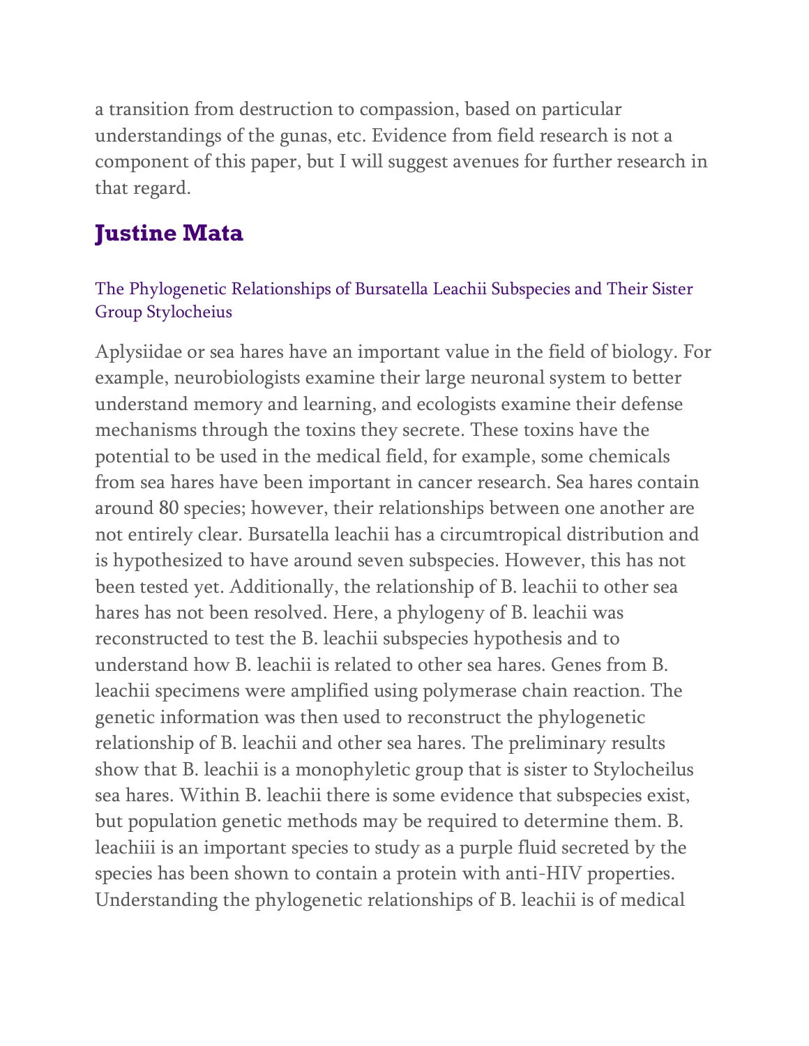a transition from destruction to compassion, based on particular understandings of the gunas, etc. Evidence from field research is not a component of this paper, but I will suggest avenues for further research in that regard.

## Justine Mata

### The Phylogenetic Relationships of Bursatella Leachii Subspecies and Their Sister Group Stylocheius

Aplysiidae or sea hares have an important value in the field of biology. For example, neurobiologists examine their large neuronal system to better understand memory and learning, and ecologists examine their defense mechanisms through the toxins they secrete. These toxins have the potential to be used in the medical field, for example, some chemicals from sea hares have been important in cancer research. Sea hares contain around 80 species; however, their relationships between one another are not entirely clear. Bursatella leachii has a circumtropical distribution and is hypothesized to have around seven subspecies. However, this has not been tested yet. Additionally, the relationship of B. leachii to other sea hares has not been resolved. Here, a phylogeny of B. leachii was reconstructed to test the B. leachii subspecies hypothesis and to understand how B. leachii is related to other sea hares. Genes from B. leachii specimens were amplified using polymerase chain reaction. The genetic information was then used to reconstruct the phylogenetic relationship of B. leachii and other sea hares. The preliminary results show that B. leachii is a monophyletic group that is sister to Stylocheilus sea hares. Within B. leachii there is some evidence that subspecies exist, but population genetic methods may be required to determine them. B. leachiii is an important species to study as a purple fluid secreted by the species has been shown to contain a protein with anti-HIV properties. Understanding the phylogenetic relationships of B. leachii is of medical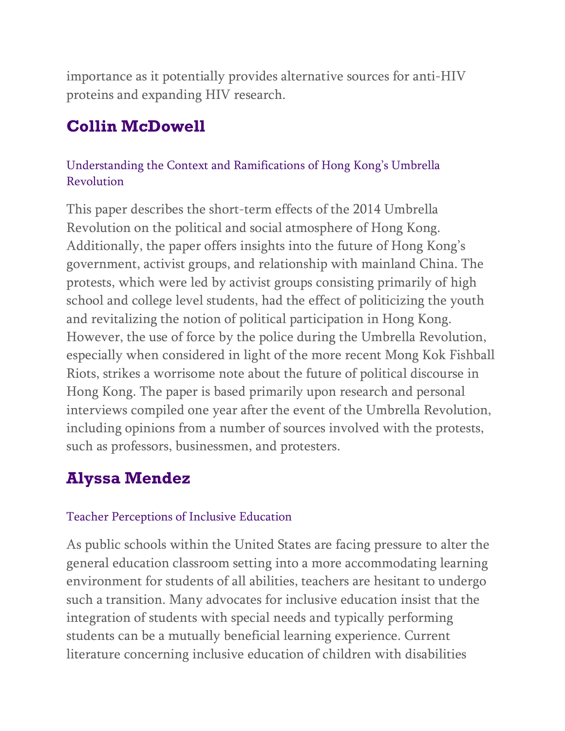importance as it potentially provides alternative sources for anti-HIV proteins and expanding HIV research.

## Collin McDowell

### Understanding the Context and Ramifications of Hong Kong's Umbrella Revolution

This paper describes the short-term effects of the 2014 Umbrella Revolution on the political and social atmosphere of Hong Kong. Additionally, the paper offers insights into the future of Hong Kong's government, activist groups, and relationship with mainland China. The protests, which were led by activist groups consisting primarily of high school and college level students, had the effect of politicizing the youth and revitalizing the notion of political participation in Hong Kong. However, the use of force by the police during the Umbrella Revolution, especially when considered in light of the more recent Mong Kok Fishball Riots, strikes a worrisome note about the future of political discourse in Hong Kong. The paper is based primarily upon research and personal interviews compiled one year after the event of the Umbrella Revolution, including opinions from a number of sources involved with the protests, such as professors, businessmen, and protesters.

## Alyssa Mendez

### Teacher Perceptions of Inclusive Education

As public schools within the United States are facing pressure to alter the general education classroom setting into a more accommodating learning environment for students of all abilities, teachers are hesitant to undergo such a transition. Many advocates for inclusive education insist that the integration of students with special needs and typically performing students can be a mutually beneficial learning experience. Current literature concerning inclusive education of children with disabilities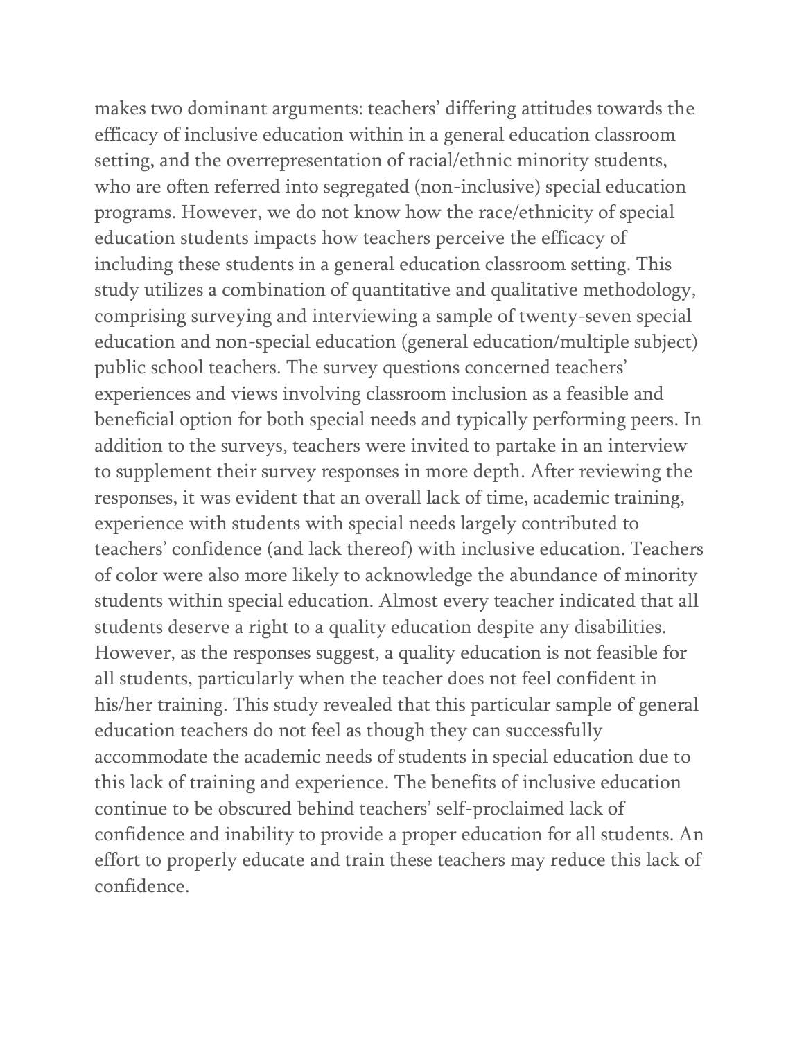makes two dominant arguments: teachers' differing attitudes towards the efficacy of inclusive education within in a general education classroom setting, and the overrepresentation of racial/ethnic minority students, who are often referred into segregated (non-inclusive) special education programs. However, we do not know how the race/ethnicity of special education students impacts how teachers perceive the efficacy of including these students in a general education classroom setting. This study utilizes a combination of quantitative and qualitative methodology, comprising surveying and interviewing a sample of twenty-seven special education and non-special education (general education/multiple subject) public school teachers. The survey questions concerned teachers' experiences and views involving classroom inclusion as a feasible and beneficial option for both special needs and typically performing peers. In addition to the surveys, teachers were invited to partake in an interview to supplement their survey responses in more depth. After reviewing the responses, it was evident that an overall lack of time, academic training, experience with students with special needs largely contributed to teachers' confidence (and lack thereof) with inclusive education. Teachers of color were also more likely to acknowledge the abundance of minority students within special education. Almost every teacher indicated that all students deserve a right to a quality education despite any disabilities. However, as the responses suggest, a quality education is not feasible for all students, particularly when the teacher does not feel confident in his/her training. This study revealed that this particular sample of general education teachers do not feel as though they can successfully accommodate the academic needs of students in special education due to this lack of training and experience. The benefits of inclusive education continue to be obscured behind teachers' self-proclaimed lack of confidence and inability to provide a proper education for all students. An effort to properly educate and train these teachers may reduce this lack of confidence.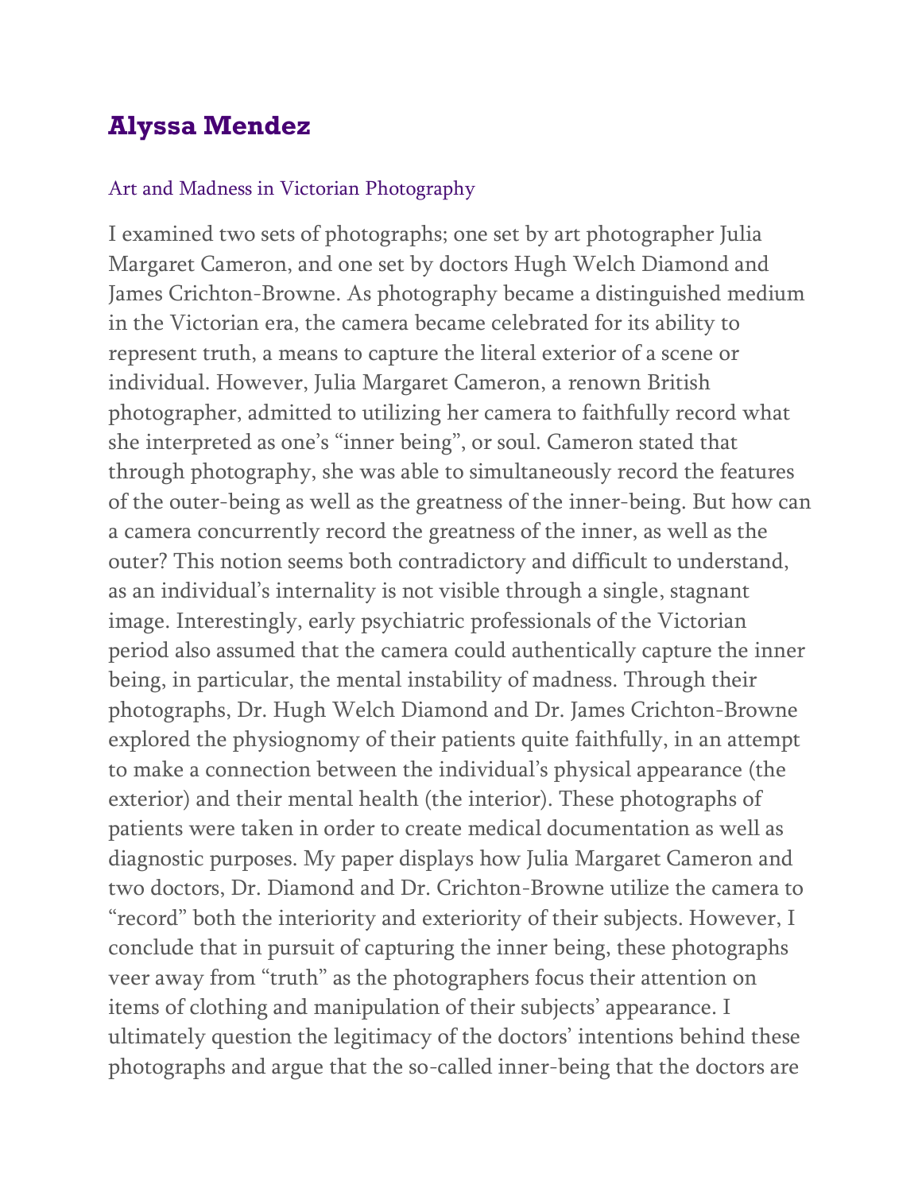## Alyssa Mendez

### Art and Madness in Victorian Photography

I examined two sets of photographs; one set by art photographer Julia Margaret Cameron, and one set by doctors Hugh Welch Diamond and James Crichton-Browne. As photography became a distinguished medium in the Victorian era, the camera became celebrated for its ability to represent truth, a means to capture the literal exterior of a scene or individual. However, Julia Margaret Cameron, a renown British photographer, admitted to utilizing her camera to faithfully record what she interpreted as one's "inner being", or soul. Cameron stated that through photography, she was able to simultaneously record the features of the outer-being as well as the greatness of the inner-being. But how can a camera concurrently record the greatness of the inner, as well as the outer? This notion seems both contradictory and difficult to understand, as an individual's internality is not visible through a single, stagnant image. Interestingly, early psychiatric professionals of the Victorian period also assumed that the camera could authentically capture the inner being, in particular, the mental instability of madness. Through their photographs, Dr. Hugh Welch Diamond and Dr. James Crichton-Browne explored the physiognomy of their patients quite faithfully, in an attempt to make a connection between the individual's physical appearance (the exterior) and their mental health (the interior). These photographs of patients were taken in order to create medical documentation as well as diagnostic purposes. My paper displays how Julia Margaret Cameron and two doctors, Dr. Diamond and Dr. Crichton-Browne utilize the camera to "record" both the interiority and exteriority of their subjects. However, I conclude that in pursuit of capturing the inner being, these photographs veer away from "truth" as the photographers focus their attention on items of clothing and manipulation of their subjects' appearance. I ultimately question the legitimacy of the doctors' intentions behind these photographs and argue that the so-called inner-being that the doctors are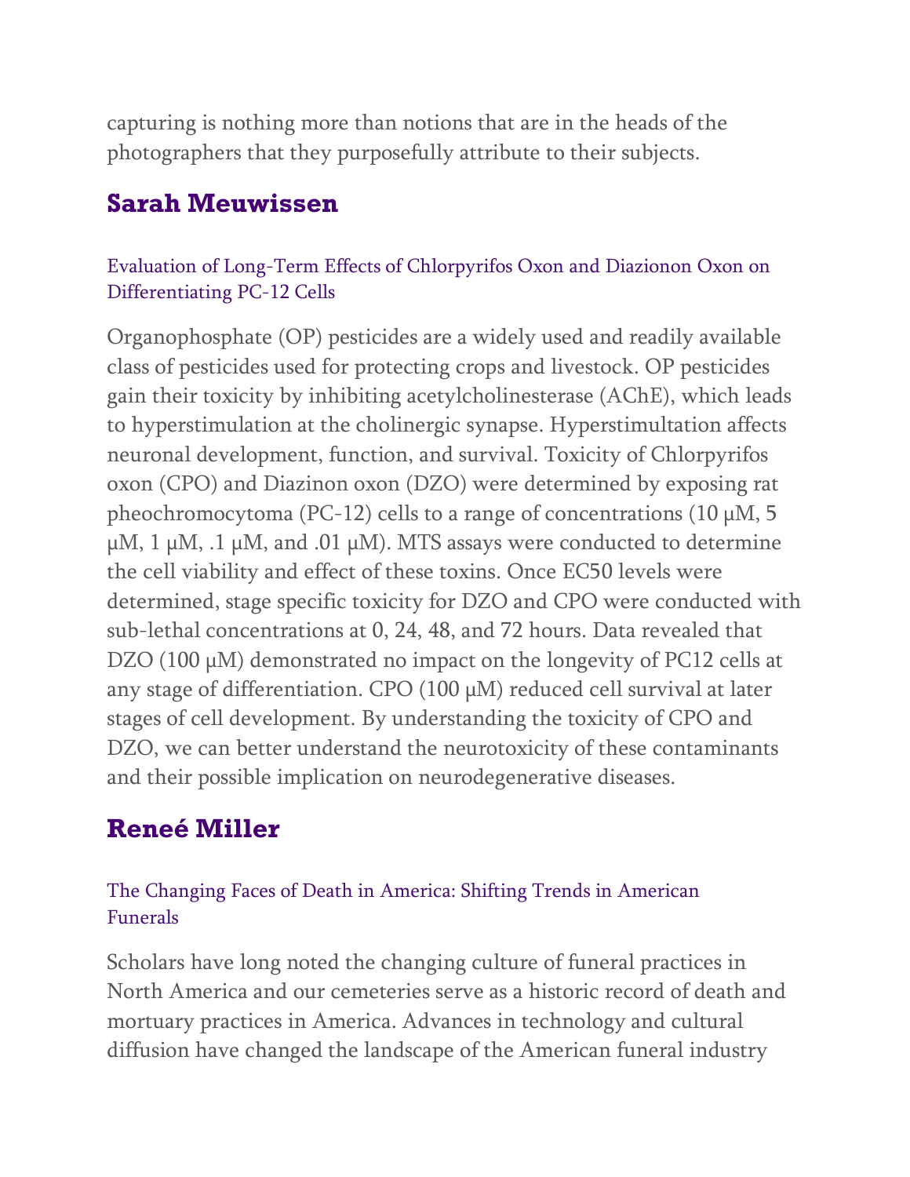capturing is nothing more than notions that are in the heads of the photographers that they purposefully attribute to their subjects.

## Sarah Meuwissen

### Evaluation of Long-Term Effects of Chlorpyrifos Oxon and Diazionon Oxon on Differentiating PC-12 Cells

Organophosphate (OP) pesticides are a widely used and readily available class of pesticides used for protecting crops and livestock. OP pesticides gain their toxicity by inhibiting acetylcholinesterase (AChE), which leads to hyperstimulation at the cholinergic synapse. Hyperstimultation affects neuronal development, function, and survival. Toxicity of Chlorpyrifos oxon (CPO) and Diazinon oxon (DZO) were determined by exposing rat pheochromocytoma (PC-12) cells to a range of concentrations (10 μM, 5 μM, 1 μM, .1 μM, and .01 μM). MTS assays were conducted to determine the cell viability and effect of these toxins. Once EC50 levels were determined, stage specific toxicity for DZO and CPO were conducted with sub-lethal concentrations at 0, 24, 48, and 72 hours. Data revealed that DZO (100 μM) demonstrated no impact on the longevity of PC12 cells at any stage of differentiation. CPO (100 μM) reduced cell survival at later stages of cell development. By understanding the toxicity of CPO and DZO, we can better understand the neurotoxicity of these contaminants and their possible implication on neurodegenerative diseases.

## Reneé Miller

### The Changing Faces of Death in America: Shifting Trends in American Funerals

Scholars have long noted the changing culture of funeral practices in North America and our cemeteries serve as a historic record of death and mortuary practices in America. Advances in technology and cultural diffusion have changed the landscape of the American funeral industry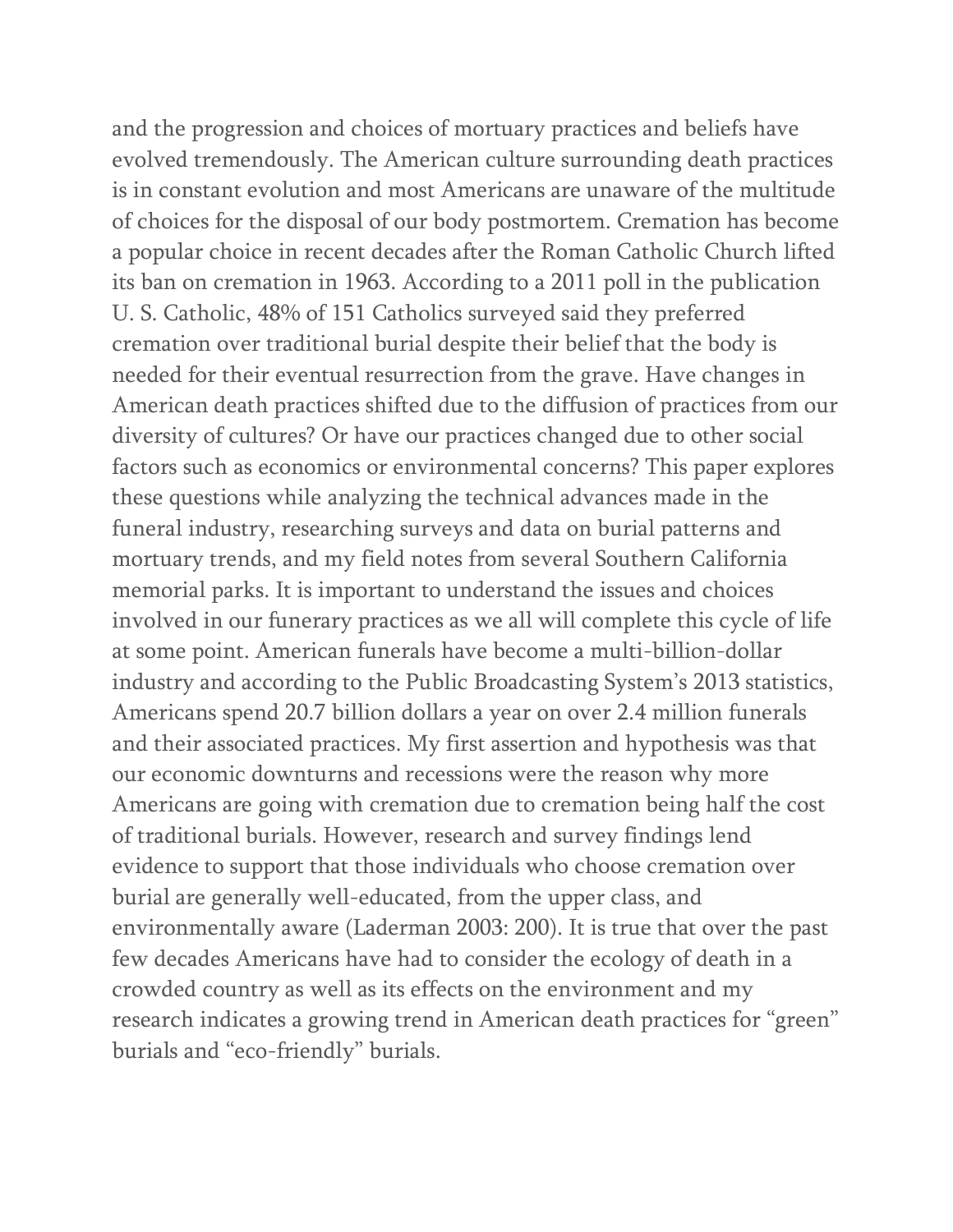and the progression and choices of mortuary practices and beliefs have evolved tremendously. The American culture surrounding death practices is in constant evolution and most Americans are unaware of the multitude of choices for the disposal of our body postmortem. Cremation has become a popular choice in recent decades after the Roman Catholic Church lifted its ban on cremation in 1963. According to a 2011 poll in the publication U. S. Catholic, 48% of 151 Catholics surveyed said they preferred cremation over traditional burial despite their belief that the body is needed for their eventual resurrection from the grave. Have changes in American death practices shifted due to the diffusion of practices from our diversity of cultures? Or have our practices changed due to other social factors such as economics or environmental concerns? This paper explores these questions while analyzing the technical advances made in the funeral industry, researching surveys and data on burial patterns and mortuary trends, and my field notes from several Southern California memorial parks. It is important to understand the issues and choices involved in our funerary practices as we all will complete this cycle of life at some point. American funerals have become a multi-billion-dollar industry and according to the Public Broadcasting System's 2013 statistics, Americans spend 20.7 billion dollars a year on over 2.4 million funerals and their associated practices. My first assertion and hypothesis was that our economic downturns and recessions were the reason why more Americans are going with cremation due to cremation being half the cost of traditional burials. However, research and survey findings lend evidence to support that those individuals who choose cremation over burial are generally well-educated, from the upper class, and environmentally aware (Laderman 2003: 200). It is true that over the past few decades Americans have had to consider the ecology of death in a crowded country as well as its effects on the environment and my research indicates a growing trend in American death practices for "green" burials and "eco-friendly" burials.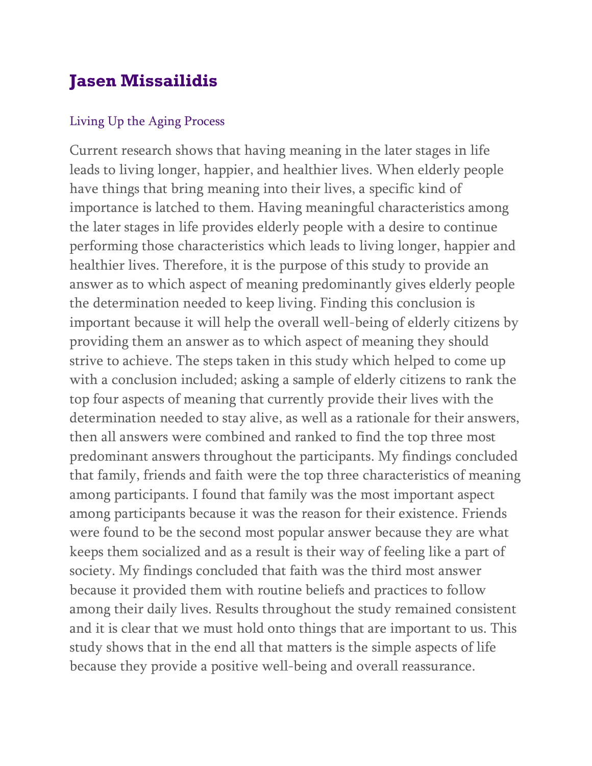## Jasen Missailidis

### Living Up the Aging Process

Current research shows that having meaning in the later stages in life leads to living longer, happier, and healthier lives. When elderly people have things that bring meaning into their lives, a specific kind of importance is latched to them. Having meaningful characteristics among the later stages in life provides elderly people with a desire to continue performing those characteristics which leads to living longer, happier and healthier lives. Therefore, it is the purpose of this study to provide an answer as to which aspect of meaning predominantly gives elderly people the determination needed to keep living. Finding this conclusion is important because it will help the overall well-being of elderly citizens by providing them an answer as to which aspect of meaning they should strive to achieve. The steps taken in this study which helped to come up with a conclusion included; asking a sample of elderly citizens to rank the top four aspects of meaning that currently provide their lives with the determination needed to stay alive, as well as a rationale for their answers, then all answers were combined and ranked to find the top three most predominant answers throughout the participants. My findings concluded that family, friends and faith were the top three characteristics of meaning among participants. I found that family was the most important aspect among participants because it was the reason for their existence. Friends were found to be the second most popular answer because they are what keeps them socialized and as a result is their way of feeling like a part of society. My findings concluded that faith was the third most answer because it provided them with routine beliefs and practices to follow among their daily lives. Results throughout the study remained consistent and it is clear that we must hold onto things that are important to us. This study shows that in the end all that matters is the simple aspects of life because they provide a positive well-being and overall reassurance.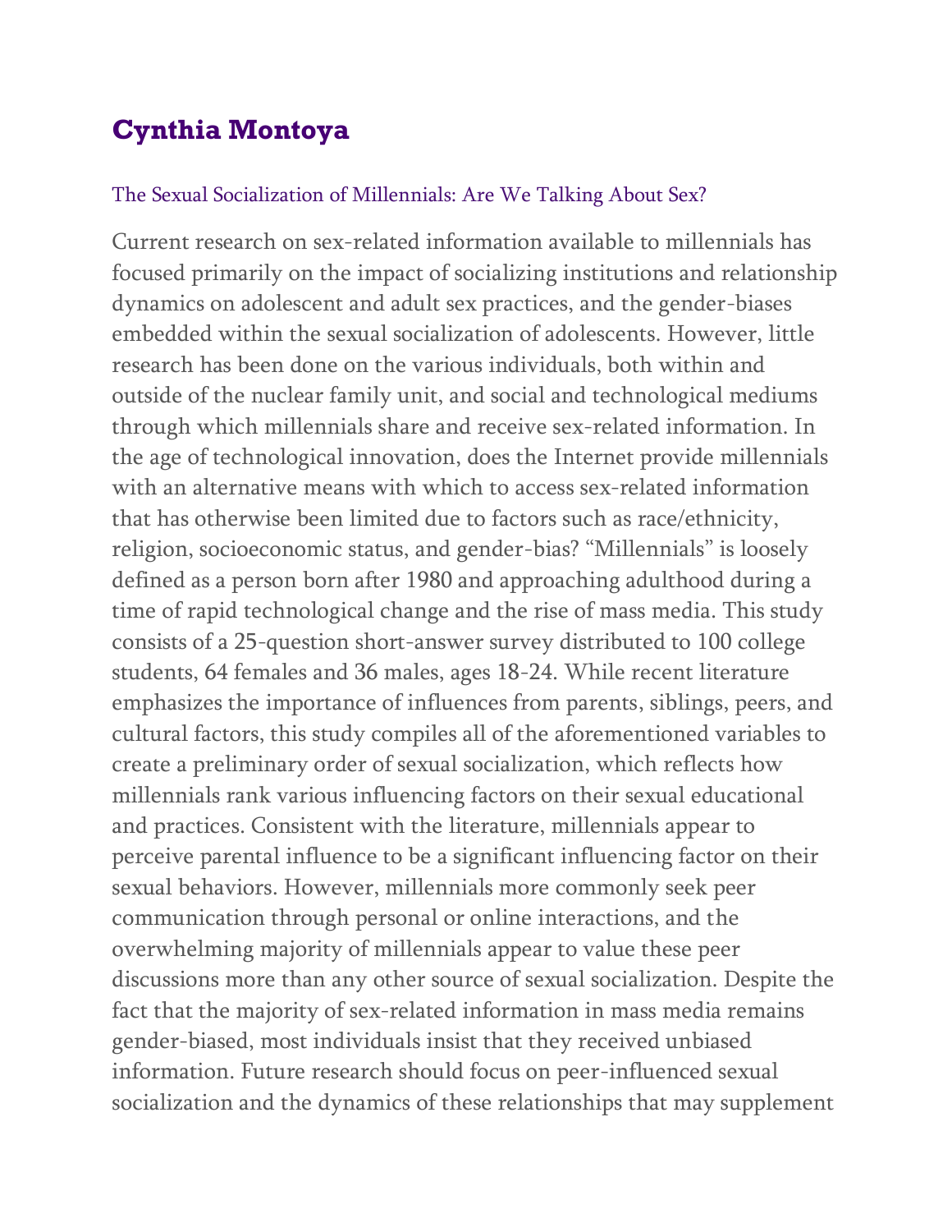## Cynthia Montoya

### The Sexual Socialization of Millennials: Are We Talking About Sex?

Current research on sex-related information available to millennials has focused primarily on the impact of socializing institutions and relationship dynamics on adolescent and adult sex practices, and the gender-biases embedded within the sexual socialization of adolescents. However, little research has been done on the various individuals, both within and outside of the nuclear family unit, and social and technological mediums through which millennials share and receive sex-related information. In the age of technological innovation, does the Internet provide millennials with an alternative means with which to access sex-related information that has otherwise been limited due to factors such as race/ethnicity, religion, socioeconomic status, and gender-bias? "Millennials" is loosely defined as a person born after 1980 and approaching adulthood during a time of rapid technological change and the rise of mass media. This study consists of a 25-question short-answer survey distributed to 100 college students, 64 females and 36 males, ages 18-24. While recent literature emphasizes the importance of influences from parents, siblings, peers, and cultural factors, this study compiles all of the aforementioned variables to create a preliminary order of sexual socialization, which reflects how millennials rank various influencing factors on their sexual educational and practices. Consistent with the literature, millennials appear to perceive parental influence to be a significant influencing factor on their sexual behaviors. However, millennials more commonly seek peer communication through personal or online interactions, and the overwhelming majority of millennials appear to value these peer discussions more than any other source of sexual socialization. Despite the fact that the majority of sex-related information in mass media remains gender-biased, most individuals insist that they received unbiased information. Future research should focus on peer-influenced sexual socialization and the dynamics of these relationships that may supplement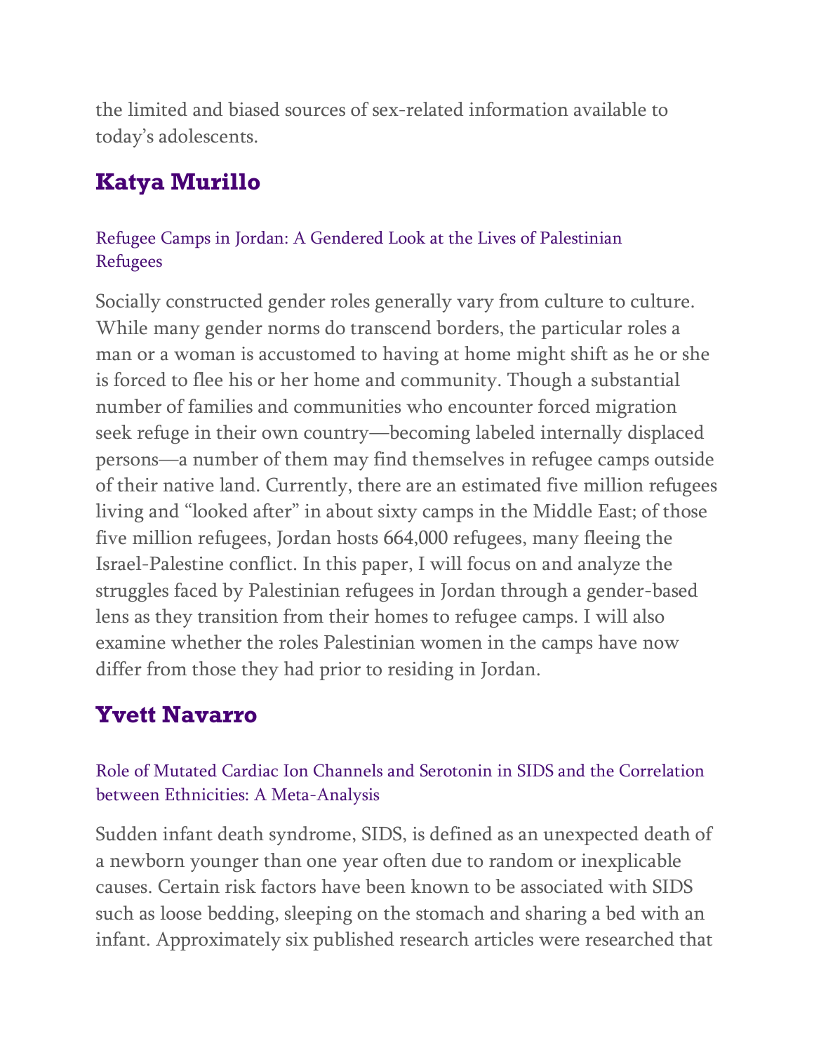the limited and biased sources of sex-related information available to today's adolescents.

## Katya Murillo

### Refugee Camps in Jordan: A Gendered Look at the Lives of Palestinian Refugees

Socially constructed gender roles generally vary from culture to culture. While many gender norms do transcend borders, the particular roles a man or a woman is accustomed to having at home might shift as he or she is forced to flee his or her home and community. Though a substantial number of families and communities who encounter forced migration seek refuge in their own country—becoming labeled internally displaced persons—a number of them may find themselves in refugee camps outside of their native land. Currently, there are an estimated five million refugees living and "looked after" in about sixty camps in the Middle East; of those five million refugees, Jordan hosts 664,000 refugees, many fleeing the Israel-Palestine conflict. In this paper, I will focus on and analyze the struggles faced by Palestinian refugees in Jordan through a gender-based lens as they transition from their homes to refugee camps. I will also examine whether the roles Palestinian women in the camps have now differ from those they had prior to residing in Jordan.

## Yvett Navarro

### Role of Mutated Cardiac Ion Channels and Serotonin in SIDS and the Correlation between Ethnicities: A Meta-Analysis

Sudden infant death syndrome, SIDS, is defined as an unexpected death of a newborn younger than one year often due to random or inexplicable causes. Certain risk factors have been known to be associated with SIDS such as loose bedding, sleeping on the stomach and sharing a bed with an infant. Approximately six published research articles were researched that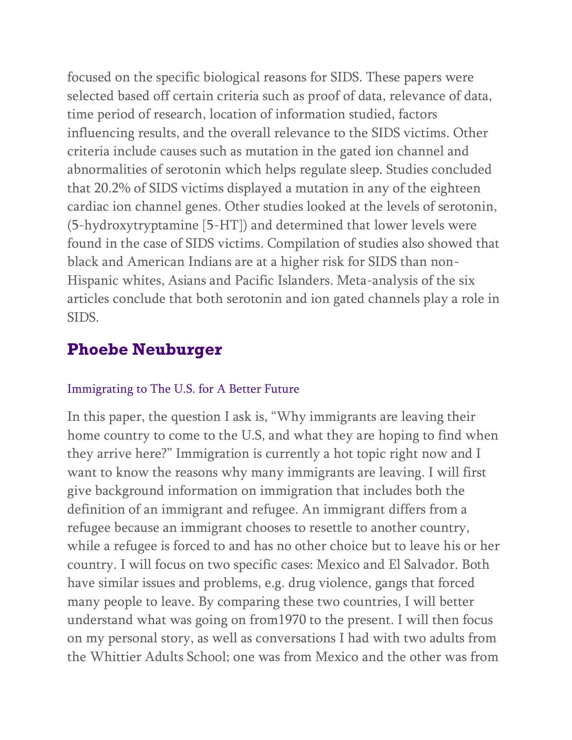focused on the specific biological reasons for SIDS. These papers were selected based off certain criteria such as proof of data, relevance of data, time period of research, location of information studied, factors influencing results, and the overall relevance to the SIDS victims. Other criteria include causes such as mutation in the gated ion channel and abnormalities of serotonin which helps regulate sleep. Studies concluded that 20.2% of SIDS victims displayed a mutation in any of the eighteen cardiac ion channel genes. Other studies looked at the levels of serotonin, (5-hydroxytryptamine [5-HT]) and determined that lower levels were found in the case of SIDS victims. Compilation of studies also showed that black and American Indians are at a higher risk for SIDS than non-Hispanic whites, Asians and Pacific Islanders. Meta-analysis of the six articles conclude that both serotonin and ion gated channels play a role in SIDS.

## Phoebe Neuburger

### Immigrating to The U.S. for A Better Future

In this paper, the question I ask is, "Why immigrants are leaving their home country to come to the U.S, and what they are hoping to find when they arrive here?" Immigration is currently a hot topic right now and I want to know the reasons why many immigrants are leaving. I will first give background information on immigration that includes both the definition of an immigrant and refugee. An immigrant differs from a refugee because an immigrant chooses to resettle to another country, while a refugee is forced to and has no other choice but to leave his or her country. I will focus on two specific cases: Mexico and El Salvador. Both have similar issues and problems, e.g. drug violence, gangs that forced many people to leave. By comparing these two countries, I will better understand what was going on from1970 to the present. I will then focus on my personal story, as well as conversations I had with two adults from the Whittier Adults School; one was from Mexico and the other was from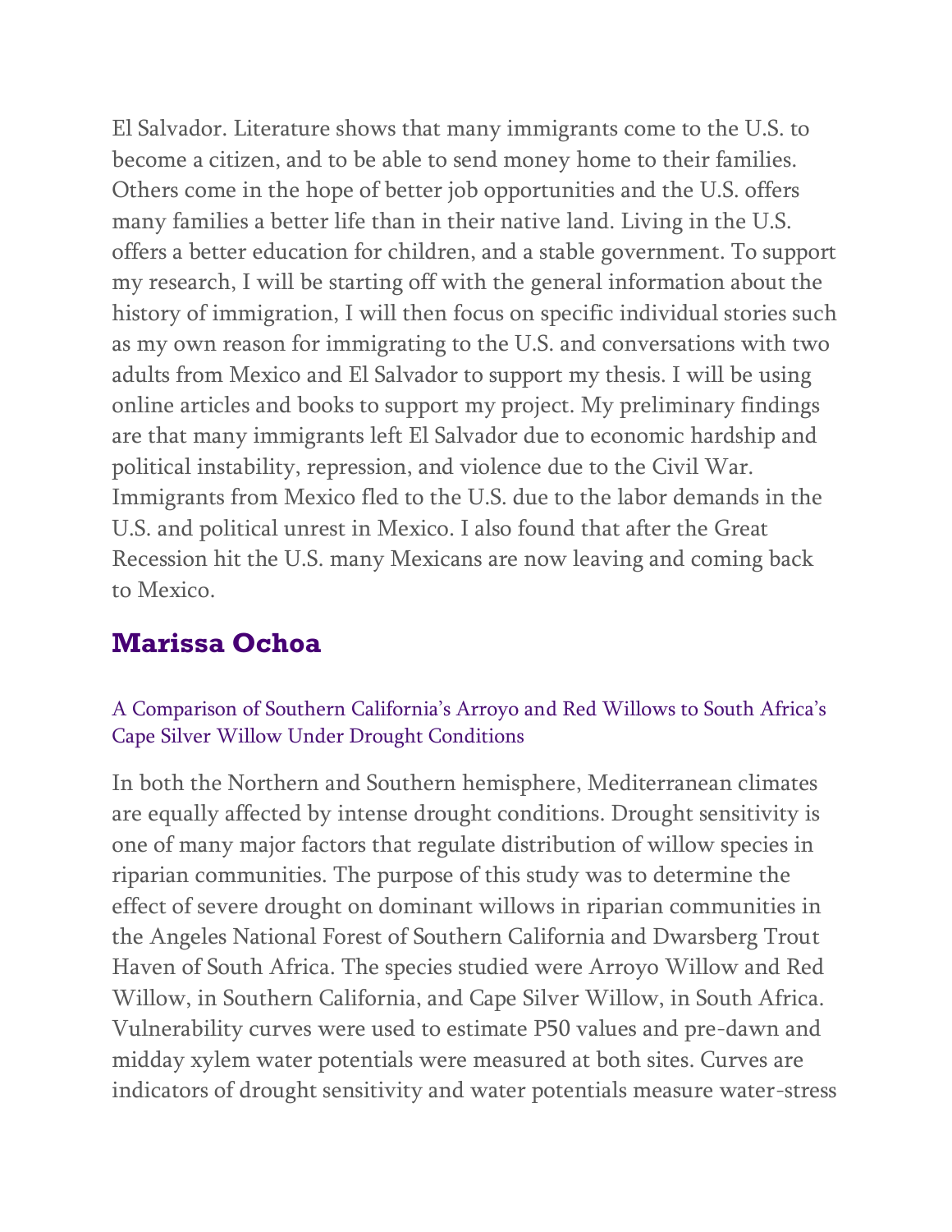El Salvador. Literature shows that many immigrants come to the U.S. to become a citizen, and to be able to send money home to their families. Others come in the hope of better job opportunities and the U.S. offers many families a better life than in their native land. Living in the U.S. offers a better education for children, and a stable government. To support my research, I will be starting off with the general information about the history of immigration, I will then focus on specific individual stories such as my own reason for immigrating to the U.S. and conversations with two adults from Mexico and El Salvador to support my thesis. I will be using online articles and books to support my project. My preliminary findings are that many immigrants left El Salvador due to economic hardship and political instability, repression, and violence due to the Civil War. Immigrants from Mexico fled to the U.S. due to the labor demands in the U.S. and political unrest in Mexico. I also found that after the Great Recession hit the U.S. many Mexicans are now leaving and coming back to Mexico.

## Marissa Ochoa

### A Comparison of Southern California's Arroyo and Red Willows to South Africa's Cape Silver Willow Under Drought Conditions

In both the Northern and Southern hemisphere, Mediterranean climates are equally affected by intense drought conditions. Drought sensitivity is one of many major factors that regulate distribution of willow species in riparian communities. The purpose of this study was to determine the effect of severe drought on dominant willows in riparian communities in the Angeles National Forest of Southern California and Dwarsberg Trout Haven of South Africa. The species studied were Arroyo Willow and Red Willow, in Southern California, and Cape Silver Willow, in South Africa. Vulnerability curves were used to estimate P50 values and pre-dawn and midday xylem water potentials were measured at both sites. Curves are indicators of drought sensitivity and water potentials measure water-stress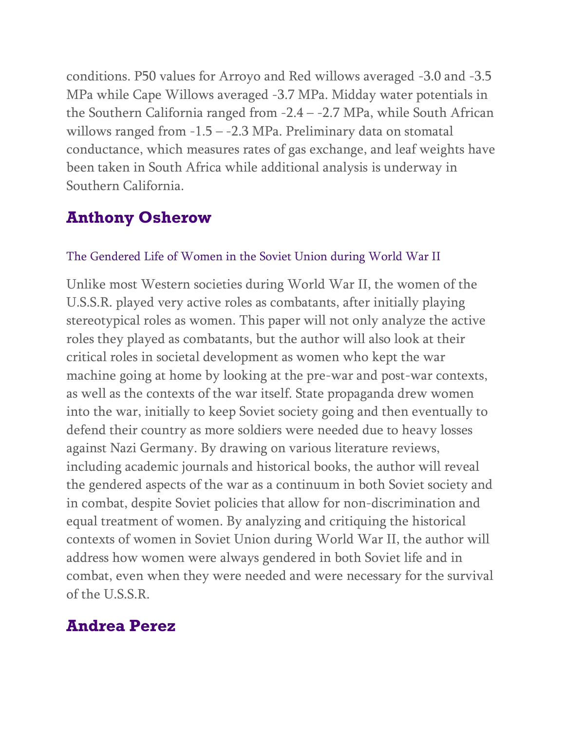conditions. P50 values for Arroyo and Red willows averaged -3.0 and -3.5 MPa while Cape Willows averaged -3.7 MPa. Midday water potentials in the Southern California ranged from -2.4 – -2.7 MPa, while South African willows ranged from -1.5 – -2.3 MPa. Preliminary data on stomatal conductance, which measures rates of gas exchange, and leaf weights have been taken in South Africa while additional analysis is underway in Southern California.

## Anthony Osherow

### The Gendered Life of Women in the Soviet Union during World War II

Unlike most Western societies during World War II, the women of the U.S.S.R. played very active roles as combatants, after initially playing stereotypical roles as women. This paper will not only analyze the active roles they played as combatants, but the author will also look at their critical roles in societal development as women who kept the war machine going at home by looking at the pre-war and post-war contexts, as well as the contexts of the war itself. State propaganda drew women into the war, initially to keep Soviet society going and then eventually to defend their country as more soldiers were needed due to heavy losses against Nazi Germany. By drawing on various literature reviews, including academic journals and historical books, the author will reveal the gendered aspects of the war as a continuum in both Soviet society and in combat, despite Soviet policies that allow for non-discrimination and equal treatment of women. By analyzing and critiquing the historical contexts of women in Soviet Union during World War II, the author will address how women were always gendered in both Soviet life and in combat, even when they were needed and were necessary for the survival of the U.S.S.R.

## Andrea Perez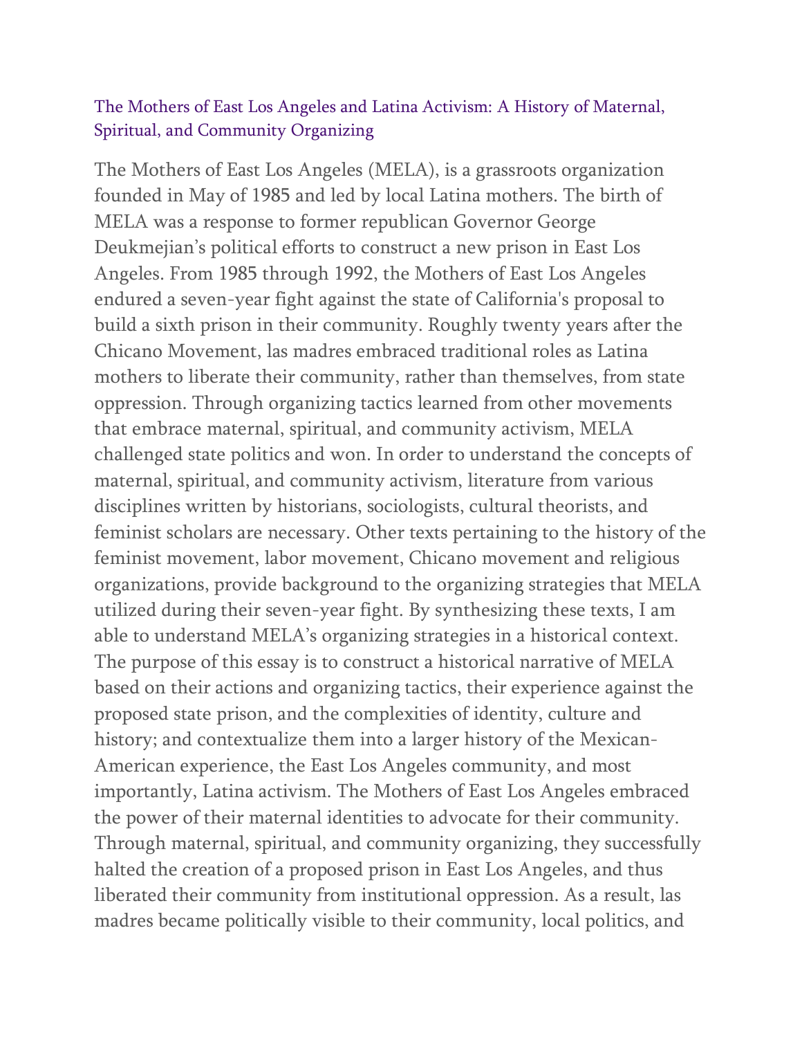## The Mothers of East Los Angeles and Latina Activism: A History of Maternal, Spiritual, and Community Organizing

The Mothers of East Los Angeles (MELA), is a grassroots organization founded in May of 1985 and led by local Latina mothers. The birth of MELA was a response to former republican Governor George Deukmejian's political efforts to construct a new prison in East Los Angeles. From 1985 through 1992, the Mothers of East Los Angeles endured a seven-year fight against the state of California's proposal to build a sixth prison in their community. Roughly twenty years after the Chicano Movement, las madres embraced traditional roles as Latina mothers to liberate their community, rather than themselves, from state oppression. Through organizing tactics learned from other movements that embrace maternal, spiritual, and community activism, MELA challenged state politics and won. In order to understand the concepts of maternal, spiritual, and community activism, literature from various disciplines written by historians, sociologists, cultural theorists, and feminist scholars are necessary. Other texts pertaining to the history of the feminist movement, labor movement, Chicano movement and religious organizations, provide background to the organizing strategies that MELA utilized during their seven-year fight. By synthesizing these texts, I am able to understand MELA's organizing strategies in a historical context. The purpose of this essay is to construct a historical narrative of MELA based on their actions and organizing tactics, their experience against the proposed state prison, and the complexities of identity, culture and history; and contextualize them into a larger history of the Mexican-American experience, the East Los Angeles community, and most importantly, Latina activism. The Mothers of East Los Angeles embraced the power of their maternal identities to advocate for their community. Through maternal, spiritual, and community organizing, they successfully halted the creation of a proposed prison in East Los Angeles, and thus liberated their community from institutional oppression. As a result, las madres became politically visible to their community, local politics, and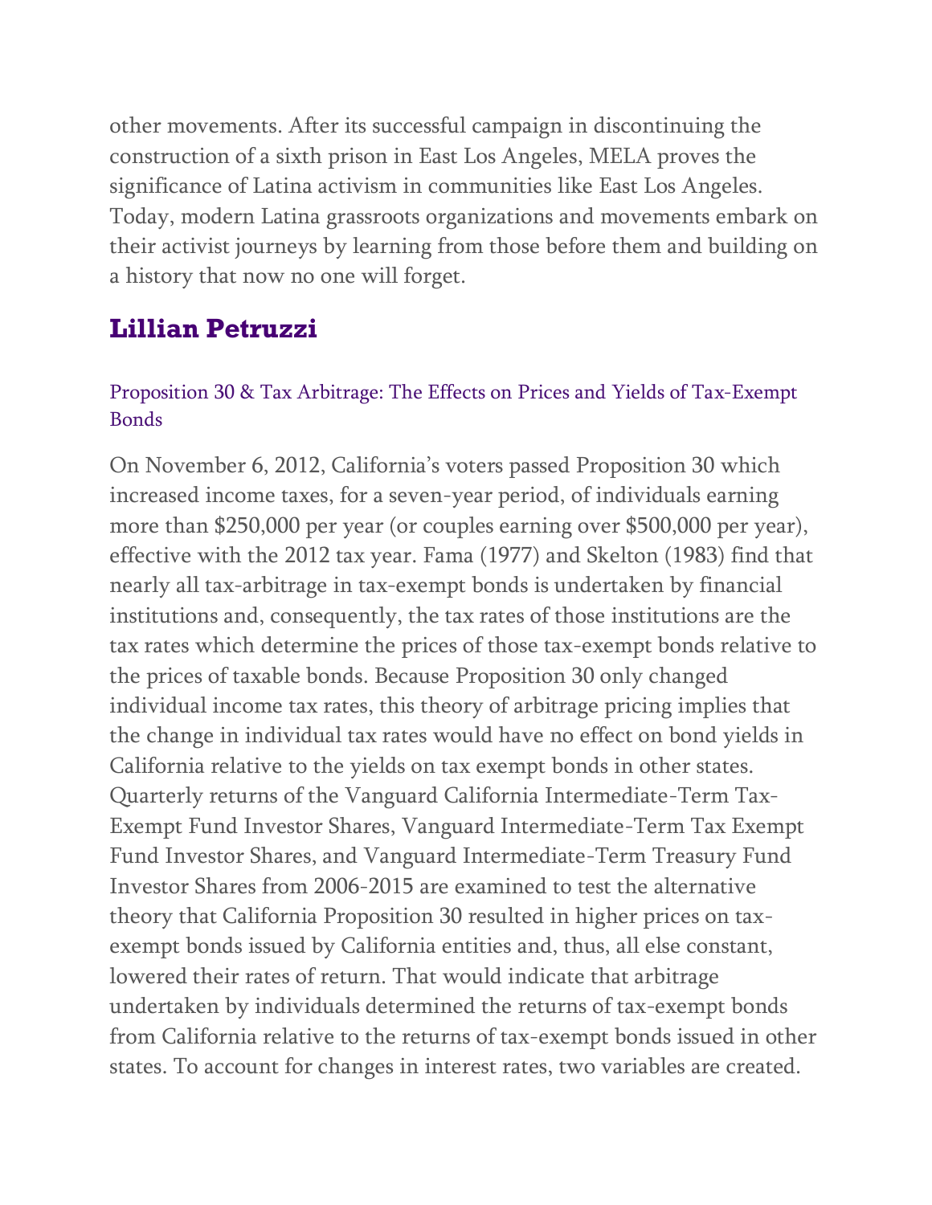other movements. After its successful campaign in discontinuing the construction of a sixth prison in East Los Angeles, MELA proves the significance of Latina activism in communities like East Los Angeles. Today, modern Latina grassroots organizations and movements embark on their activist journeys by learning from those before them and building on a history that now no one will forget.

## Lillian Petruzzi

### Proposition 30 & Tax Arbitrage: The Effects on Prices and Yields of Tax-Exempt Bonds

On November 6, 2012, California's voters passed Proposition 30 which increased income taxes, for a seven-year period, of individuals earning more than $250,000 per year (or couples earning over $500,000 per year), effective with the 2012 tax year. Fama (1977) and Skelton (1983) find that nearly all tax-arbitrage in tax-exempt bonds is undertaken by financial institutions and, consequently, the tax rates of those institutions are the tax rates which determine the prices of those tax-exempt bonds relative to the prices of taxable bonds. Because Proposition 30 only changed individual income tax rates, this theory of arbitrage pricing implies that the change in individual tax rates would have no effect on bond yields in California relative to the yields on tax exempt bonds in other states. Quarterly returns of the Vanguard California Intermediate-Term Tax-Exempt Fund Investor Shares, Vanguard Intermediate-Term Tax Exempt Fund Investor Shares, and Vanguard Intermediate-Term Treasury Fund Investor Shares from 2006-2015 are examined to test the alternative theory that California Proposition 30 resulted in higher prices on tax-exempt bonds issued by California entities and, thus, all else constant, lowered their rates of return. That would indicate that arbitrage undertaken by individuals determined the returns of tax-exempt bonds from California relative to the returns of tax-exempt bonds issued in other states. To account for changes in interest rates, two variables are created.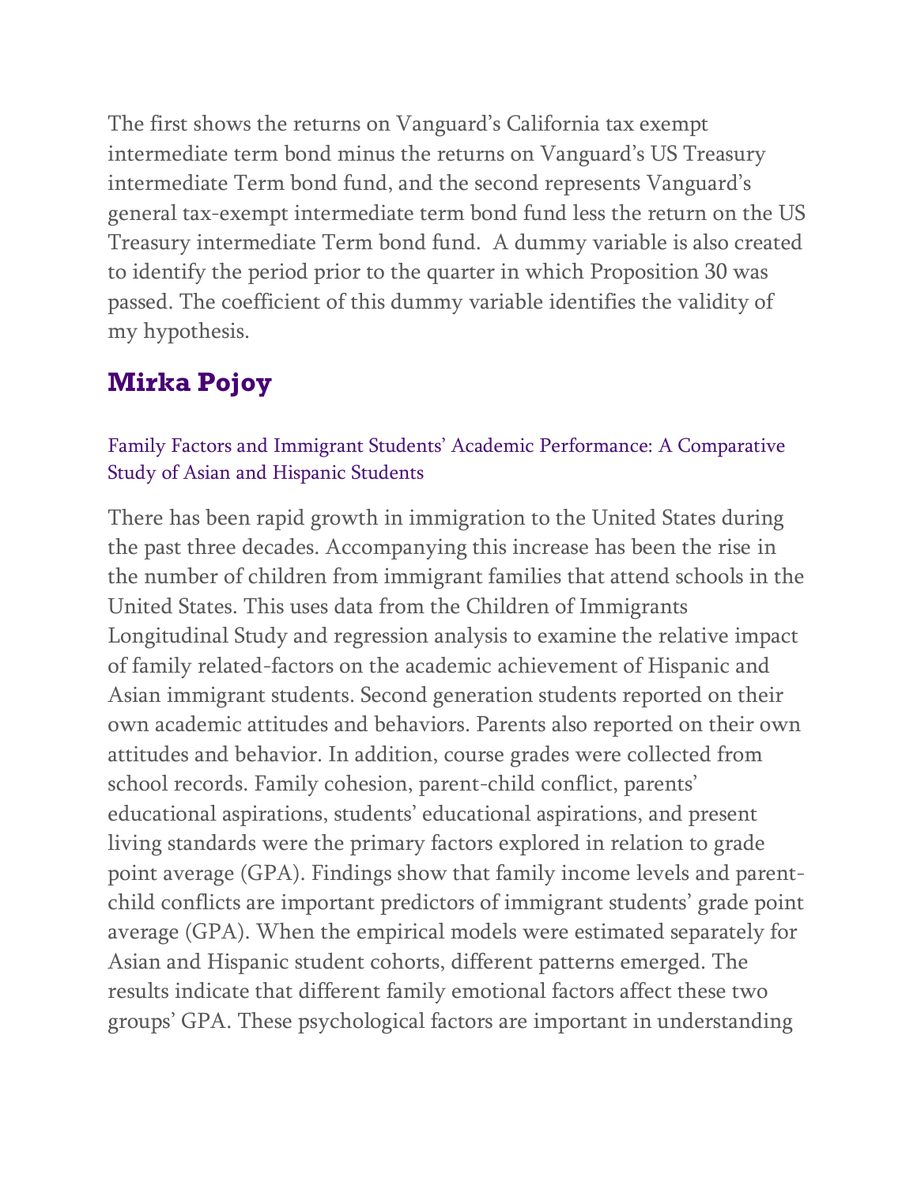The first shows the returns on Vanguard's California tax exempt intermediate term bond minus the returns on Vanguard's US Treasury intermediate Term bond fund, and the second represents Vanguard's general tax-exempt intermediate term bond fund less the return on the US Treasury intermediate Term bond fund. A dummy variable is also created to identify the period prior to the quarter in which Proposition 30 was passed. The coefficient of this dummy variable identifies the validity of my hypothesis.

## Mirka Pojoy

### Family Factors and Immigrant Students' Academic Performance: A Comparative Study of Asian and Hispanic Students

There has been rapid growth in immigration to the United States during the past three decades. Accompanying this increase has been the rise in the number of children from immigrant families that attend schools in the United States. This uses data from the Children of Immigrants Longitudinal Study and regression analysis to examine the relative impact of family related-factors on the academic achievement of Hispanic and Asian immigrant students. Second generation students reported on their own academic attitudes and behaviors. Parents also reported on their own attitudes and behavior. In addition, course grades were collected from school records. Family cohesion, parent-child conflict, parents' educational aspirations, students' educational aspirations, and present living standards were the primary factors explored in relation to grade point average (GPA). Findings show that family income levels and parent-child conflicts are important predictors of immigrant students' grade point average (GPA). When the empirical models were estimated separately for Asian and Hispanic student cohorts, different patterns emerged. The results indicate that different family emotional factors affect these two groups' GPA. These psychological factors are important in understanding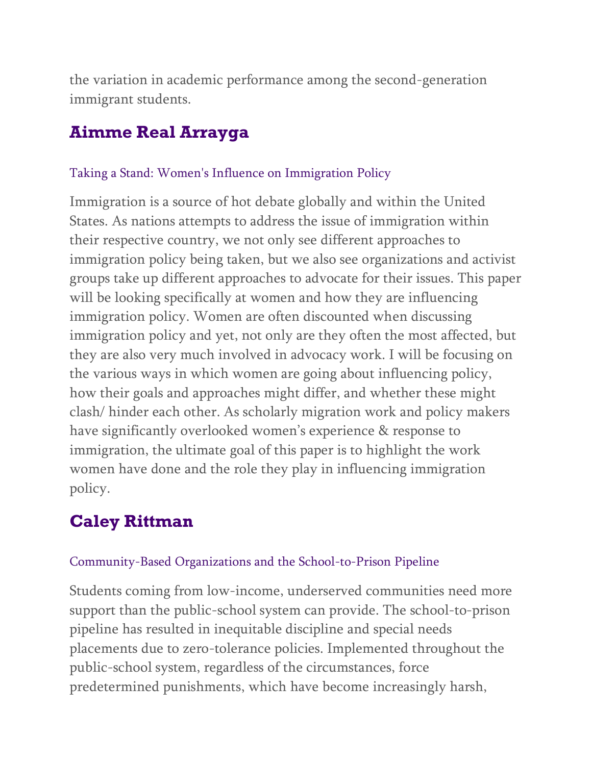the variation in academic performance among the second-generation immigrant students.

## Aimme Real Arrayga

### Taking a Stand: Women's Influence on Immigration Policy

Immigration is a source of hot debate globally and within the United States. As nations attempts to address the issue of immigration within their respective country, we not only see different approaches to immigration policy being taken, but we also see organizations and activist groups take up different approaches to advocate for their issues. This paper will be looking specifically at women and how they are influencing immigration policy. Women are often discounted when discussing immigration policy and yet, not only are they often the most affected, but they are also very much involved in advocacy work. I will be focusing on the various ways in which women are going about influencing policy, how their goals and approaches might differ, and whether these might clash/ hinder each other. As scholarly migration work and policy makers have significantly overlooked women's experience & response to immigration, the ultimate goal of this paper is to highlight the work women have done and the role they play in influencing immigration policy.

## Caley Rittman

### Community-Based Organizations and the School-to-Prison Pipeline

Students coming from low-income, underserved communities need more support than the public-school system can provide. The school-to-prison pipeline has resulted in inequitable discipline and special needs placements due to zero-tolerance policies. Implemented throughout the public-school system, regardless of the circumstances, force predetermined punishments, which have become increasingly harsh,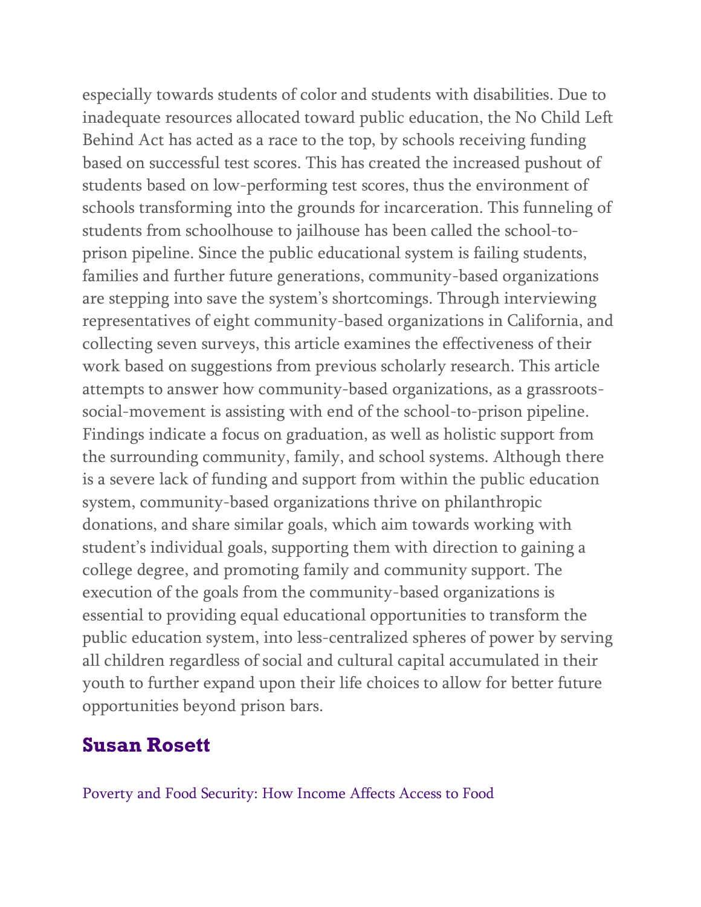especially towards students of color and students with disabilities. Due to inadequate resources allocated toward public education, the No Child Left Behind Act has acted as a race to the top, by schools receiving funding based on successful test scores. This has created the increased pushout of students based on low-performing test scores, thus the environment of schools transforming into the grounds for incarceration. This funneling of students from schoolhouse to jailhouse has been called the school-to-prison pipeline. Since the public educational system is failing students, families and further future generations, community-based organizations are stepping into save the system's shortcomings. Through interviewing representatives of eight community-based organizations in California, and collecting seven surveys, this article examines the effectiveness of their work based on suggestions from previous scholarly research. This article attempts to answer how community-based organizations, as a grassroots-social-movement is assisting with end of the school-to-prison pipeline. Findings indicate a focus on graduation, as well as holistic support from the surrounding community, family, and school systems. Although there is a severe lack of funding and support from within the public education system, community-based organizations thrive on philanthropic donations, and share similar goals, which aim towards working with student's individual goals, supporting them with direction to gaining a college degree, and promoting family and community support. The execution of the goals from the community-based organizations is essential to providing equal educational opportunities to transform the public education system, into less-centralized spheres of power by serving all children regardless of social and cultural capital accumulated in their youth to further expand upon their life choices to allow for better future opportunities beyond prison bars.

## Susan Rosett

Poverty and Food Security: How Income Affects Access to Food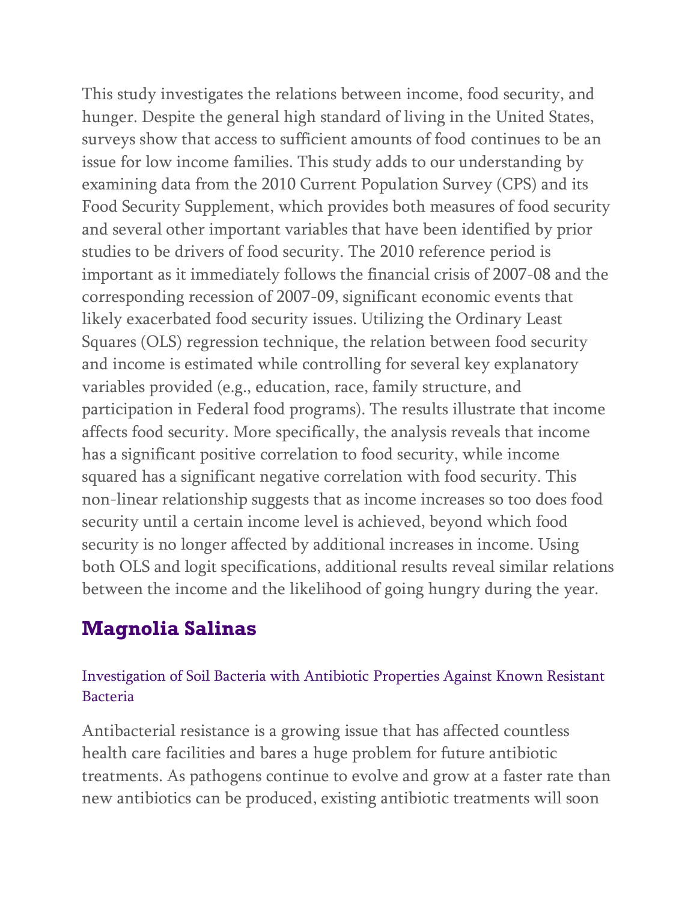This study investigates the relations between income, food security, and hunger. Despite the general high standard of living in the United States, surveys show that access to sufficient amounts of food continues to be an issue for low income families. This study adds to our understanding by examining data from the 2010 Current Population Survey (CPS) and its Food Security Supplement, which provides both measures of food security and several other important variables that have been identified by prior studies to be drivers of food security. The 2010 reference period is important as it immediately follows the financial crisis of 2007-08 and the corresponding recession of 2007-09, significant economic events that likely exacerbated food security issues. Utilizing the Ordinary Least Squares (OLS) regression technique, the relation between food security and income is estimated while controlling for several key explanatory variables provided (e.g., education, race, family structure, and participation in Federal food programs). The results illustrate that income affects food security. More specifically, the analysis reveals that income has a significant positive correlation to food security, while income squared has a significant negative correlation with food security. This non-linear relationship suggests that as income increases so too does food security until a certain income level is achieved, beyond which food security is no longer affected by additional increases in income. Using both OLS and logit specifications, additional results reveal similar relations between the income and the likelihood of going hungry during the year.

## Magnolia Salinas

### Investigation of Soil Bacteria with Antibiotic Properties Against Known Resistant Bacteria

Antibacterial resistance is a growing issue that has affected countless health care facilities and bares a huge problem for future antibiotic treatments. As pathogens continue to evolve and grow at a faster rate than new antibiotics can be produced, existing antibiotic treatments will soon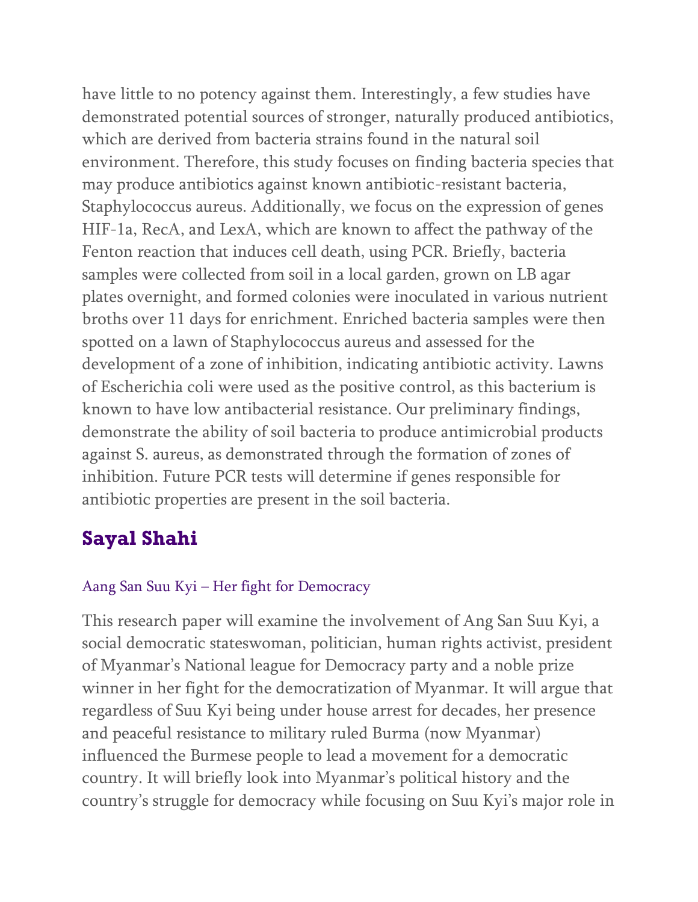have little to no potency against them. Interestingly, a few studies have demonstrated potential sources of stronger, naturally produced antibiotics, which are derived from bacteria strains found in the natural soil environment. Therefore, this study focuses on finding bacteria species that may produce antibiotics against known antibiotic-resistant bacteria, Staphylococcus aureus. Additionally, we focus on the expression of genes HIF-1a, RecA, and LexA, which are known to affect the pathway of the Fenton reaction that induces cell death, using PCR. Briefly, bacteria samples were collected from soil in a local garden, grown on LB agar plates overnight, and formed colonies were inoculated in various nutrient broths over 11 days for enrichment. Enriched bacteria samples were then spotted on a lawn of Staphylococcus aureus and assessed for the development of a zone of inhibition, indicating antibiotic activity. Lawns of Escherichia coli were used as the positive control, as this bacterium is known to have low antibacterial resistance. Our preliminary findings, demonstrate the ability of soil bacteria to produce antimicrobial products against S. aureus, as demonstrated through the formation of zones of inhibition. Future PCR tests will determine if genes responsible for antibiotic properties are present in the soil bacteria.

## Sayal Shahi

### Aang San Suu Kyi – Her fight for Democracy

This research paper will examine the involvement of Ang San Suu Kyi, a social democratic stateswoman, politician, human rights activist, president of Myanmar's National league for Democracy party and a noble prize winner in her fight for the democratization of Myanmar. It will argue that regardless of Suu Kyi being under house arrest for decades, her presence and peaceful resistance to military ruled Burma (now Myanmar) influenced the Burmese people to lead a movement for a democratic country. It will briefly look into Myanmar's political history and the country's struggle for democracy while focusing on Suu Kyi's major role in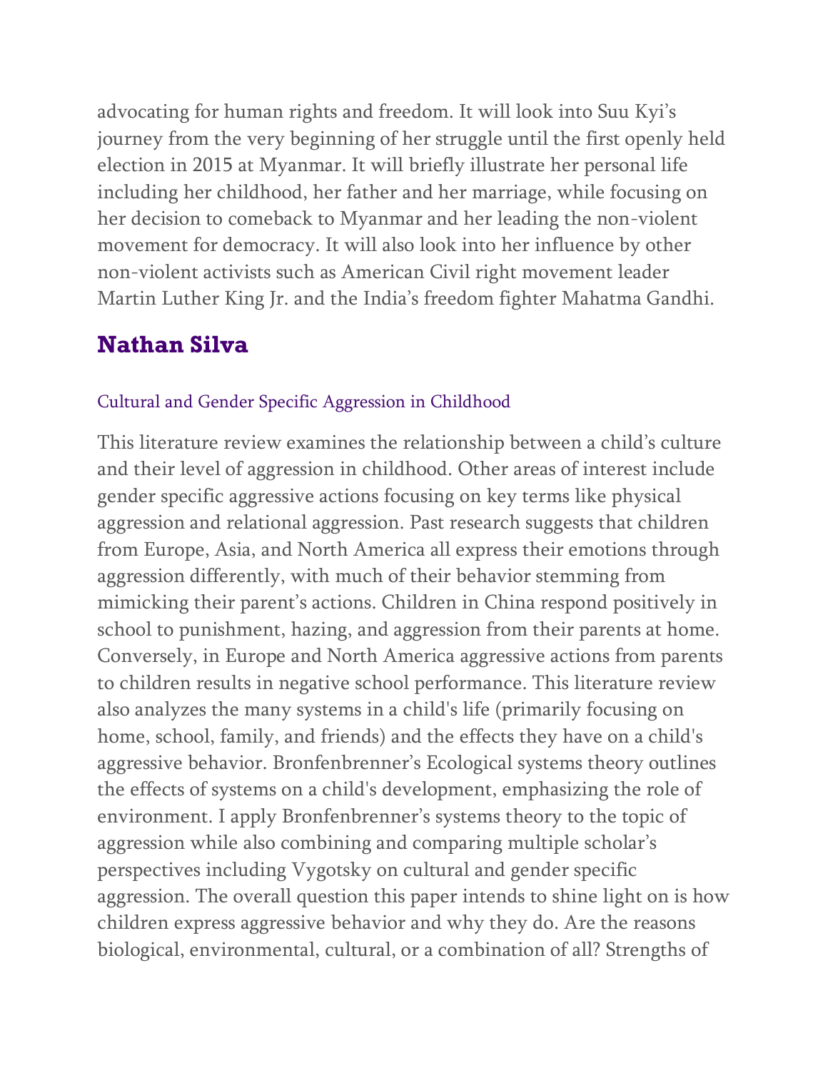advocating for human rights and freedom. It will look into Suu Kyi's journey from the very beginning of her struggle until the first openly held election in 2015 at Myanmar. It will briefly illustrate her personal life including her childhood, her father and her marriage, while focusing on her decision to comeback to Myanmar and her leading the non-violent movement for democracy. It will also look into her influence by other non-violent activists such as American Civil right movement leader Martin Luther King Jr. and the India's freedom fighter Mahatma Gandhi.

## Nathan Silva

### Cultural and Gender Specific Aggression in Childhood

This literature review examines the relationship between a child's culture and their level of aggression in childhood. Other areas of interest include gender specific aggressive actions focusing on key terms like physical aggression and relational aggression. Past research suggests that children from Europe, Asia, and North America all express their emotions through aggression differently, with much of their behavior stemming from mimicking their parent's actions. Children in China respond positively in school to punishment, hazing, and aggression from their parents at home. Conversely, in Europe and North America aggressive actions from parents to children results in negative school performance. This literature review also analyzes the many systems in a child's life (primarily focusing on home, school, family, and friends) and the effects they have on a child's aggressive behavior. Bronfenbrenner's Ecological systems theory outlines the effects of systems on a child's development, emphasizing the role of environment. I apply Bronfenbrenner's systems theory to the topic of aggression while also combining and comparing multiple scholar's perspectives including Vygotsky on cultural and gender specific aggression. The overall question this paper intends to shine light on is how children express aggressive behavior and why they do. Are the reasons biological, environmental, cultural, or a combination of all? Strengths of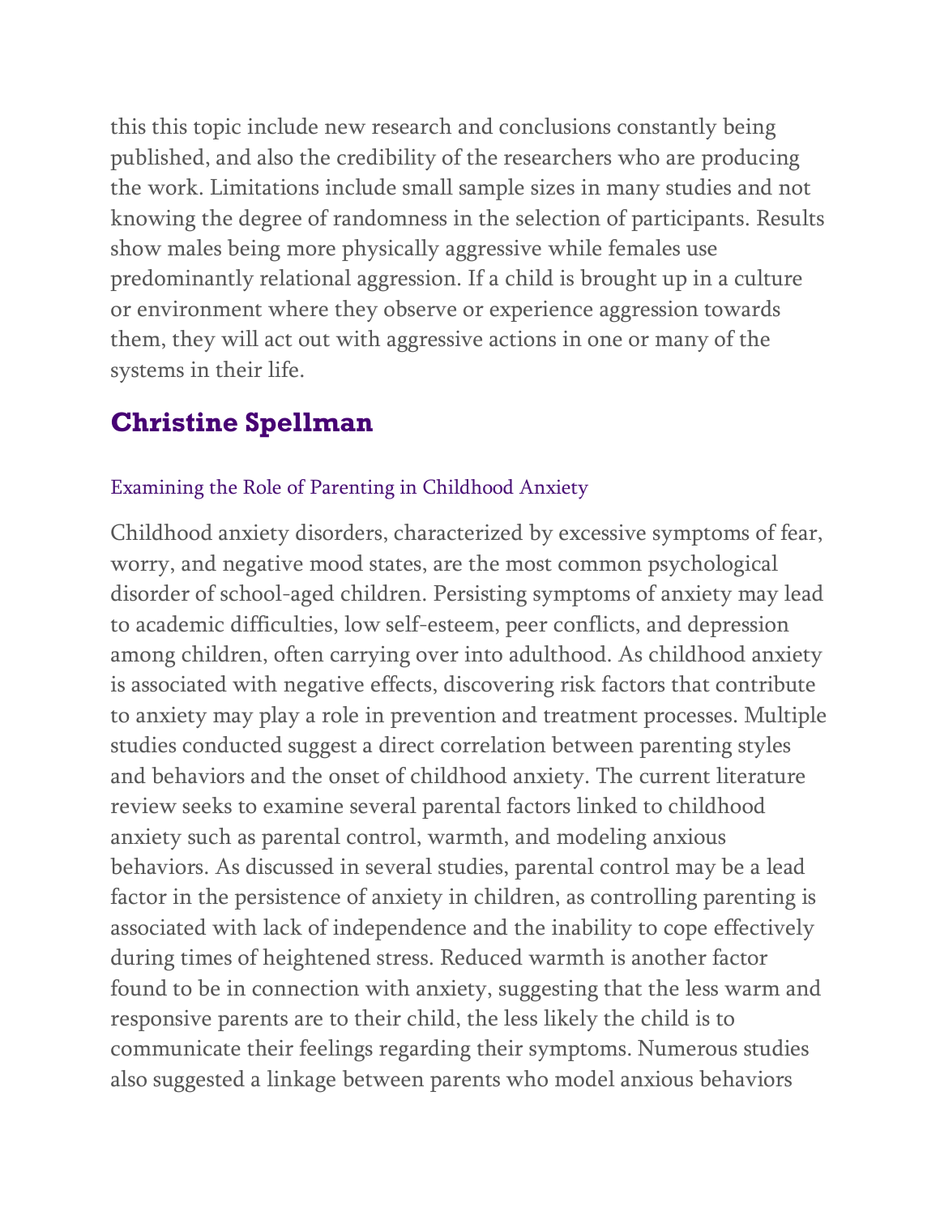this this topic include new research and conclusions constantly being published, and also the credibility of the researchers who are producing the work. Limitations include small sample sizes in many studies and not knowing the degree of randomness in the selection of participants. Results show males being more physically aggressive while females use predominantly relational aggression. If a child is brought up in a culture or environment where they observe or experience aggression towards them, they will act out with aggressive actions in one or many of the systems in their life.

## Christine Spellman

### Examining the Role of Parenting in Childhood Anxiety

Childhood anxiety disorders, characterized by excessive symptoms of fear, worry, and negative mood states, are the most common psychological disorder of school-aged children. Persisting symptoms of anxiety may lead to academic difficulties, low self-esteem, peer conflicts, and depression among children, often carrying over into adulthood. As childhood anxiety is associated with negative effects, discovering risk factors that contribute to anxiety may play a role in prevention and treatment processes. Multiple studies conducted suggest a direct correlation between parenting styles and behaviors and the onset of childhood anxiety. The current literature review seeks to examine several parental factors linked to childhood anxiety such as parental control, warmth, and modeling anxious behaviors. As discussed in several studies, parental control may be a lead factor in the persistence of anxiety in children, as controlling parenting is associated with lack of independence and the inability to cope effectively during times of heightened stress. Reduced warmth is another factor found to be in connection with anxiety, suggesting that the less warm and responsive parents are to their child, the less likely the child is to communicate their feelings regarding their symptoms. Numerous studies also suggested a linkage between parents who model anxious behaviors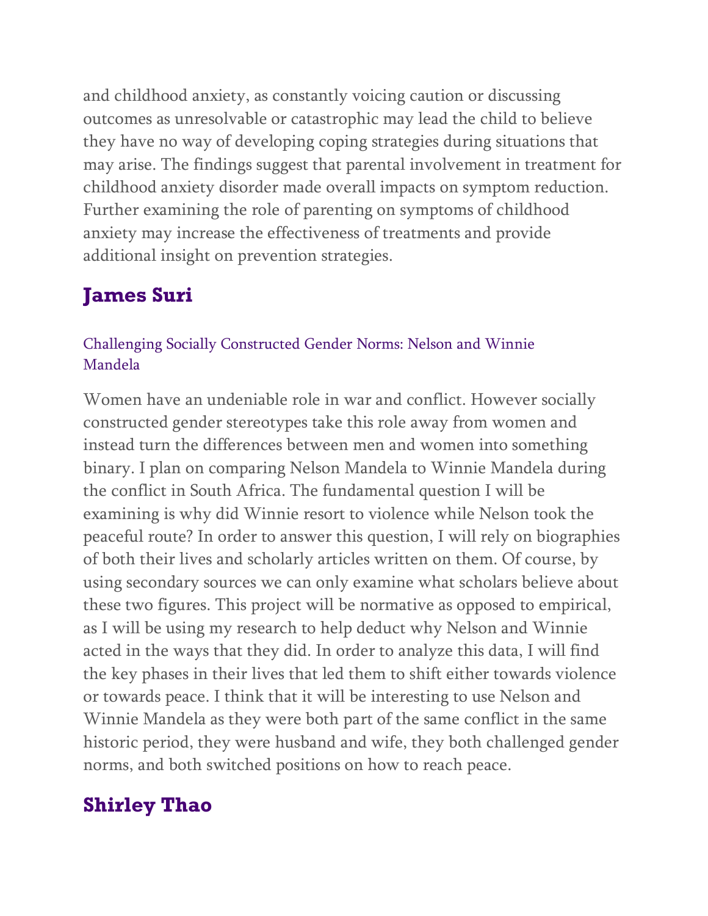and childhood anxiety, as constantly voicing caution or discussing outcomes as unresolvable or catastrophic may lead the child to believe they have no way of developing coping strategies during situations that may arise. The findings suggest that parental involvement in treatment for childhood anxiety disorder made overall impacts on symptom reduction. Further examining the role of parenting on symptoms of childhood anxiety may increase the effectiveness of treatments and provide additional insight on prevention strategies.

## James Suri

### Challenging Socially Constructed Gender Norms: Nelson and Winnie Mandela

Women have an undeniable role in war and conflict. However socially constructed gender stereotypes take this role away from women and instead turn the differences between men and women into something binary. I plan on comparing Nelson Mandela to Winnie Mandela during the conflict in South Africa. The fundamental question I will be examining is why did Winnie resort to violence while Nelson took the peaceful route? In order to answer this question, I will rely on biographies of both their lives and scholarly articles written on them. Of course, by using secondary sources we can only examine what scholars believe about these two figures. This project will be normative as opposed to empirical, as I will be using my research to help deduct why Nelson and Winnie acted in the ways that they did. In order to analyze this data, I will find the key phases in their lives that led them to shift either towards violence or towards peace. I think that it will be interesting to use Nelson and Winnie Mandela as they were both part of the same conflict in the same historic period, they were husband and wife, they both challenged gender norms, and both switched positions on how to reach peace.

## Shirley Thao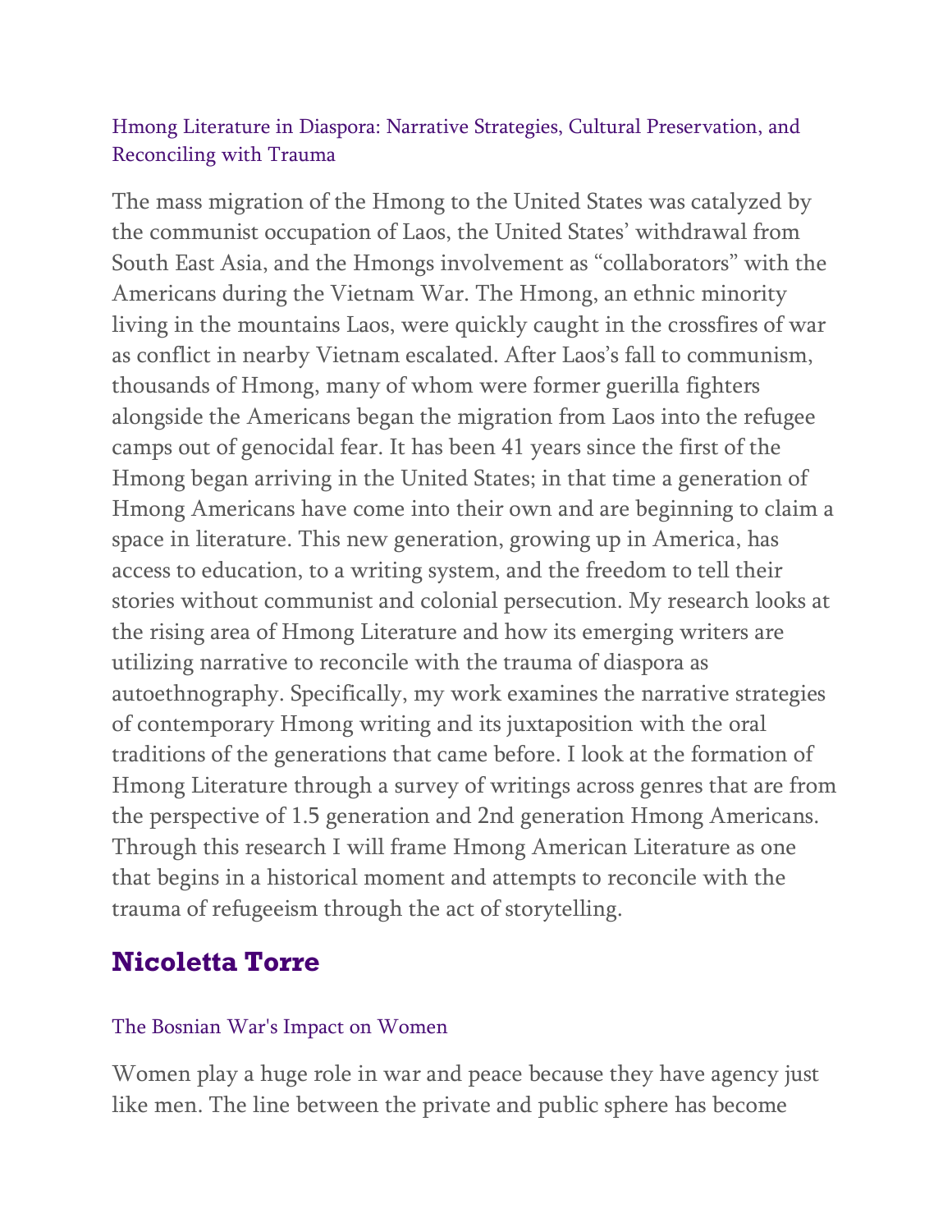### Hmong Literature in Diaspora: Narrative Strategies, Cultural Preservation, and Reconciling with Trauma

The mass migration of the Hmong to the United States was catalyzed by the communist occupation of Laos, the United States' withdrawal from South East Asia, and the Hmongs involvement as "collaborators" with the Americans during the Vietnam War. The Hmong, an ethnic minority living in the mountains Laos, were quickly caught in the crossfires of war as conflict in nearby Vietnam escalated. After Laos's fall to communism, thousands of Hmong, many of whom were former guerilla fighters alongside the Americans began the migration from Laos into the refugee camps out of genocidal fear. It has been 41 years since the first of the Hmong began arriving in the United States; in that time a generation of Hmong Americans have come into their own and are beginning to claim a space in literature. This new generation, growing up in America, has access to education, to a writing system, and the freedom to tell their stories without communist and colonial persecution. My research looks at the rising area of Hmong Literature and how its emerging writers are utilizing narrative to reconcile with the trauma of diaspora as autoethnography. Specifically, my work examines the narrative strategies of contemporary Hmong writing and its juxtaposition with the oral traditions of the generations that came before. I look at the formation of Hmong Literature through a survey of writings across genres that are from the perspective of 1.5 generation and 2nd generation Hmong Americans. Through this research I will frame Hmong American Literature as one that begins in a historical moment and attempts to reconcile with the trauma of refugeeism through the act of storytelling.

## Nicoletta Torre

### The Bosnian War's Impact on Women

Women play a huge role in war and peace because they have agency just like men. The line between the private and public sphere has become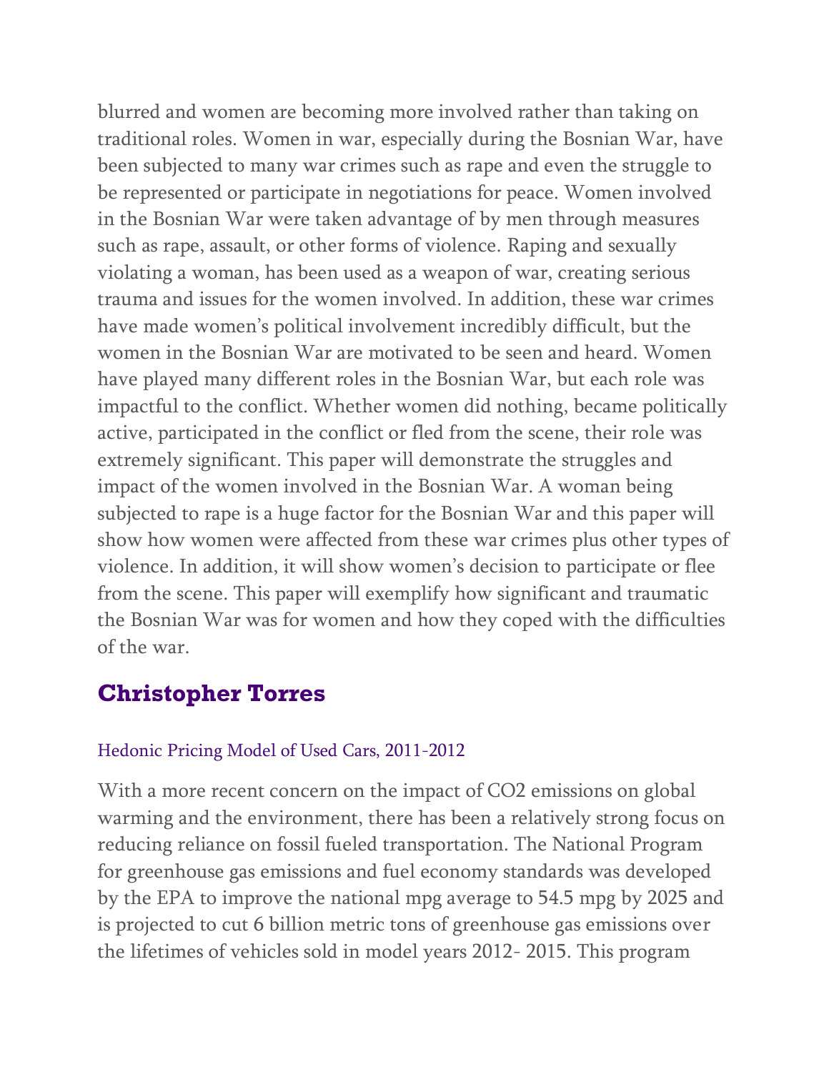blurred and women are becoming more involved rather than taking on traditional roles. Women in war, especially during the Bosnian War, have been subjected to many war crimes such as rape and even the struggle to be represented or participate in negotiations for peace. Women involved in the Bosnian War were taken advantage of by men through measures such as rape, assault, or other forms of violence. Raping and sexually violating a woman, has been used as a weapon of war, creating serious trauma and issues for the women involved. In addition, these war crimes have made women's political involvement incredibly difficult, but the women in the Bosnian War are motivated to be seen and heard. Women have played many different roles in the Bosnian War, but each role was impactful to the conflict. Whether women did nothing, became politically active, participated in the conflict or fled from the scene, their role was extremely significant. This paper will demonstrate the struggles and impact of the women involved in the Bosnian War. A woman being subjected to rape is a huge factor for the Bosnian War and this paper will show how women were affected from these war crimes plus other types of violence. In addition, it will show women's decision to participate or flee from the scene. This paper will exemplify how significant and traumatic the Bosnian War was for women and how they coped with the difficulties of the war.

## Christopher Torres

### Hedonic Pricing Model of Used Cars, 2011-2012

With a more recent concern on the impact of $CO_2$ emissions on global warming and the environment, there has been a relatively strong focus on reducing reliance on fossil fueled transportation. The National Program for greenhouse gas emissions and fuel economy standards was developed by the EPA to improve the national mpg average to 54.5 mpg by 2025 and is projected to cut 6 billion metric tons of greenhouse gas emissions over the lifetimes of vehicles sold in model years 2012- 2015. This program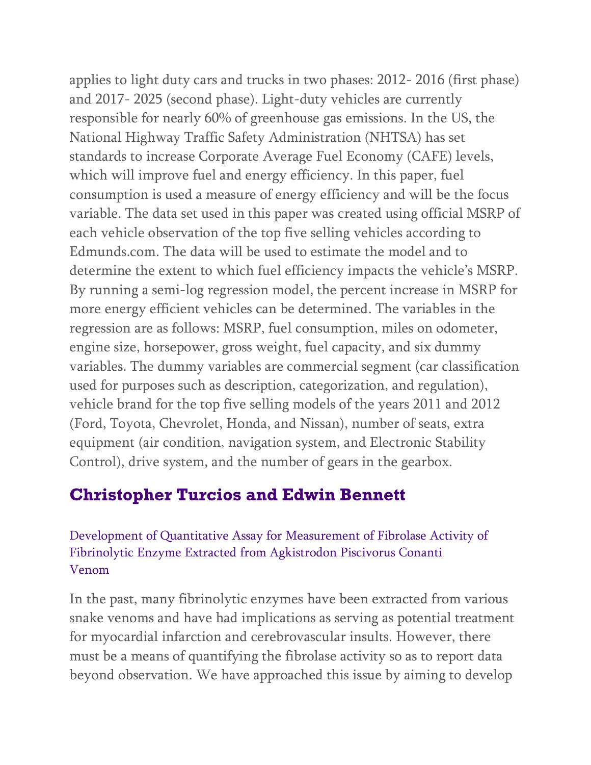applies to light duty cars and trucks in two phases: 2012- 2016 (first phase) and 2017- 2025 (second phase). Light-duty vehicles are currently responsible for nearly 60% of greenhouse gas emissions. In the US, the National Highway Traffic Safety Administration (NHTSA) has set standards to increase Corporate Average Fuel Economy (CAFE) levels, which will improve fuel and energy efficiency. In this paper, fuel consumption is used a measure of energy efficiency and will be the focus variable. The data set used in this paper was created using official MSRP of each vehicle observation of the top five selling vehicles according to Edmunds.com. The data will be used to estimate the model and to determine the extent to which fuel efficiency impacts the vehicle's MSRP. By running a semi-log regression model, the percent increase in MSRP for more energy efficient vehicles can be determined. The variables in the regression are as follows: MSRP, fuel consumption, miles on odometer, engine size, horsepower, gross weight, fuel capacity, and six dummy variables. The dummy variables are commercial segment (car classification used for purposes such as description, categorization, and regulation), vehicle brand for the top five selling models of the years 2011 and 2012 (Ford, Toyota, Chevrolet, Honda, and Nissan), number of seats, extra equipment (air condition, navigation system, and Electronic Stability Control), drive system, and the number of gears in the gearbox.

## Christopher Turcios and Edwin Bennett

### Development of Quantitative Assay for Measurement of Fibrolase Activity of Fibrinolytic Enzyme Extracted from Agkistrodon Piscivorus Conanti Venom

In the past, many fibrinolytic enzymes have been extracted from various snake venoms and have had implications as serving as potential treatment for myocardial infarction and cerebrovascular insults. However, there must be a means of quantifying the fibrolase activity so as to report data beyond observation. We have approached this issue by aiming to develop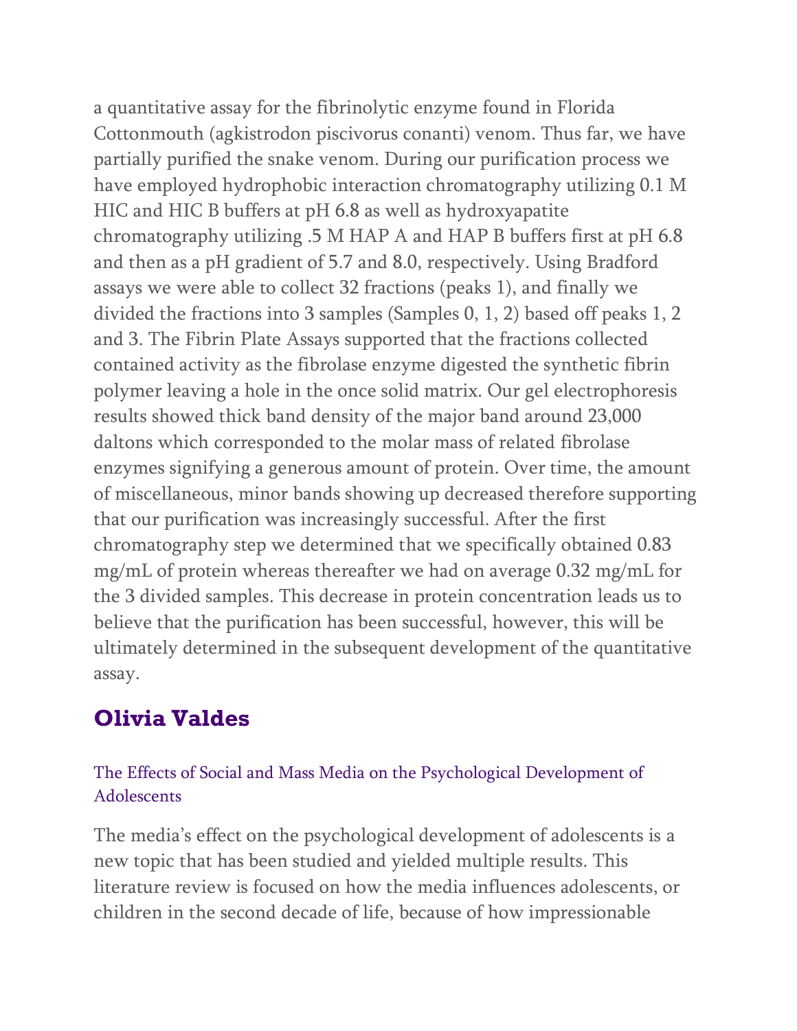a quantitative assay for the fibrinolytic enzyme found in Florida Cottonmouth (agkistrodon piscivorus conanti) venom. Thus far, we have partially purified the snake venom. During our purification process we have employed hydrophobic interaction chromatography utilizing 0.1 M HIC and HIC B buffers at pH 6.8 as well as hydroxyapatite chromatography utilizing .5 M HAP A and HAP B buffers first at pH 6.8 and then as a pH gradient of 5.7 and 8.0, respectively. Using Bradford assays we were able to collect 32 fractions (peaks 1), and finally we divided the fractions into 3 samples (Samples 0, 1, 2) based off peaks 1, 2 and 3. The Fibrin Plate Assays supported that the fractions collected contained activity as the fibrolase enzyme digested the synthetic fibrin polymer leaving a hole in the once solid matrix. Our gel electrophoresis results showed thick band density of the major band around 23,000 daltons which corresponded to the molar mass of related fibrolase enzymes signifying a generous amount of protein. Over time, the amount of miscellaneous, minor bands showing up decreased therefore supporting that our purification was increasingly successful. After the first chromatography step we determined that we specifically obtained 0.83 mg/mL of protein whereas thereafter we had on average 0.32 mg/mL for the 3 divided samples. This decrease in protein concentration leads us to believe that the purification has been successful, however, this will be ultimately determined in the subsequent development of the quantitative assay.

## Olivia Valdes

### The Effects of Social and Mass Media on the Psychological Development of Adolescents

The media's effect on the psychological development of adolescents is a new topic that has been studied and yielded multiple results. This literature review is focused on how the media influences adolescents, or children in the second decade of life, because of how impressionable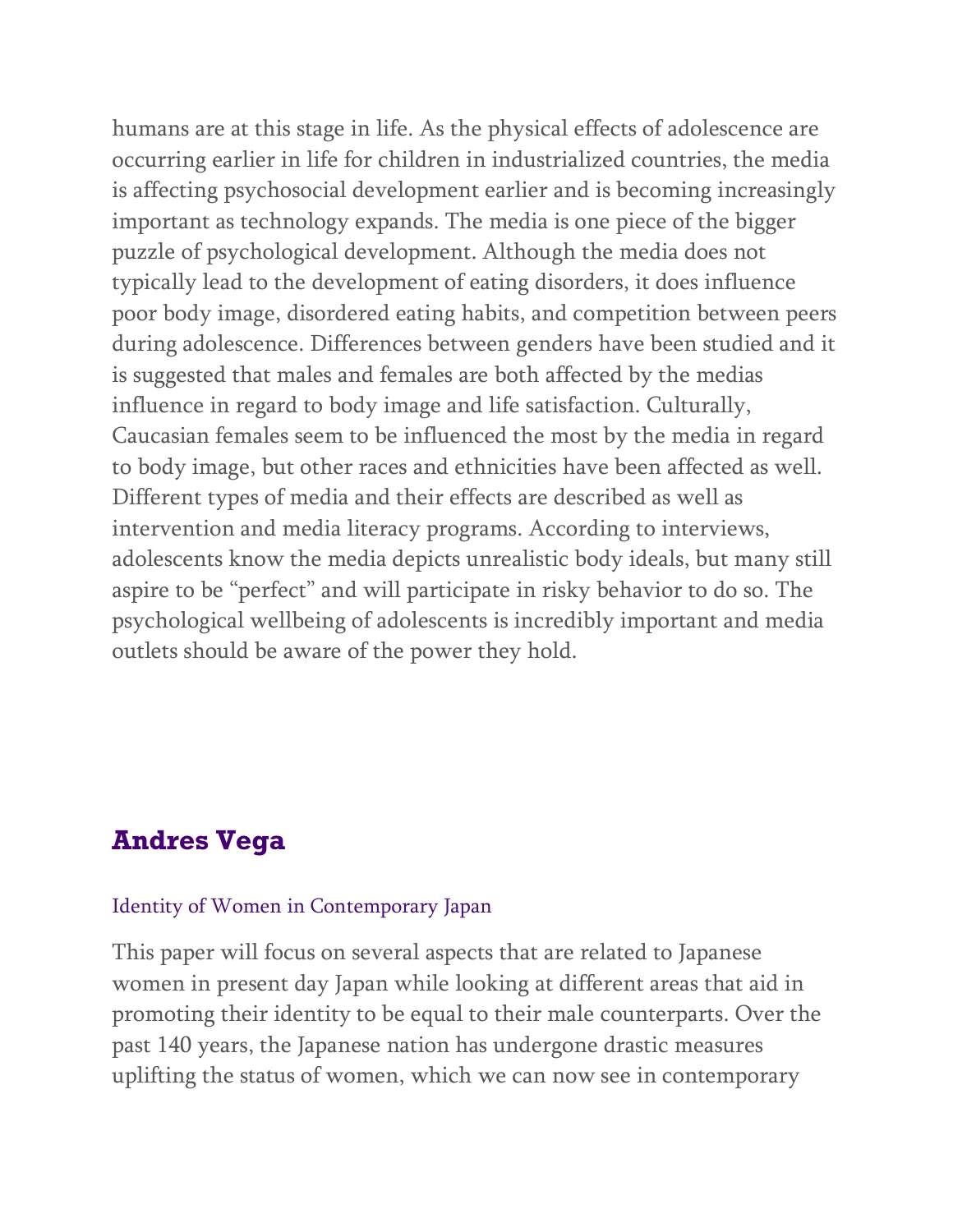humans are at this stage in life. As the physical effects of adolescence are occurring earlier in life for children in industrialized countries, the media is affecting psychosocial development earlier and is becoming increasingly important as technology expands. The media is one piece of the bigger puzzle of psychological development. Although the media does not typically lead to the development of eating disorders, it does influence poor body image, disordered eating habits, and competition between peers during adolescence. Differences between genders have been studied and it is suggested that males and females are both affected by the medias influence in regard to body image and life satisfaction. Culturally, Caucasian females seem to be influenced the most by the media in regard to body image, but other races and ethnicities have been affected as well. Different types of media and their effects are described as well as intervention and media literacy programs. According to interviews, adolescents know the media depicts unrealistic body ideals, but many still aspire to be "perfect" and will participate in risky behavior to do so. The psychological wellbeing of adolescents is incredibly important and media outlets should be aware of the power they hold.

## Andres Vega

Identity of Women in Contemporary Japan

This paper will focus on several aspects that are related to Japanese women in present day Japan while looking at different areas that aid in promoting their identity to be equal to their male counterparts. Over the past 140 years, the Japanese nation has undergone drastic measures uplifting the status of women, which we can now see in contemporary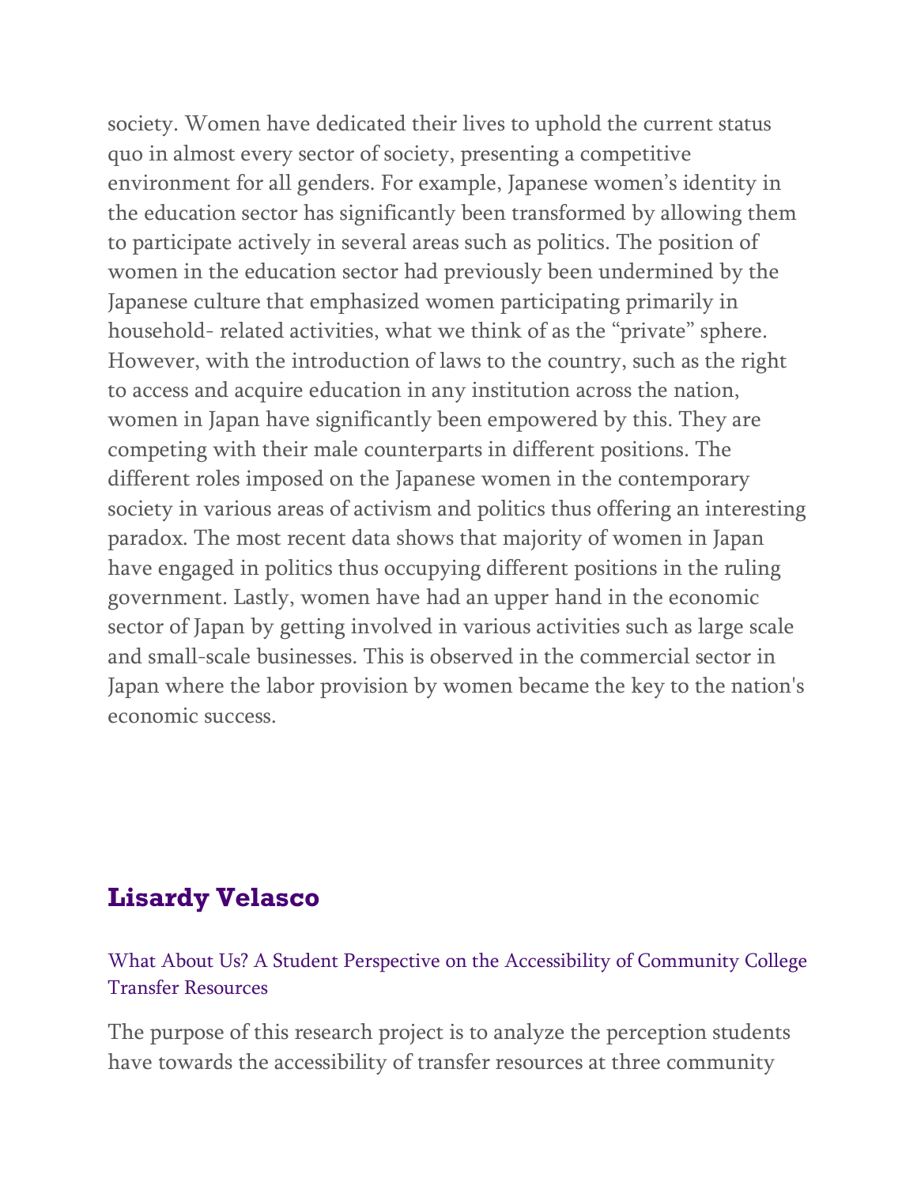society. Women have dedicated their lives to uphold the current status quo in almost every sector of society, presenting a competitive environment for all genders. For example, Japanese women's identity in the education sector has significantly been transformed by allowing them to participate actively in several areas such as politics. The position of women in the education sector had previously been undermined by the Japanese culture that emphasized women participating primarily in household- related activities, what we think of as the "private" sphere. However, with the introduction of laws to the country, such as the right to access and acquire education in any institution across the nation, women in Japan have significantly been empowered by this. They are competing with their male counterparts in different positions. The different roles imposed on the Japanese women in the contemporary society in various areas of activism and politics thus offering an interesting paradox. The most recent data shows that majority of women in Japan have engaged in politics thus occupying different positions in the ruling government. Lastly, women have had an upper hand in the economic sector of Japan by getting involved in various activities such as large scale and small-scale businesses. This is observed in the commercial sector in Japan where the labor provision by women became the key to the nation's economic success.

## Lisardy Velasco

What About Us? A Student Perspective on the Accessibility of Community College Transfer Resources

The purpose of this research project is to analyze the perception students have towards the accessibility of transfer resources at three community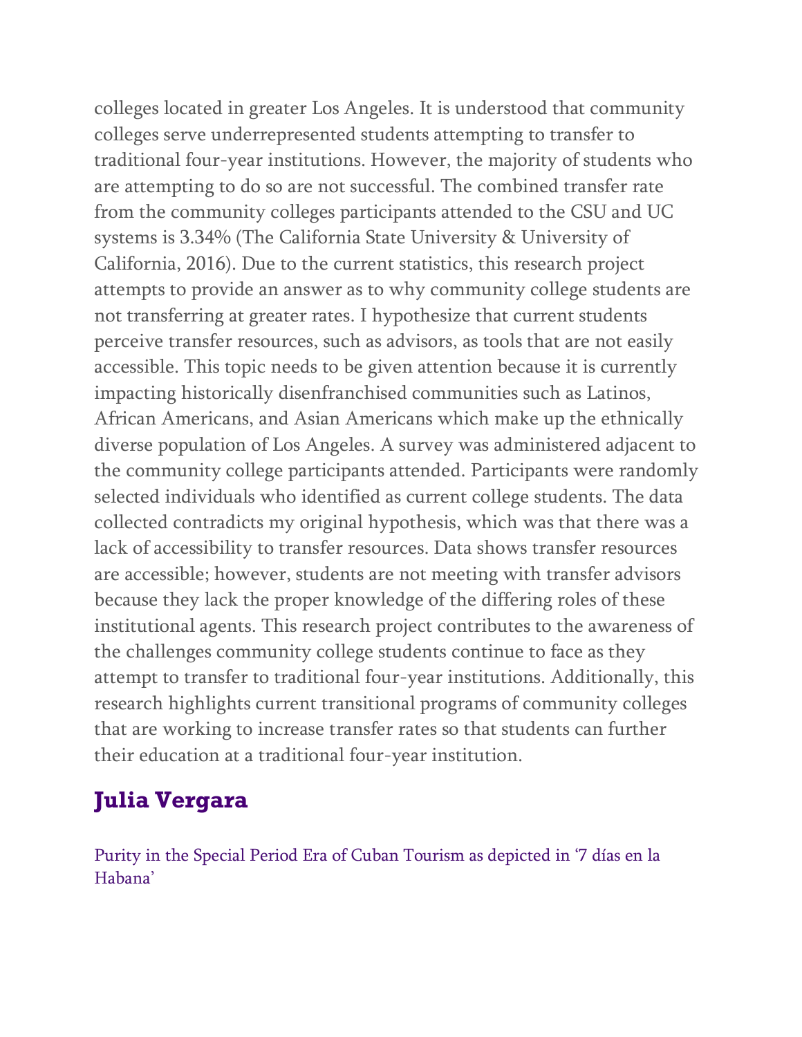colleges located in greater Los Angeles. It is understood that community colleges serve underrepresented students attempting to transfer to traditional four-year institutions. However, the majority of students who are attempting to do so are not successful. The combined transfer rate from the community colleges participants attended to the CSU and UC systems is 3.34% (The California State University & University of California, 2016). Due to the current statistics, this research project attempts to provide an answer as to why community college students are not transferring at greater rates. I hypothesize that current students perceive transfer resources, such as advisors, as tools that are not easily accessible. This topic needs to be given attention because it is currently impacting historically disenfranchised communities such as Latinos, African Americans, and Asian Americans which make up the ethnically diverse population of Los Angeles. A survey was administered adjacent to the community college participants attended. Participants were randomly selected individuals who identified as current college students. The data collected contradicts my original hypothesis, which was that there was a lack of accessibility to transfer resources. Data shows transfer resources are accessible; however, students are not meeting with transfer advisors because they lack the proper knowledge of the differing roles of these institutional agents. This research project contributes to the awareness of the challenges community college students continue to face as they attempt to transfer to traditional four-year institutions. Additionally, this research highlights current transitional programs of community colleges that are working to increase transfer rates so that students can further their education at a traditional four-year institution.

## Julia Vergara

Purity in the Special Period Era of Cuban Tourism as depicted in '7 días en la Habana'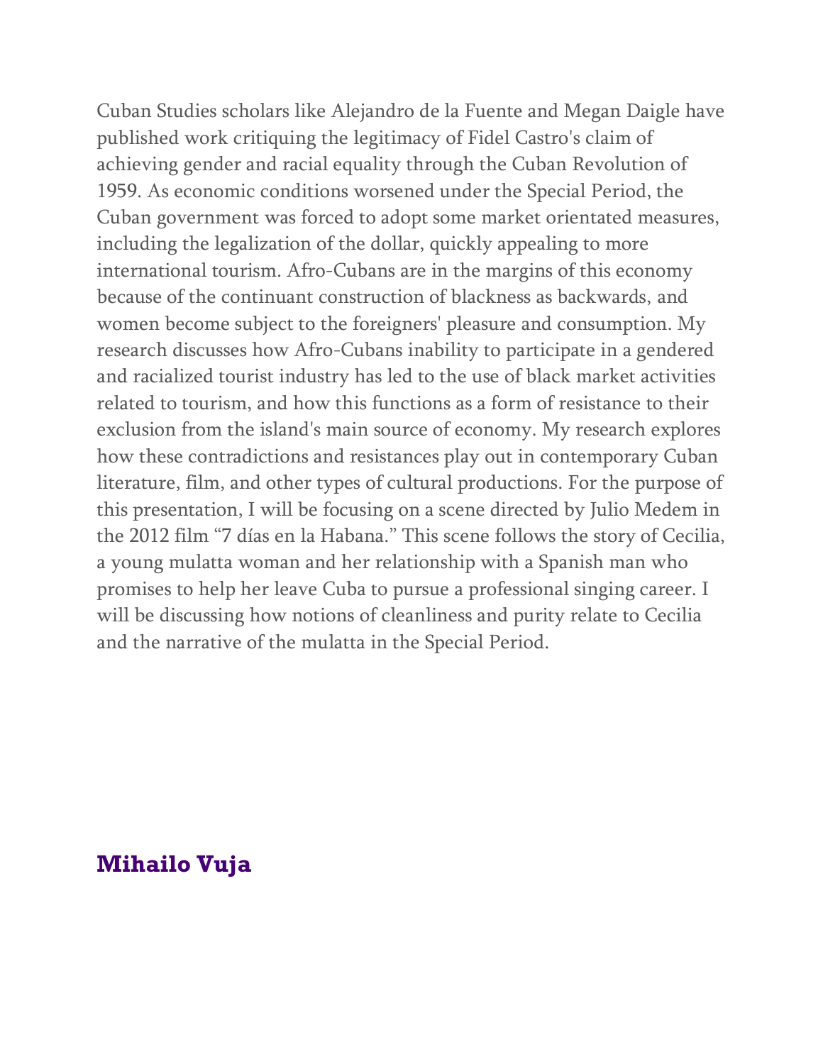Cuban Studies scholars like Alejandro de la Fuente and Megan Daigle have published work critiquing the legitimacy of Fidel Castro's claim of achieving gender and racial equality through the Cuban Revolution of 1959. As economic conditions worsened under the Special Period, the Cuban government was forced to adopt some market orientated measures, including the legalization of the dollar, quickly appealing to more international tourism. Afro-Cubans are in the margins of this economy because of the continuant construction of blackness as backwards, and women become subject to the foreigners' pleasure and consumption. My research discusses how Afro-Cubans inability to participate in a gendered and racialized tourist industry has led to the use of black market activities related to tourism, and how this functions as a form of resistance to their exclusion from the island's main source of economy. My research explores how these contradictions and resistances play out in contemporary Cuban literature, film, and other types of cultural productions. For the purpose of this presentation, I will be focusing on a scene directed by Julio Medem in the 2012 film "7 días en la Habana." This scene follows the story of Cecilia, a young mulatta woman and her relationship with a Spanish man who promises to help her leave Cuba to pursue a professional singing career. I will be discussing how notions of cleanliness and purity relate to Cecilia and the narrative of the mulatta in the Special Period.

## Mihailo Vuja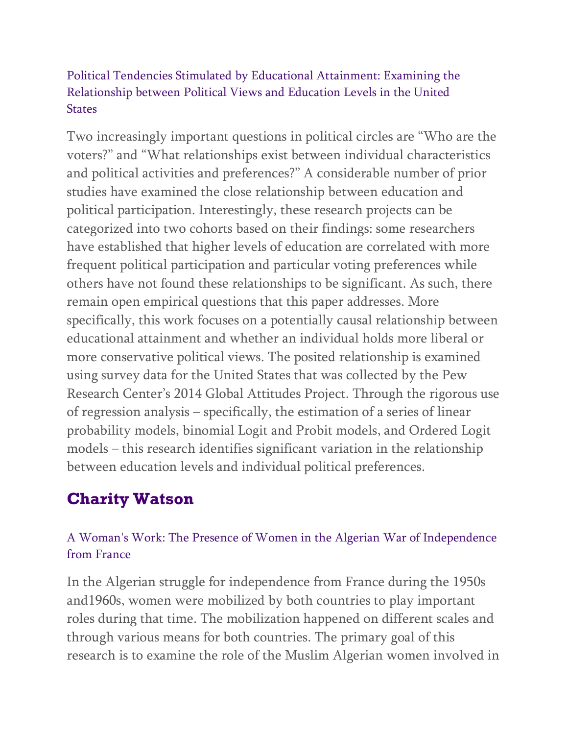### Political Tendencies Stimulated by Educational Attainment: Examining the Relationship between Political Views and Education Levels in the United States

Two increasingly important questions in political circles are "Who are the voters?" and "What relationships exist between individual characteristics and political activities and preferences?" A considerable number of prior studies have examined the close relationship between education and political participation. Interestingly, these research projects can be categorized into two cohorts based on their findings: some researchers have established that higher levels of education are correlated with more frequent political participation and particular voting preferences while others have not found these relationships to be significant. As such, there remain open empirical questions that this paper addresses. More specifically, this work focuses on a potentially causal relationship between educational attainment and whether an individual holds more liberal or more conservative political views. The posited relationship is examined using survey data for the United States that was collected by the Pew Research Center's 2014 Global Attitudes Project. Through the rigorous use of regression analysis – specifically, the estimation of a series of linear probability models, binomial Logit and Probit models, and Ordered Logit models – this research identifies significant variation in the relationship between education levels and individual political preferences.

## Charity Watson

### A Woman's Work: The Presence of Women in the Algerian War of Independence from France

In the Algerian struggle for independence from France during the 1950s and1960s, women were mobilized by both countries to play important roles during that time. The mobilization happened on different scales and through various means for both countries. The primary goal of this research is to examine the role of the Muslim Algerian women involved in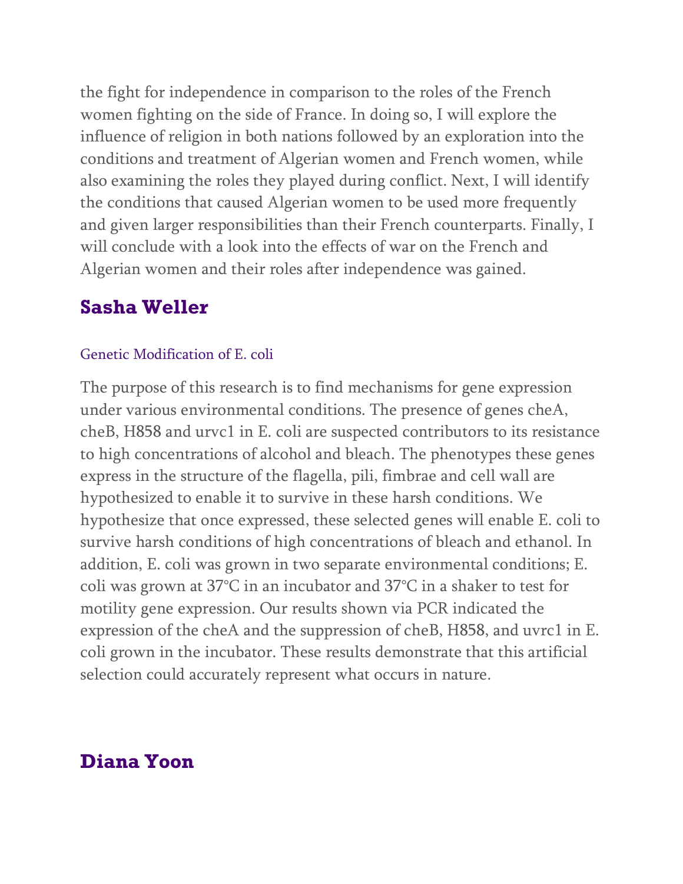the fight for independence in comparison to the roles of the French women fighting on the side of France. In doing so, I will explore the influence of religion in both nations followed by an exploration into the conditions and treatment of Algerian women and French women, while also examining the roles they played during conflict. Next, I will identify the conditions that caused Algerian women to be used more frequently and given larger responsibilities than their French counterparts. Finally, I will conclude with a look into the effects of war on the French and Algerian women and their roles after independence was gained.

## Sasha Weller

Genetic Modification of E. coli

The purpose of this research is to find mechanisms for gene expression under various environmental conditions. The presence of genes cheA, cheB, H858 and urvc1 in E. coli are suspected contributors to its resistance to high concentrations of alcohol and bleach. The phenotypes these genes express in the structure of the flagella, pili, fimbrae and cell wall are hypothesized to enable it to survive in these harsh conditions. We hypothesize that once expressed, these selected genes will enable E. coli to survive harsh conditions of high concentrations of bleach and ethanol. In addition, E. coli was grown in two separate environmental conditions; E. coli was grown at 37°C in an incubator and 37°C in a shaker to test for motility gene expression. Our results shown via PCR indicated the expression of the cheA and the suppression of cheB, H858, and uvrc1 in E. coli grown in the incubator. These results demonstrate that this artificial selection could accurately represent what occurs in nature.

## Diana Yoon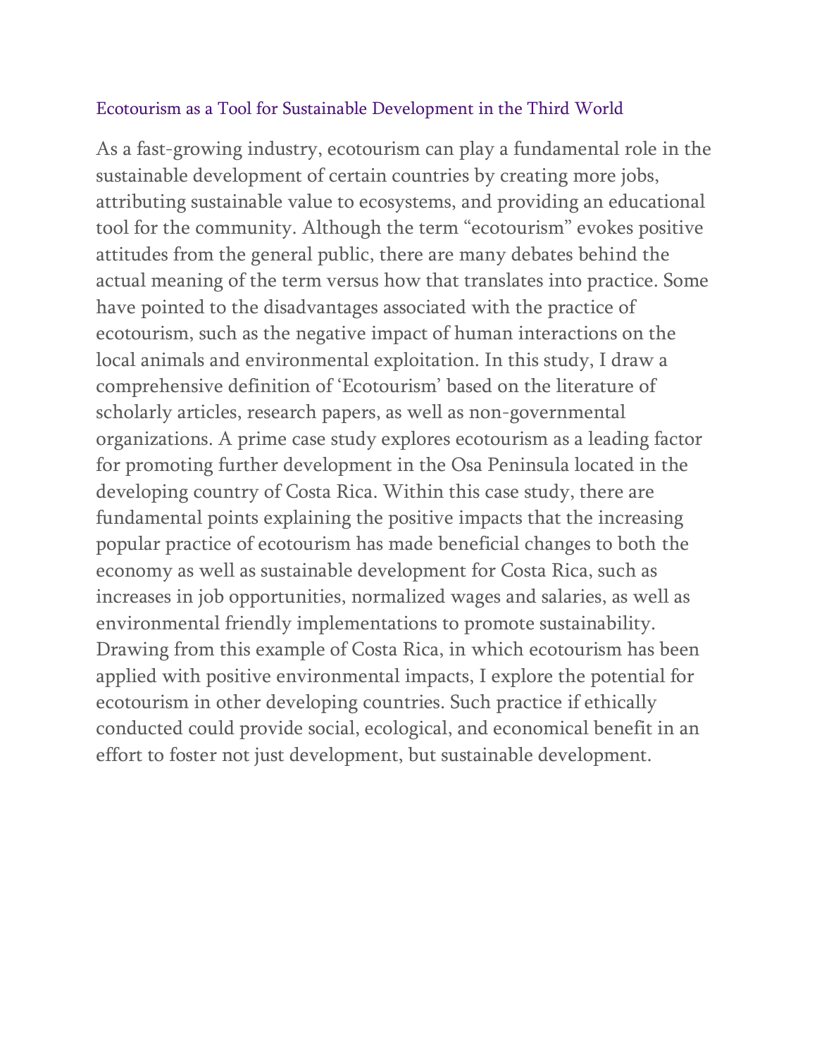## Ecotourism as a Tool for Sustainable Development in the Third World

As a fast-growing industry, ecotourism can play a fundamental role in the sustainable development of certain countries by creating more jobs, attributing sustainable value to ecosystems, and providing an educational tool for the community. Although the term "ecotourism" evokes positive attitudes from the general public, there are many debates behind the actual meaning of the term versus how that translates into practice. Some have pointed to the disadvantages associated with the practice of ecotourism, such as the negative impact of human interactions on the local animals and environmental exploitation. In this study, I draw a comprehensive definition of 'Ecotourism' based on the literature of scholarly articles, research papers, as well as non-governmental organizations. A prime case study explores ecotourism as a leading factor for promoting further development in the Osa Peninsula located in the developing country of Costa Rica. Within this case study, there are fundamental points explaining the positive impacts that the increasing popular practice of ecotourism has made beneficial changes to both the economy as well as sustainable development for Costa Rica, such as increases in job opportunities, normalized wages and salaries, as well as environmental friendly implementations to promote sustainability. Drawing from this example of Costa Rica, in which ecotourism has been applied with positive environmental impacts, I explore the potential for ecotourism in other developing countries. Such practice if ethically conducted could provide social, ecological, and economical benefit in an effort to foster not just development, but sustainable development.